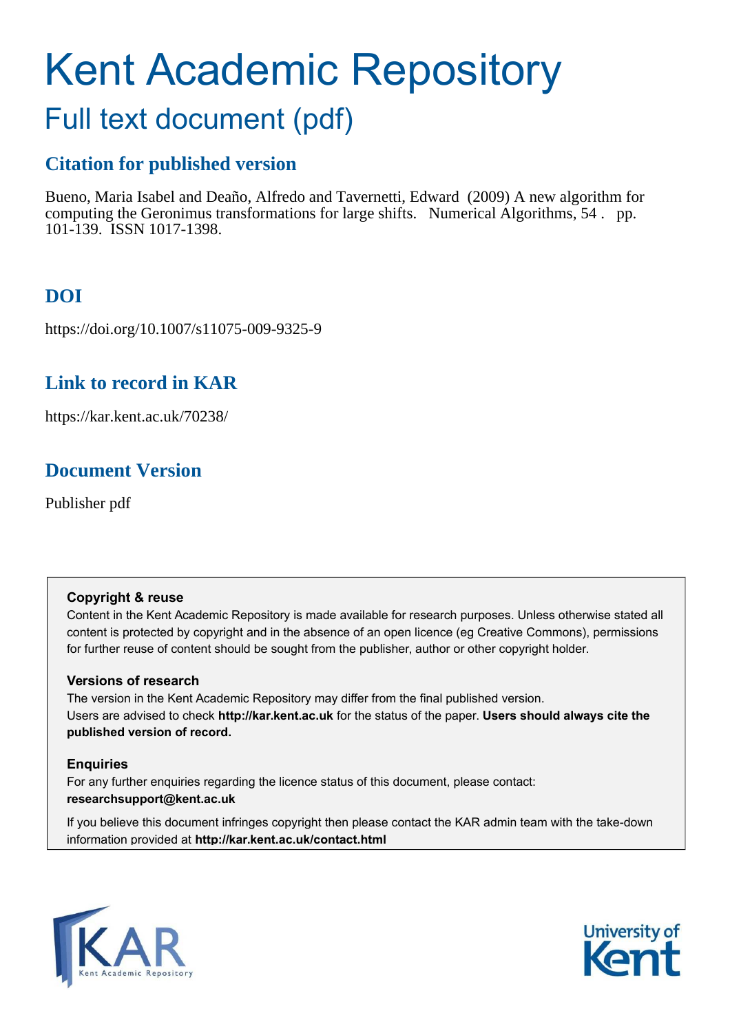# Kent Academic Repository

## Full text document (pdf)

### Citation for published version

Bueno, Maria Isabel and Deaño, Alfredo and Tavernetti, Edward (2009) A new algorithm for computing the Geronimus transformations for large shifts. Numerical Algorithms, 54 . pp. 101-139. ISSN 1017-1398.

### DOI

https://doi.org/10.1007/s11075-009-9325-9

### Link to record in KAR

https://kar.kent.ac.uk/70238/

### Document Version

Publisher pdf

**Copyright & reuse**

Content in the Kent Academic Repository is made available for research purposes. Unless otherwise stated all content is protected by copyright and in the absence of an open licence (eg Creative Commons), permissions for further reuse of content should be sought from the publisher, author or other copyright holder.

**Versions of research**

The version in the Kent Academic Repository may differ from the final published version. Users are advised to check **http://kar.kent.ac.uk** for the status of the paper. **Users should always cite the published version of record.**

**Enquiries**

For any further enquiries regarding the licence status of this document, please contact: **researchsupport@kent.ac.uk**

If you believe this document infringes copyright then please contact the KAR admin team with the take-down information provided at **http://kar.kent.ac.uk/contact.html**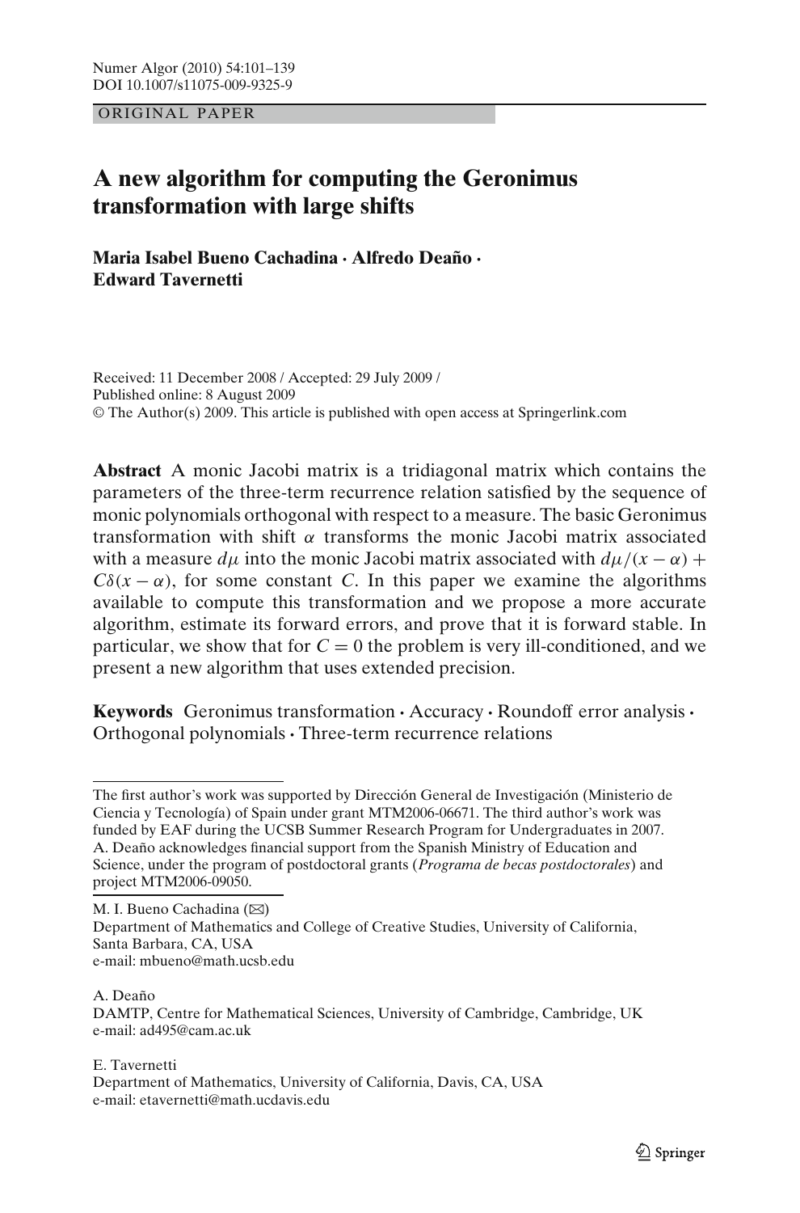ORIGINAL PAPER

# A new algorithm for computing the Geronimus transformation with large shifts

**Maria Isabel Bueno Cachadina · Alfredo Deaño · Edward Tavernetti**

Received: 11 December 2008 / Accepted: 29 July 2009 /
Published online: 8 August 2009
© The Author(s) 2009. This article is published with open access at Springerlink.com

**Abstract** A monic Jacobi matrix is a tridiagonal matrix which contains the parameters of the three-term recurrence relation satisfied by the sequence of monic polynomials orthogonal with respect to a measure. The basic Geronimus transformation with shift $\alpha$ transforms the monic Jacobi matrix associated with a measure $d\mu$ into the monic Jacobi matrix associated with $d\mu/(x-\alpha) + C\delta(x-\alpha)$, for some constant $C$. In this paper we examine the algorithms available to compute this transformation and we propose a more accurate algorithm, estimate its forward errors, and prove that it is forward stable. In particular, we show that for $C = 0$ the problem is very ill-conditioned, and we present a new algorithm that uses extended precision.

**Keywords** Geronimus transformation · Accuracy · Roundoff error analysis · Orthogonal polynomials · Three-term recurrence relations

---

The first author's work was supported by Dirección General de Investigación (Ministerio de Ciencia y Tecnología) of Spain under grant MTM2006-06671. The third author's work was funded by EAF during the UCSB Summer Research Program for Undergraduates in 2007. A. Deaño acknowledges financial support from the Spanish Ministry of Education and Science, under the program of postdoctoral grants (*Programa de becas postdoctorales*) and project MTM2006-09050.

M. I. Bueno Cachadina (✉)
Department of Mathematics and College of Creative Studies, University of California, Santa Barbara, CA, USA
e-mail: mbueno@math.ucsb.edu

A. Deaño
DAMTP, Centre for Mathematical Sciences, University of Cambridge, Cambridge, UK
e-mail: ad495@cam.ac.uk

E. Tavernetti
Department of Mathematics, University of California, Davis, CA, USA
e-mail: etavernetti@math.ucdavis.edu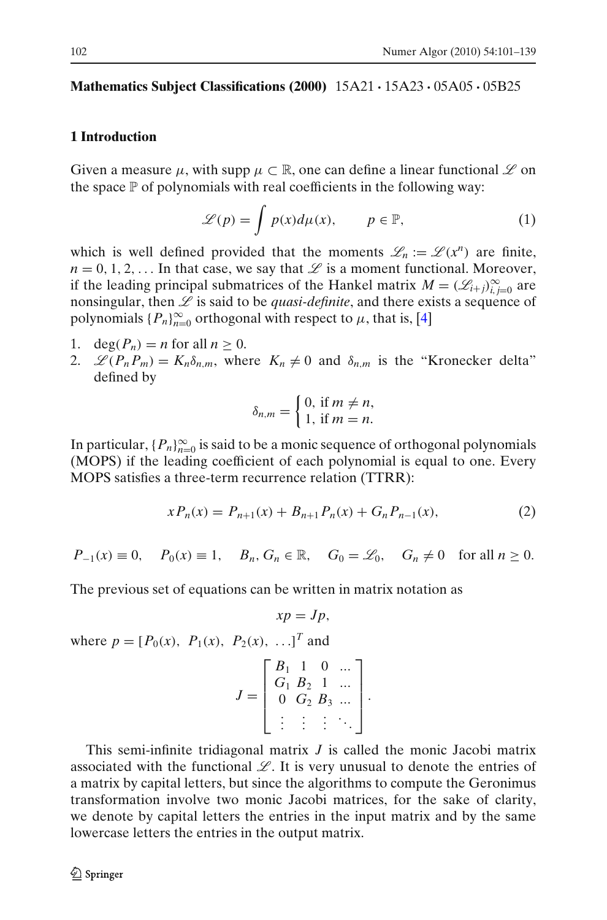**Mathematics Subject Classifications (2000)** 15A21 · 15A23 · 05A05 · 05B25

## 1 Introduction

Given a measure $\mu$, with supp $\mu \subset \mathbb{R}$, one can define a linear functional $\mathscr{L}$ on the space $\mathbb{P}$ of polynomials with real coefficients in the following way:

$$\mathscr{L}(p) = \int p(x) d\mu(x), \qquad p \in \mathbb{P}, \tag{1}$$

which is well defined provided that the moments $\mathscr{L}_n := \mathscr{L}(x^n)$ are finite, $n = 0, 1, 2, \ldots$ In that case, we say that $\mathscr{L}$ is a moment functional. Moreover, if the leading principal submatrices of the Hankel matrix $M = (\mathscr{L}_{i+j})_{i,j=0}^{\infty}$ are nonsingular, then $\mathscr{L}$ is said to be *quasi-definite*, and there exists a sequence of polynomials $\{P_n\}_{n=0}^{\infty}$ orthogonal with respect to $\mu$, that is, [4]

1. $\deg(P_n) = n$ for all $n \geq 0$.
2. $\mathscr{L}(P_n P_m) = K_n \delta_{n,m}$, where $K_n \neq 0$ and $\delta_{n,m}$ is the "Kronecker delta" defined by

$$\delta_{n,m} = \begin{cases} 0, & \text{if } m \neq n, \\ 1, & \text{if } m = n. \end{cases}$$

In particular, $\{P_n\}_{n=0}^{\infty}$ is said to be a monic sequence of orthogonal polynomials (MOPS) if the leading coefficient of each polynomial is equal to one. Every MOPS satisfies a three-term recurrence relation (TTRR):

$$xP_n(x) = P_{n+1}(x) + B_{n+1} P_n(x) + G_n P_{n-1}(x), \tag{2}$$

$$P_{-1}(x) \equiv 0, \quad P_0(x) \equiv 1, \quad B_n, G_n \in \mathbb{R}, \quad G_0 = \mathscr{L}_0, \quad G_n \neq 0 \quad \text{for all } n \geq 0.$$

The previous set of equations can be written in matrix notation as

$$xp = Jp,$$

where $p = [P_0(x),\ P_1(x),\ P_2(x),\ \ldots]^T$ and

$$J = \begin{bmatrix} B_1 & 1 & 0 & \ldots \\ G_1 & B_2 & 1 & \ldots \\ 0 & G_2 & B_3 & \ldots \\ \vdots & \vdots & \vdots & \ddots \end{bmatrix}.$$

This semi-infinite tridiagonal matrix $J$ is called the monic Jacobi matrix associated with the functional $\mathscr{L}$. It is very unusual to denote the entries of a matrix by capital letters, but since the algorithms to compute the Geronimus transformation involve two monic Jacobi matrices, for the sake of clarity, we denote by capital letters the entries in the input matrix and by the same lowercase letters the entries in the output matrix.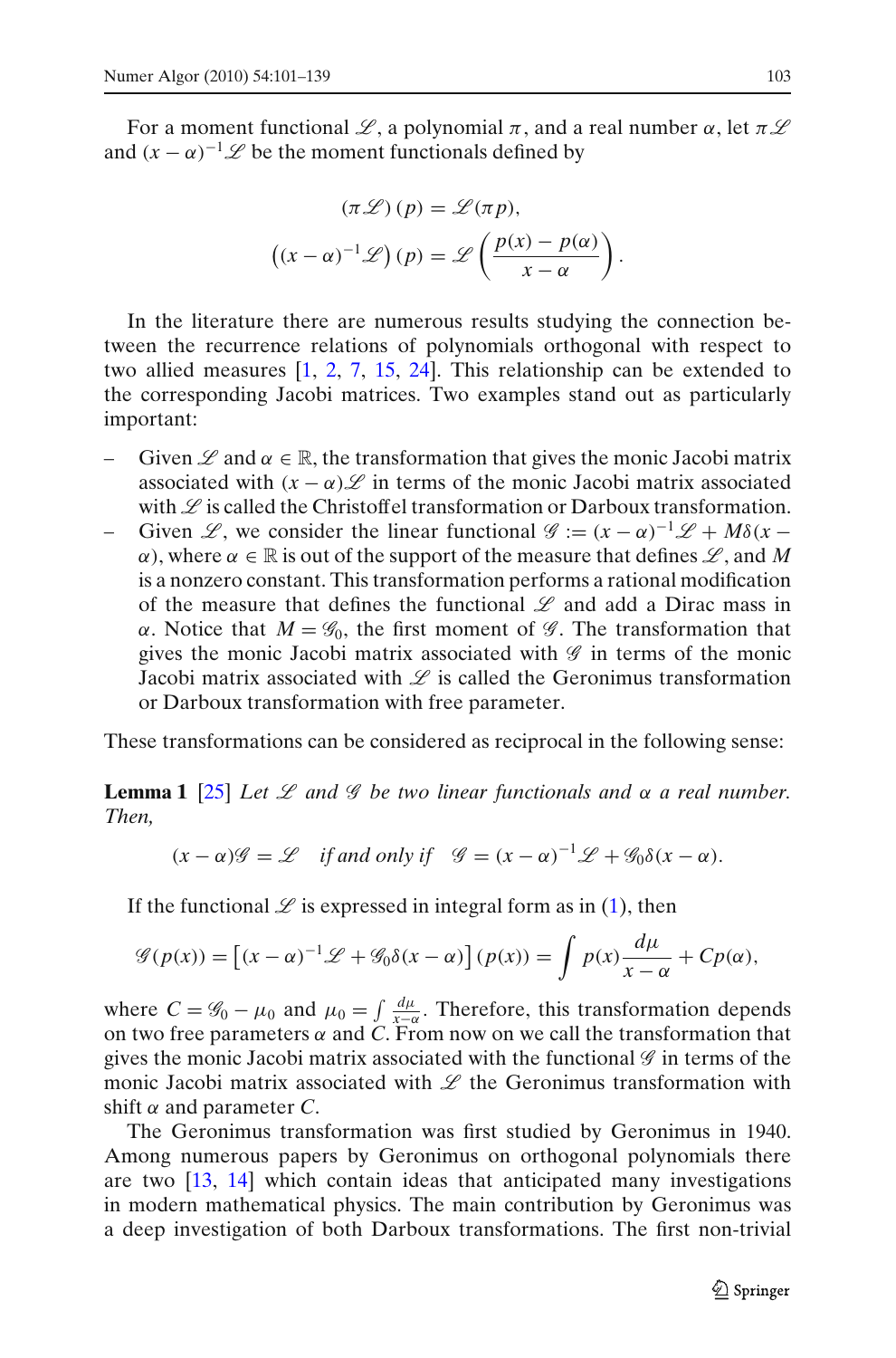For a moment functional $\mathscr{L}$, a polynomial $\pi$, and a real number $\alpha$, let $\pi\mathscr{L}$ and $(x-\alpha)^{-1}\mathscr{L}$ be the moment functionals defined by

$$(\pi\mathscr{L})(p) = \mathscr{L}(\pi p),$$

$$\left((x-\alpha)^{-1}\mathscr{L}\right)(p) = \mathscr{L}\left(\frac{p(x)-p(\alpha)}{x-\alpha}\right).$$

In the literature there are numerous results studying the connection between the recurrence relations of polynomials orthogonal with respect to two allied measures [1, 2, 7, 15, 24]. This relationship can be extended to the corresponding Jacobi matrices. Two examples stand out as particularly important:

- Given $\mathscr{L}$ and $\alpha \in \mathbb{R}$, the transformation that gives the monic Jacobi matrix associated with $(x-\alpha)\mathscr{L}$ in terms of the monic Jacobi matrix associated with $\mathscr{L}$ is called the Christoffel transformation or Darboux transformation.
- Given $\mathscr{L}$, we consider the linear functional $\mathscr{G} := (x-\alpha)^{-1}\mathscr{L} + M\delta(x-\alpha)$, where $\alpha \in \mathbb{R}$ is out of the support of the measure that defines $\mathscr{L}$, and $M$ is a nonzero constant. This transformation performs a rational modification of the measure that defines the functional $\mathscr{L}$ and add a Dirac mass in $\alpha$. Notice that $M = \mathscr{G}_0$, the first moment of $\mathscr{G}$. The transformation that gives the monic Jacobi matrix associated with $\mathscr{G}$ in terms of the monic Jacobi matrix associated with $\mathscr{L}$ is called the Geronimus transformation or Darboux transformation with free parameter.

These transformations can be considered as reciprocal in the following sense:

**Lemma 1** [25] *Let $\mathscr{L}$ and $\mathscr{G}$ be two linear functionals and $\alpha$ a real number. Then,*

$$(x-\alpha)\mathscr{G} = \mathscr{L} \quad \textit{if and only if} \quad \mathscr{G} = (x-\alpha)^{-1}\mathscr{L} + \mathscr{G}_0\delta(x-\alpha).$$

If the functional $\mathscr{L}$ is expressed in integral form as in (1), then

$$\mathscr{G}(p(x)) = \left[(x-\alpha)^{-1}\mathscr{L} + \mathscr{G}_0\delta(x-\alpha)\right](p(x)) = \int p(x)\frac{d\mu}{x-\alpha} + Cp(\alpha),$$

where $C = \mathscr{G}_0 - \mu_0$ and $\mu_0 = \int \frac{d\mu}{x-\alpha}$. Therefore, this transformation depends on two free parameters $\alpha$ and $C$. From now on we call the transformation that gives the monic Jacobi matrix associated with the functional $\mathscr{G}$ in terms of the monic Jacobi matrix associated with $\mathscr{L}$ the Geronimus transformation with shift $\alpha$ and parameter $C$.

The Geronimus transformation was first studied by Geronimus in 1940. Among numerous papers by Geronimus on orthogonal polynomials there are two [13, 14] which contain ideas that anticipated many investigations in modern mathematical physics. The main contribution by Geronimus was a deep investigation of both Darboux transformations. The first non-trivial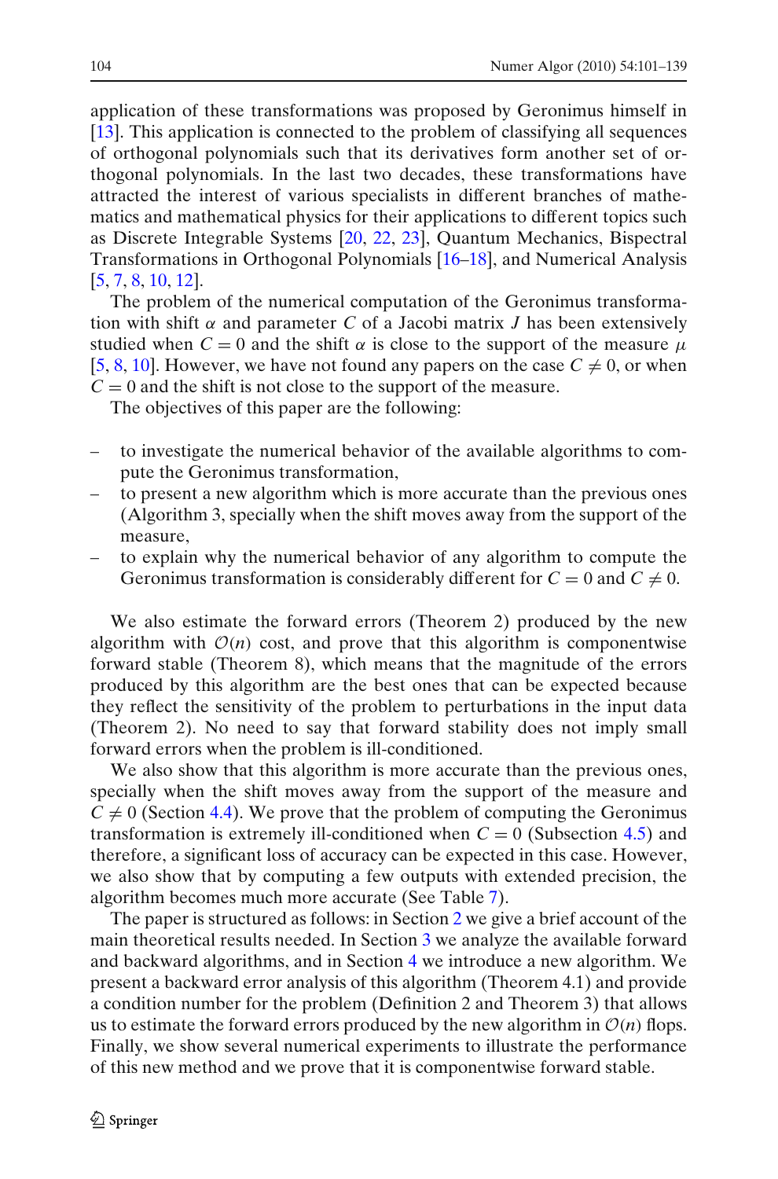application of these transformations was proposed by Geronimus himself in [13]. This application is connected to the problem of classifying all sequences of orthogonal polynomials such that its derivatives form another set of orthogonal polynomials. In the last two decades, these transformations have attracted the interest of various specialists in different branches of mathematics and mathematical physics for their applications to different topics such as Discrete Integrable Systems [20, 22, 23], Quantum Mechanics, Bispectral Transformations in Orthogonal Polynomials [16–18], and Numerical Analysis [5, 7, 8, 10, 12].

The problem of the numerical computation of the Geronimus transformation with shift $\alpha$ and parameter $C$ of a Jacobi matrix $J$ has been extensively studied when $C = 0$ and the shift $\alpha$ is close to the support of the measure $\mu$ [5, 8, 10]. However, we have not found any papers on the case $C \neq 0$, or when $C = 0$ and the shift is not close to the support of the measure.

The objectives of this paper are the following:

- to investigate the numerical behavior of the available algorithms to compute the Geronimus transformation,
- to present a new algorithm which is more accurate than the previous ones (Algorithm 3, specially when the shift moves away from the support of the measure,
- to explain why the numerical behavior of any algorithm to compute the Geronimus transformation is considerably different for $C = 0$ and $C \neq 0$.

We also estimate the forward errors (Theorem 2) produced by the new algorithm with $\mathcal{O}(n)$ cost, and prove that this algorithm is componentwise forward stable (Theorem 8), which means that the magnitude of the errors produced by this algorithm are the best ones that can be expected because they reflect the sensitivity of the problem to perturbations in the input data (Theorem 2). No need to say that forward stability does not imply small forward errors when the problem is ill-conditioned.

We also show that this algorithm is more accurate than the previous ones, specially when the shift moves away from the support of the measure and $C \neq 0$ (Section 4.4). We prove that the problem of computing the Geronimus transformation is extremely ill-conditioned when $C = 0$ (Subsection 4.5) and therefore, a significant loss of accuracy can be expected in this case. However, we also show that by computing a few outputs with extended precision, the algorithm becomes much more accurate (See Table 7).

The paper is structured as follows: in Section 2 we give a brief account of the main theoretical results needed. In Section 3 we analyze the available forward and backward algorithms, and in Section 4 we introduce a new algorithm. We present a backward error analysis of this algorithm (Theorem 4.1) and provide a condition number for the problem (Definition 2 and Theorem 3) that allows us to estimate the forward errors produced by the new algorithm in $\mathcal{O}(n)$ flops. Finally, we show several numerical experiments to illustrate the performance of this new method and we prove that it is componentwise forward stable.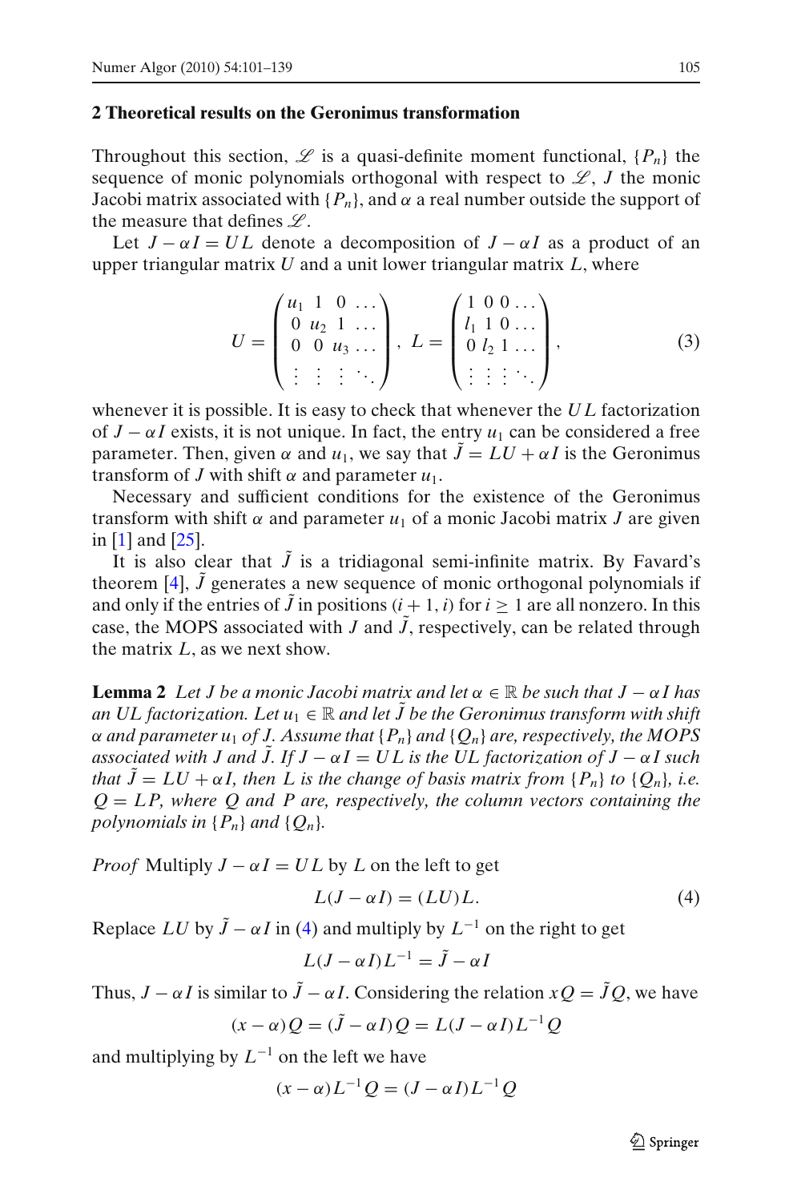## 2 Theoretical results on the Geronimus transformation

Throughout this section, $\mathscr{L}$ is a quasi-definite moment functional, $\{P_n\}$ the sequence of monic polynomials orthogonal with respect to $\mathscr{L}$, $J$ the monic Jacobi matrix associated with $\{P_n\}$, and $\alpha$ a real number outside the support of the measure that defines $\mathscr{L}$.

Let $J - \alpha I = UL$ denote a decomposition of $J - \alpha I$ as a product of an upper triangular matrix $U$ and a unit lower triangular matrix $L$, where

$$U = \begin{pmatrix} u_1 & 1 & 0 & \dots \\ 0 & u_2 & 1 & \dots \\ 0 & 0 & u_3 & \dots \\ \vdots & \vdots & \vdots & \ddots \end{pmatrix}, \quad L = \begin{pmatrix} 1 & 0 & 0 & \dots \\ l_1 & 1 & 0 & \dots \\ 0 & l_2 & 1 & \dots \\ \vdots & \vdots & \vdots & \ddots \end{pmatrix}, \tag{3}$$

whenever it is possible. It is easy to check that whenever the $UL$ factorization of $J - \alpha I$ exists, it is not unique. In fact, the entry $u_1$ can be considered a free parameter. Then, given $\alpha$ and $u_1$, we say that $\tilde{J} = LU + \alpha I$ is the Geronimus transform of $J$ with shift $\alpha$ and parameter $u_1$.

Necessary and sufficient conditions for the existence of the Geronimus transform with shift $\alpha$ and parameter $u_1$ of a monic Jacobi matrix $J$ are given in [1] and [25].

It is also clear that $\tilde{J}$ is a tridiagonal semi-infinite matrix. By Favard's theorem [4], $\tilde{J}$ generates a new sequence of monic orthogonal polynomials if and only if the entries of $\tilde{J}$ in positions $(i+1, i)$ for $i \geq 1$ are all nonzero. In this case, the MOPS associated with $J$ and $\tilde{J}$, respectively, can be related through the matrix $L$, as we next show.

**Lemma 2** *Let $J$ be a monic Jacobi matrix and let $\alpha \in \mathbb{R}$ be such that $J - \alpha I$ has an UL factorization. Let $u_1 \in \mathbb{R}$ and let $\tilde{J}$ be the Geronimus transform with shift $\alpha$ and parameter $u_1$ of $J$. Assume that $\{P_n\}$ and $\{Q_n\}$ are, respectively, the MOPS associated with $J$ and $\tilde{J}$. If $J - \alpha I = UL$ is the UL factorization of $J - \alpha I$ such that $\tilde{J} = LU + \alpha I$, then $L$ is the change of basis matrix from $\{P_n\}$ to $\{Q_n\}$, i.e. $Q = LP$, where $Q$ and $P$ are, respectively, the column vectors containing the polynomials in $\{P_n\}$ and $\{Q_n\}$.*

*Proof* Multiply $J - \alpha I = UL$ by $L$ on the left to get

$$L(J - \alpha I) = (LU)L. \tag{4}$$

Replace $LU$ by $\tilde{J} - \alpha I$ in (4) and multiply by $L^{-1}$ on the right to get

$$L(J - \alpha I)L^{-1} = \tilde{J} - \alpha I$$

Thus, $J - \alpha I$ is similar to $\tilde{J} - \alpha I$. Considering the relation $xQ = \tilde{J}Q$, we have

$$(x - \alpha)Q = (\tilde{J} - \alpha I)Q = L(J - \alpha I)L^{-1}Q$$

and multiplying by $L^{-1}$ on the left we have

$$(x - \alpha)L^{-1}Q = (J - \alpha I)L^{-1}Q$$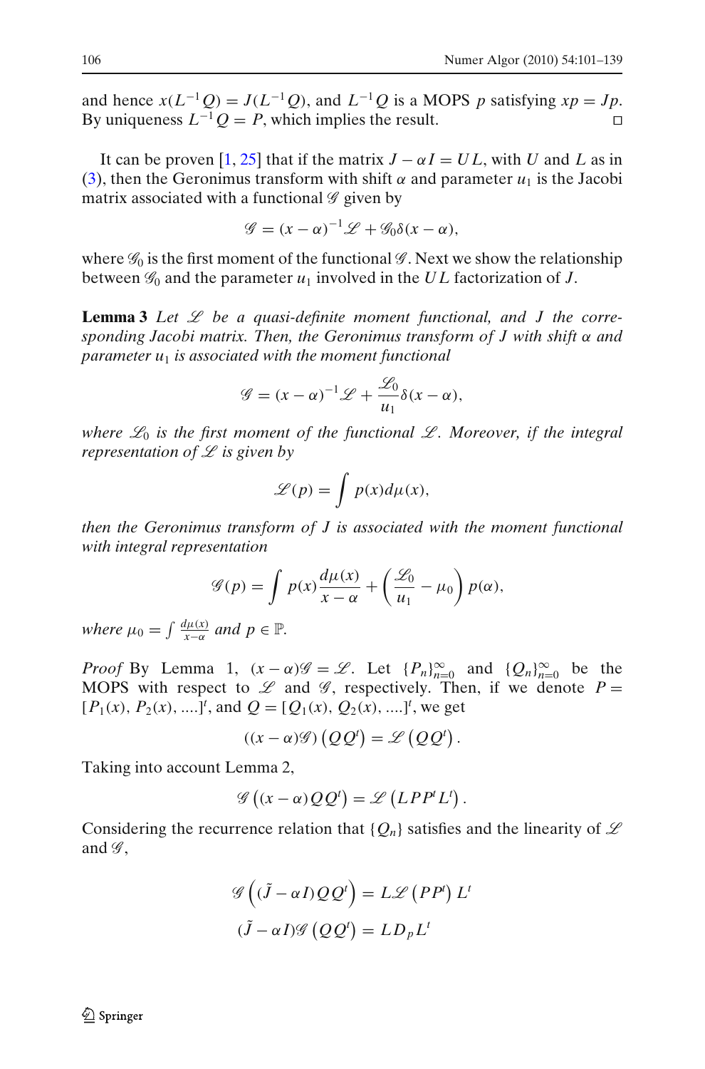and hence $x(L^{-1}Q) = J(L^{-1}Q)$, and $L^{-1}Q$ is a MOPS $p$ satisfying $xp = Jp$. By uniqueness $L^{-1}Q = P$, which implies the result. □

It can be proven [1, 25] that if the matrix $J - \alpha I = UL$, with $U$ and $L$ as in (3), then the Geronimus transform with shift $\alpha$ and parameter $u_1$ is the Jacobi matrix associated with a functional $\mathscr{G}$ given by

$$\mathscr{G} = (x-\alpha)^{-1}\mathscr{L} + \mathscr{G}_0\delta(x-\alpha),$$

where $\mathscr{G}_0$ is the first moment of the functional $\mathscr{G}$. Next we show the relationship between $\mathscr{G}_0$ and the parameter $u_1$ involved in the $UL$ factorization of $J$.

**Lemma 3** *Let $\mathscr{L}$ be a quasi-definite moment functional, and $J$ the corresponding Jacobi matrix. Then, the Geronimus transform of $J$ with shift $\alpha$ and parameter $u_1$ is associated with the moment functional*

$$\mathscr{G} = (x-\alpha)^{-1}\mathscr{L} + \frac{\mathscr{L}_0}{u_1}\delta(x-\alpha),$$

*where $\mathscr{L}_0$ is the first moment of the functional $\mathscr{L}$. Moreover, if the integral representation of $\mathscr{L}$ is given by*

$$\mathscr{L}(p) = \int p(x)d\mu(x),$$

*then the Geronimus transform of $J$ is associated with the moment functional with integral representation*

$$\mathscr{G}(p) = \int p(x)\frac{d\mu(x)}{x-\alpha} + \left(\frac{\mathscr{L}_0}{u_1} - \mu_0\right)p(\alpha),$$

*where $\mu_0 = \int \frac{d\mu(x)}{x-\alpha}$ and $p \in \mathbb{P}$.*

*Proof* By Lemma 1, $(x-\alpha)\mathscr{G} = \mathscr{L}$. Let $\{P_n\}_{n=0}^{\infty}$ and $\{Q_n\}_{n=0}^{\infty}$ be the MOPS with respect to $\mathscr{L}$ and $\mathscr{G}$, respectively. Then, if we denote $P = [P_1(x), P_2(x), ....]^t$, and $Q = [Q_1(x), Q_2(x), ....]^t$, we get

$$((x-\alpha)\mathscr{G})\left(QQ^t\right) = \mathscr{L}\left(QQ^t\right).$$

Taking into account Lemma 2,

$$\mathscr{G}\left((x-\alpha)QQ^t\right) = \mathscr{L}\left(LPP^tL^t\right).$$

Considering the recurrence relation that $\{Q_n\}$ satisfies and the linearity of $\mathscr{L}$ and $\mathscr{G}$,

$$\mathscr{G}\left((\tilde{J}-\alpha I)QQ^t\right) = L\mathscr{L}\left(PP^t\right)L^t$$

$$(\tilde{J}-\alpha I)\mathscr{G}\left(QQ^t\right) = LD_pL^t$$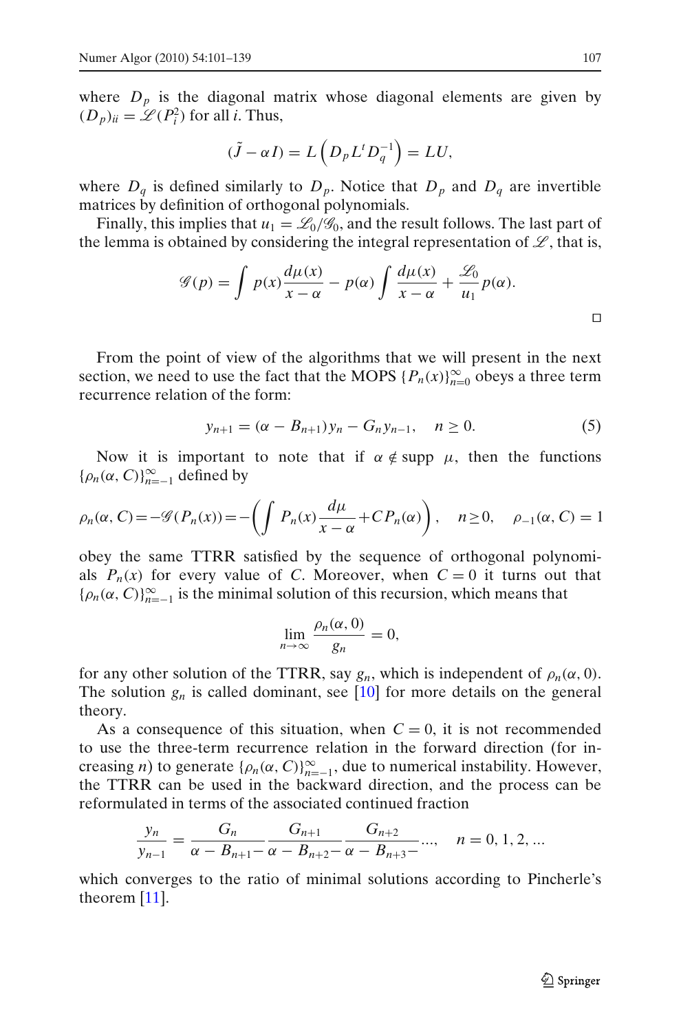where $D_p$ is the diagonal matrix whose diagonal elements are given by $(D_p)_{ii} = \mathscr{L}(P_i^2)$ for all $i$. Thus,

$$(\tilde{J} - \alpha I) = L\left(D_p L^t D_q^{-1}\right) = LU,$$

where $D_q$ is defined similarly to $D_p$. Notice that $D_p$ and $D_q$ are invertible matrices by definition of orthogonal polynomials.

Finally, this implies that $u_1 = \mathscr{L}_0/\mathscr{G}_0$, and the result follows. The last part of the lemma is obtained by considering the integral representation of $\mathscr{L}$, that is,

$$\mathscr{G}(p) = \int p(x)\frac{d\mu(x)}{x-\alpha} - p(\alpha)\int \frac{d\mu(x)}{x-\alpha} + \frac{\mathscr{L}_0}{u_1}p(\alpha).$$

□

From the point of view of the algorithms that we will present in the next section, we need to use the fact that the MOPS $\{P_n(x)\}_{n=0}^{\infty}$ obeys a three term recurrence relation of the form:

$$y_{n+1} = (\alpha - B_{n+1})y_n - G_n y_{n-1}, \quad n \geq 0. \tag{5}$$

Now it is important to note that if $\alpha \notin \text{supp } \mu$, then the functions $\{\rho_n(\alpha, C)\}_{n=-1}^{\infty}$ defined by

$$\rho_n(\alpha, C) = -\mathscr{G}(P_n(x)) = -\left(\int P_n(x)\frac{d\mu}{x-\alpha} + CP_n(\alpha)\right), \quad n \geq 0, \quad \rho_{-1}(\alpha, C) = 1$$

obey the same TTRR satisfied by the sequence of orthogonal polynomials $P_n(x)$ for every value of $C$. Moreover, when $C = 0$ it turns out that $\{\rho_n(\alpha, C)\}_{n=-1}^{\infty}$ is the minimal solution of this recursion, which means that

$$\lim_{n\to\infty} \frac{\rho_n(\alpha, 0)}{g_n} = 0,$$

for any other solution of the TTRR, say $g_n$, which is independent of $\rho_n(\alpha, 0)$. The solution $g_n$ is called dominant, see [10] for more details on the general theory.

As a consequence of this situation, when $C = 0$, it is not recommended to use the three-term recurrence relation in the forward direction (for increasing $n$) to generate $\{\rho_n(\alpha, C)\}_{n=-1}^{\infty}$, due to numerical instability. However, the TTRR can be used in the backward direction, and the process can be reformulated in terms of the associated continued fraction

$$\frac{y_n}{y_{n-1}} = \frac{G_n}{\alpha - B_{n+1} -}\,\frac{G_{n+1}}{\alpha - B_{n+2} -}\,\frac{G_{n+2}}{\alpha - B_{n+3} -}\ldots, \quad n = 0, 1, 2, \ldots$$

which converges to the ratio of minimal solutions according to Pincherle's theorem [11].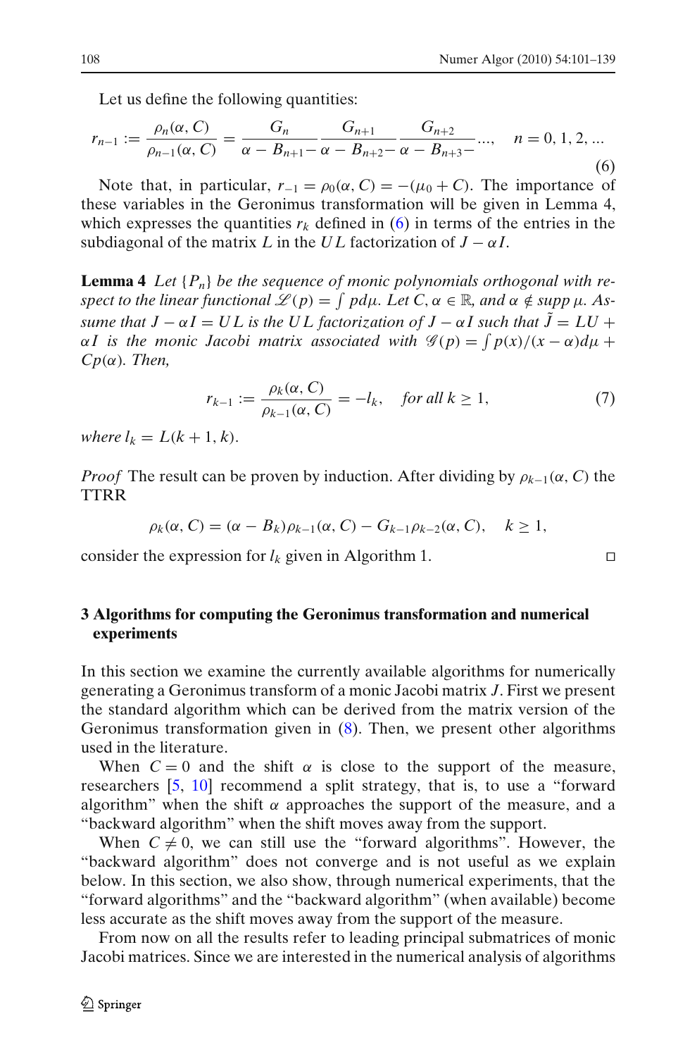Let us define the following quantities:

$$r_{n-1} := \frac{\rho_n(\alpha, C)}{\rho_{n-1}(\alpha, C)} = \frac{G_n}{\alpha - B_{n+1} -} \frac{G_{n+1}}{\alpha - B_{n+2} -} \frac{G_{n+2}}{\alpha - B_{n+3} -} \ldots, \quad n = 0, 1, 2, \ldots \tag{6}$$

Note that, in particular, $r_{-1} = \rho_0(\alpha, C) = -(\mu_0 + C)$. The importance of these variables in the Geronimus transformation will be given in Lemma 4, which expresses the quantities $r_k$ defined in (6) in terms of the entries in the subdiagonal of the matrix $L$ in the $UL$ factorization of $J - \alpha I$.

**Lemma 4** *Let $\{P_n\}$ be the sequence of monic polynomials orthogonal with respect to the linear functional $\mathscr{L}(p) = \int p d\mu$. Let $C, \alpha \in \mathbb{R}$, and $\alpha \notin supp\, \mu$. Assume that $J - \alpha I = UL$ is the $UL$ factorization of $J - \alpha I$ such that $\tilde{J} = LU + \alpha I$ is the monic Jacobi matrix associated with $\mathscr{G}(p) = \int p(x)/(x - \alpha) d\mu + Cp(\alpha)$. Then,*

$$r_{k-1} := \frac{\rho_k(\alpha, C)}{\rho_{k-1}(\alpha, C)} = -l_k, \quad \text{for all } k \geq 1, \tag{7}$$

*where $l_k = L(k+1, k)$.*

*Proof* The result can be proven by induction. After dividing by $\rho_{k-1}(\alpha, C)$ the TTRR

$$\rho_k(\alpha, C) = (\alpha - B_k)\rho_{k-1}(\alpha, C) - G_{k-1}\rho_{k-2}(\alpha, C), \quad k \geq 1,$$

consider the expression for $l_k$ given in Algorithm 1. □

## 3 Algorithms for computing the Geronimus transformation and numerical experiments

In this section we examine the currently available algorithms for numerically generating a Geronimus transform of a monic Jacobi matrix $J$. First we present the standard algorithm which can be derived from the matrix version of the Geronimus transformation given in (8). Then, we present other algorithms used in the literature.

When $C = 0$ and the shift $\alpha$ is close to the support of the measure, researchers [5, 10] recommend a split strategy, that is, to use a "forward algorithm" when the shift $\alpha$ approaches the support of the measure, and a "backward algorithm" when the shift moves away from the support.

When $C \neq 0$, we can still use the "forward algorithms". However, the "backward algorithm" does not converge and is not useful as we explain below. In this section, we also show, through numerical experiments, that the "forward algorithms" and the "backward algorithm" (when available) become less accurate as the shift moves away from the support of the measure.

From now on all the results refer to leading principal submatrices of monic Jacobi matrices. Since we are interested in the numerical analysis of algorithms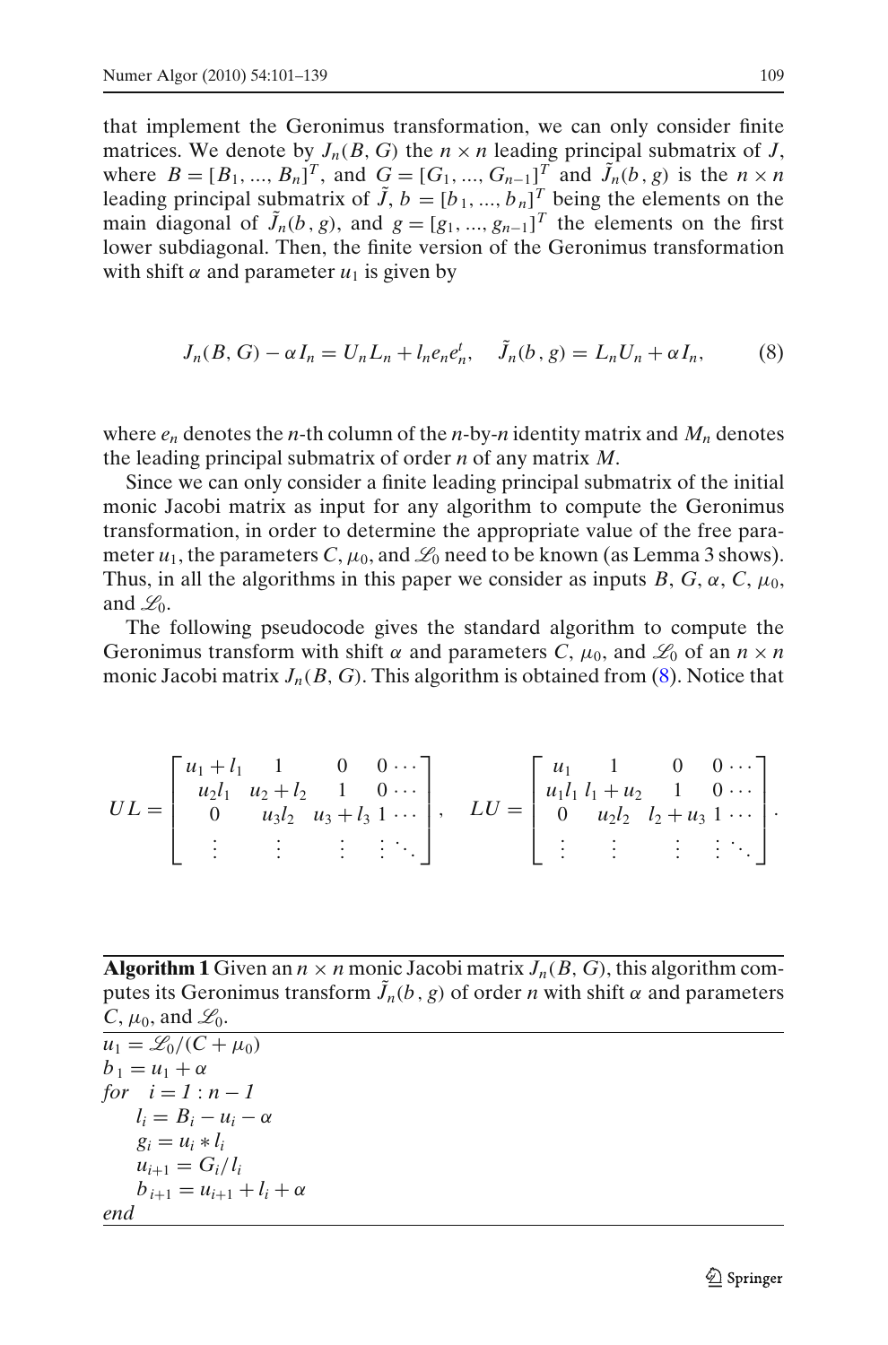that implement the Geronimus transformation, we can only consider finite matrices. We denote by $J_n(B, G)$ the $n \times n$ leading principal submatrix of $J$, where $B = [B_1, ..., B_n]^T$, and $G = [G_1, ..., G_{n-1}]^T$ and $\tilde{J}_n(b, g)$ is the $n \times n$ leading principal submatrix of $\tilde{J}$, $b = [b_1, ..., b_n]^T$ being the elements on the main diagonal of $\tilde{J}_n(b, g)$, and $g = [g_1, ..., g_{n-1}]^T$ the elements on the first lower subdiagonal. Then, the finite version of the Geronimus transformation with shift $\alpha$ and parameter $u_1$ is given by

$$J_n(B, G) - \alpha I_n = U_n L_n + l_n e_n e_n^t, \quad \tilde{J}_n(b, g) = L_n U_n + \alpha I_n, \tag{8}$$

where $e_n$ denotes the $n$-th column of the $n$-by-$n$ identity matrix and $M_n$ denotes the leading principal submatrix of order $n$ of any matrix $M$.

Since we can only consider a finite leading principal submatrix of the initial monic Jacobi matrix as input for any algorithm to compute the Geronimus transformation, in order to determine the appropriate value of the free parameter $u_1$, the parameters $C$, $\mu_0$, and $\mathscr{L}_0$ need to be known (as Lemma 3 shows). Thus, in all the algorithms in this paper we consider as inputs $B$, $G$, $\alpha$, $C$, $\mu_0$, and $\mathscr{L}_0$.

The following pseudocode gives the standard algorithm to compute the Geronimus transform with shift $\alpha$ and parameters $C$, $\mu_0$, and $\mathscr{L}_0$ of an $n \times n$ monic Jacobi matrix $J_n(B, G)$. This algorithm is obtained from (8). Notice that

$$UL = \begin{bmatrix} u_1 + l_1 & 1 & 0 & 0 \cdots \\ u_2 l_1 & u_2 + l_2 & 1 & 0 \cdots \\ 0 & u_3 l_2 & u_3 + l_3 & 1 \cdots \\ \vdots & \vdots & \vdots & \vdots \ddots \end{bmatrix}, \quad LU = \begin{bmatrix} u_1 & 1 & 0 & 0 \cdots \\ u_1 l_1 & l_1 + u_2 & 1 & 0 \cdots \\ 0 & u_2 l_2 & l_2 + u_3 & 1 \cdots \\ \vdots & \vdots & \vdots & \vdots \ddots \end{bmatrix}.$$

**Algorithm 1** Given an $n \times n$ monic Jacobi matrix $J_n(B, G)$, this algorithm computes its Geronimus transform $\tilde{J}_n(b, g)$ of order $n$ with shift $\alpha$ and parameters $C$, $\mu_0$, and $\mathscr{L}_0$.

```
u_1 = L_0/(C + μ_0)
b_1 = u_1 + α
for   i = 1 : n − 1
    l_i = B_i − u_i − α
    g_i = u_i * l_i
    u_{i+1} = G_i/l_i
    b_{i+1} = u_{i+1} + l_i + α
end
```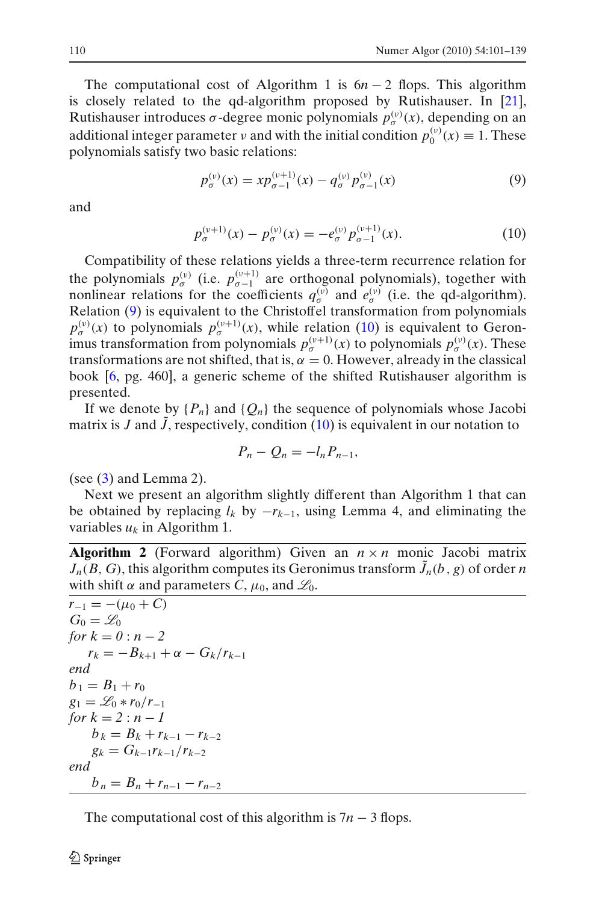The computational cost of Algorithm 1 is $6n - 2$ flops. This algorithm is closely related to the qd-algorithm proposed by Rutishauser. In [21], Rutishauser introduces $\sigma$-degree monic polynomials $p_\sigma^{(\nu)}(x)$, depending on an additional integer parameter $\nu$ and with the initial condition $p_0^{(\nu)}(x) \equiv 1$. These polynomials satisfy two basic relations:

$$p_\sigma^{(\nu)}(x) = x p_{\sigma-1}^{(\nu+1)}(x) - q_\sigma^{(\nu)} p_{\sigma-1}^{(\nu)}(x) \tag{9}$$

and

$$p_\sigma^{(\nu+1)}(x) - p_\sigma^{(\nu)}(x) = -e_\sigma^{(\nu)} p_{\sigma-1}^{(\nu+1)}(x). \tag{10}$$

Compatibility of these relations yields a three-term recurrence relation for the polynomials $p_\sigma^{(\nu)}$ (i.e. $p_{\sigma-1}^{(\nu+1)}$ are orthogonal polynomials), together with nonlinear relations for the coefficients $q_\sigma^{(\nu)}$ and $e_\sigma^{(\nu)}$ (i.e. the qd-algorithm). Relation (9) is equivalent to the Christoffel transformation from polynomials $p_\sigma^{(\nu)}(x)$ to polynomials $p_\sigma^{(\nu+1)}(x)$, while relation (10) is equivalent to Geronimus transformation from polynomials $p_\sigma^{(\nu+1)}(x)$ to polynomials $p_\sigma^{(\nu)}(x)$. These transformations are not shifted, that is, $\alpha = 0$. However, already in the classical book [6, pg. 460], a generic scheme of the shifted Rutishauser algorithm is presented.

If we denote by $\{P_n\}$ and $\{Q_n\}$ the sequence of polynomials whose Jacobi matrix is $J$ and $\tilde{J}$, respectively, condition (10) is equivalent in our notation to

$$P_n - Q_n = -l_n P_{n-1},$$

(see (3) and Lemma 2).

Next we present an algorithm slightly different than Algorithm 1 that can be obtained by replacing $l_k$ by $-r_{k-1}$, using Lemma 4, and eliminating the variables $u_k$ in Algorithm 1.

**Algorithm 2** (Forward algorithm) Given an $n \times n$ monic Jacobi matrix $J_n(B, G)$, this algorithm computes its Geronimus transform $\tilde{J}_n(b, g)$ of order $n$ with shift $\alpha$ and parameters $C$, $\mu_0$, and $\mathscr{L}_0$.

```
r_{-1} = -(μ_0 + C)
G_0 = 𝓛_0
for k = 0 : n - 2
    r_k = -B_{k+1} + α - G_k / r_{k-1}
end
b_1 = B_1 + r_0
g_1 = 𝓛_0 * r_0 / r_{-1}
for k = 2 : n - 1
    b_k = B_k + r_{k-1} - r_{k-2}
    g_k = G_{k-1} r_{k-1} / r_{k-2}
end
    b_n = B_n + r_{n-1} - r_{n-2}
```

The computational cost of this algorithm is $7n - 3$ flops.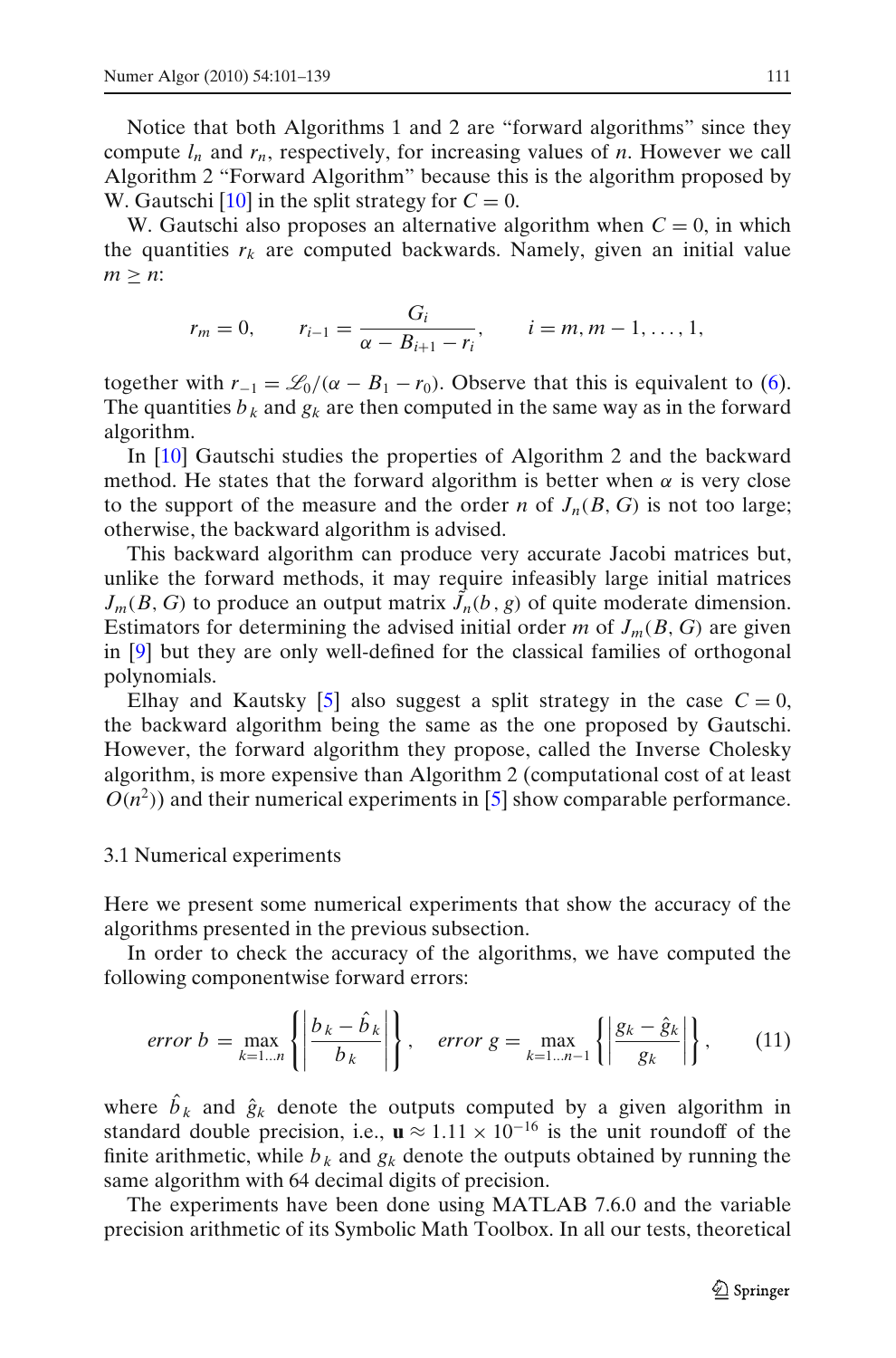Notice that both Algorithms 1 and 2 are "forward algorithms" since they compute $l_n$ and $r_n$, respectively, for increasing values of $n$. However we call Algorithm 2 "Forward Algorithm" because this is the algorithm proposed by W. Gautschi [10] in the split strategy for $C = 0$.

W. Gautschi also proposes an alternative algorithm when $C = 0$, in which the quantities $r_k$ are computed backwards. Namely, given an initial value $m \geq n$:

$$r_m = 0, \qquad r_{i-1} = \frac{G_i}{\alpha - B_{i+1} - r_i}, \qquad i = m, m-1, \ldots, 1,$$

together with $r_{-1} = \mathscr{L}_0/(\alpha - B_1 - r_0)$. Observe that this is equivalent to (6). The quantities $b_k$ and $g_k$ are then computed in the same way as in the forward algorithm.

In [10] Gautschi studies the properties of Algorithm 2 and the backward method. He states that the forward algorithm is better when $\alpha$ is very close to the support of the measure and the order $n$ of $J_n(B, G)$ is not too large; otherwise, the backward algorithm is advised.

This backward algorithm can produce very accurate Jacobi matrices but, unlike the forward methods, it may require infeasibly large initial matrices $J_m(B, G)$ to produce an output matrix $\tilde{J}_n(b, g)$ of quite moderate dimension. Estimators for determining the advised initial order $m$ of $J_m(B, G)$ are given in [9] but they are only well-defined for the classical families of orthogonal polynomials.

Elhay and Kautsky [5] also suggest a split strategy in the case $C = 0$, the backward algorithm being the same as the one proposed by Gautschi. However, the forward algorithm they propose, called the Inverse Cholesky algorithm, is more expensive than Algorithm 2 (computational cost of at least $O(n^2)$) and their numerical experiments in [5] show comparable performance.

### 3.1 Numerical experiments

Here we present some numerical experiments that show the accuracy of the algorithms presented in the previous subsection.

In order to check the accuracy of the algorithms, we have computed the following componentwise forward errors:

$$error\ b = \max_{k=1\ldots n} \left\{ \left| \frac{b_k - \hat{b}_k}{b_k} \right| \right\}, \quad error\ g = \max_{k=1\ldots n-1} \left\{ \left| \frac{g_k - \hat{g}_k}{g_k} \right| \right\}, \tag{11}$$

where $\hat{b}_k$ and $\hat{g}_k$ denote the outputs computed by a given algorithm in standard double precision, i.e., $\mathbf{u} \approx 1.11 \times 10^{-16}$ is the unit roundoff of the finite arithmetic, while $b_k$ and $g_k$ denote the outputs obtained by running the same algorithm with 64 decimal digits of precision.

The experiments have been done using MATLAB 7.6.0 and the variable precision arithmetic of its Symbolic Math Toolbox. In all our tests, theoretical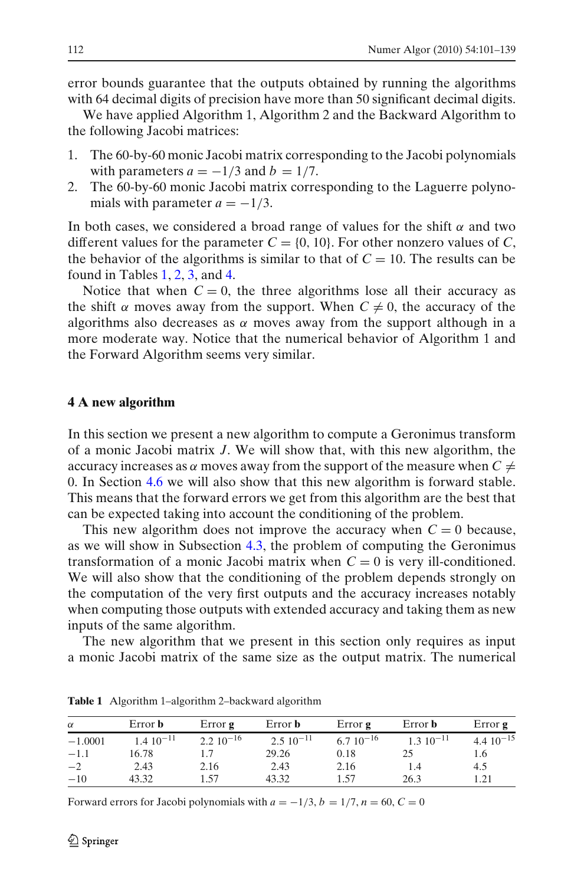error bounds guarantee that the outputs obtained by running the algorithms with 64 decimal digits of precision have more than 50 significant decimal digits.

We have applied Algorithm 1, Algorithm 2 and the Backward Algorithm to the following Jacobi matrices:

1. The 60-by-60 monic Jacobi matrix corresponding to the Jacobi polynomials with parameters $a = -1/3$ and $b = 1/7$.
2. The 60-by-60 monic Jacobi matrix corresponding to the Laguerre polynomials with parameter $a = -1/3$.

In both cases, we considered a broad range of values for the shift $\alpha$ and two different values for the parameter $C = \{0, 10\}$. For other nonzero values of $C$, the behavior of the algorithms is similar to that of $C = 10$. The results can be found in Tables 1, 2, 3, and 4.

Notice that when $C = 0$, the three algorithms lose all their accuracy as the shift $\alpha$ moves away from the support. When $C \neq 0$, the accuracy of the algorithms also decreases as $\alpha$ moves away from the support although in a more moderate way. Notice that the numerical behavior of Algorithm 1 and the Forward Algorithm seems very similar.

## 4 A new algorithm

In this section we present a new algorithm to compute a Geronimus transform of a monic Jacobi matrix $J$. We will show that, with this new algorithm, the accuracy increases as $\alpha$ moves away from the support of the measure when $C \neq 0$. In Section 4.6 we will also show that this new algorithm is forward stable. This means that the forward errors we get from this algorithm are the best that can be expected taking into account the conditioning of the problem.

This new algorithm does not improve the accuracy when $C = 0$ because, as we will show in Subsection 4.3, the problem of computing the Geronimus transformation of a monic Jacobi matrix when $C = 0$ is very ill-conditioned. We will also show that the conditioning of the problem depends strongly on the computation of the very first outputs and the accuracy increases notably when computing those outputs with extended accuracy and taking them as new inputs of the same algorithm.

The new algorithm that we present in this section only requires as input a monic Jacobi matrix of the same size as the output matrix. The numerical

**Table 1** Algorithm 1–algorithm 2–backward algorithm

| $\alpha$ | Error **b** | Error **g** | Error **b** | Error **g** | Error **b** | Error **g** |
|---|---|---|---|---|---|---|
| $-1.0001$ | $1.4\ 10^{-11}$ | $2.2\ 10^{-16}$ | $2.5\ 10^{-11}$ | $6.7\ 10^{-16}$ | $1.3\ 10^{-11}$ | $4.4\ 10^{-15}$ |
| $-1.1$ | 16.78 | 1.7 | 29.26 | 0.18 | 25 | 1.6 |
| $-2$ | 2.43 | 2.16 | 2.43 | 2.16 | 1.4 | 4.5 |
| $-10$ | 43.32 | 1.57 | 43.32 | 1.57 | 26.3 | 1.21 |

Forward errors for Jacobi polynomials with $a = -1/3$, $b = 1/7$, $n = 60$, $C = 0$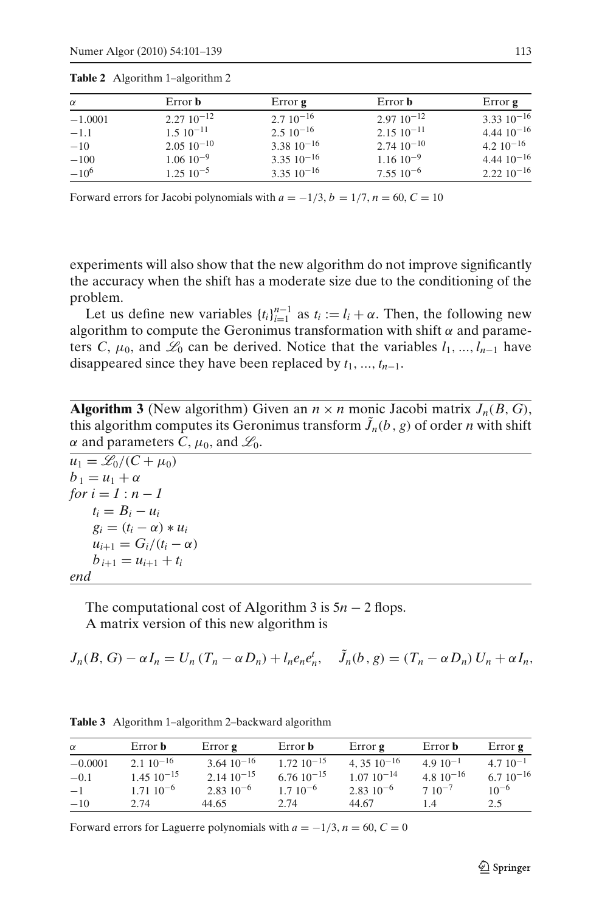**Table 2** Algorithm 1–algorithm 2

| $\alpha$ | Error **b** | Error **g** | Error **b** | Error **g** |
|---|---|---|---|---|
| $-1.0001$ | $2.27\ 10^{-12}$ | $2.7\ 10^{-16}$ | $2.97\ 10^{-12}$ | $3.33\ 10^{-16}$ |
| $-1.1$ | $1.5\ 10^{-11}$ | $2.5\ 10^{-16}$ | $2.15\ 10^{-11}$ | $4.44\ 10^{-16}$ |
| $-10$ | $2.05\ 10^{-10}$ | $3.38\ 10^{-16}$ | $2.74\ 10^{-10}$ | $4.2\ 10^{-16}$ |
| $-100$ | $1.06\ 10^{-9}$ | $3.35\ 10^{-16}$ | $1.16\ 10^{-9}$ | $4.44\ 10^{-16}$ |
| $-10^{6}$ | $1.25\ 10^{-5}$ | $3.35\ 10^{-16}$ | $7.55\ 10^{-6}$ | $2.22\ 10^{-16}$ |

Forward errors for Jacobi polynomials with $a = -1/3$, $b = 1/7$, $n = 60$, $C = 10$

experiments will also show that the new algorithm do not improve significantly the accuracy when the shift has a moderate size due to the conditioning of the problem.

Let us define new variables $\{t_i\}_{i=1}^{n-1}$ as $t_i := l_i + \alpha$. Then, the following new algorithm to compute the Geronimus transformation with shift $\alpha$ and parameters $C$, $\mu_0$, and $\mathscr{L}_0$ can be derived. Notice that the variables $l_1, ..., l_{n-1}$ have disappeared since they have been replaced by $t_1, ..., t_{n-1}$.

**Algorithm 3** (New algorithm) Given an $n \times n$ monic Jacobi matrix $J_n(B, G)$, this algorithm computes its Geronimus transform $\tilde{J}_n(b, g)$ of order $n$ with shift $\alpha$ and parameters $C$, $\mu_0$, and $\mathscr{L}_0$.

$u_1 = \mathscr{L}_0/(C + \mu_0)$
$b_1 = u_1 + \alpha$
*for* $i = 1 : n - 1$
  $t_i = B_i - u_i$
  $g_i = (t_i - \alpha) * u_i$
  $u_{i+1} = G_i/(t_i - \alpha)$
  $b_{i+1} = u_{i+1} + t_i$
*end*

The computational cost of Algorithm 3 is $5n - 2$ flops.
A matrix version of this new algorithm is

$$J_n(B, G) - \alpha I_n = U_n\,(T_n - \alpha D_n) + l_n e_n e_n^t, \quad \tilde{J}_n(b, g) = (T_n - \alpha D_n)\,U_n + \alpha I_n,$$

**Table 3** Algorithm 1–algorithm 2–backward algorithm

| $\alpha$ | Error **b** | Error **g** | Error **b** | Error **g** | Error **b** | Error **g** |
|---|---|---|---|---|---|---|
| $-0.0001$ | $2.1\ 10^{-16}$ | $3.64\ 10^{-16}$ | $1.72\ 10^{-15}$ | $4,35\ 10^{-16}$ | $4.9\ 10^{-1}$ | $4.7\ 10^{-1}$ |
| $-0.1$ | $1.45\ 10^{-15}$ | $2.14\ 10^{-15}$ | $6.76\ 10^{-15}$ | $1.07\ 10^{-14}$ | $4.8\ 10^{-16}$ | $6.7\ 10^{-16}$ |
| $-1$ | $1.71\ 10^{-6}$ | $2.83\ 10^{-6}$ | $1.7\ 10^{-6}$ | $2.83\ 10^{-6}$ | $7\ 10^{-7}$ | $10^{-6}$ |
| $-10$ | 2.74 | 44.65 | 2.74 | 44.67 | 1.4 | 2.5 |

Forward errors for Laguerre polynomials with $a = -1/3$, $n = 60$, $C = 0$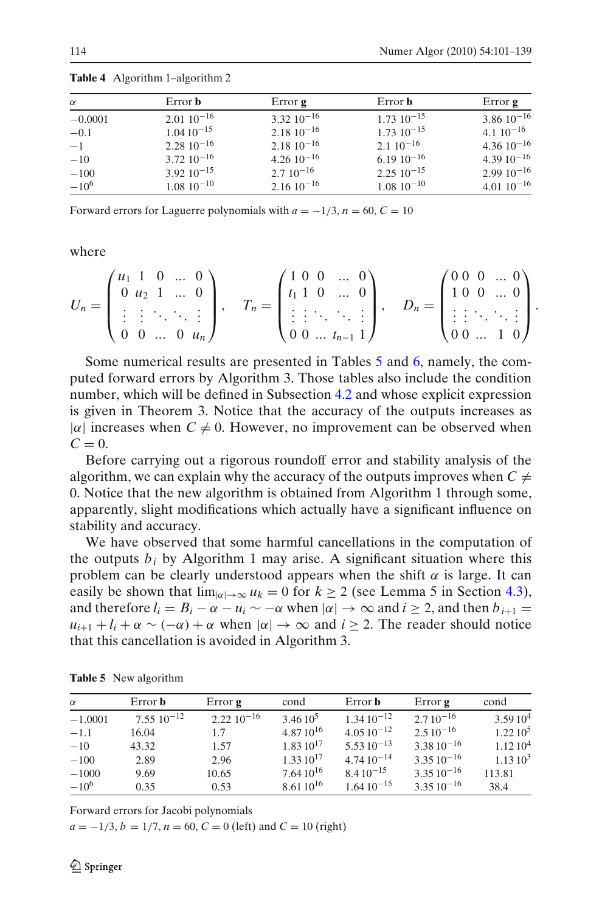**Table 4** Algorithm 1–algorithm 2

| $\alpha$ | Error **b** | Error **g** | Error **b** | Error **g** |
|---|---|---|---|---|
| $-0.0001$ | $2.01\ 10^{-16}$ | $3.32\ 10^{-16}$ | $1.73\ 10^{-15}$ | $3.86\ 10^{-16}$ |
| $-0.1$ | $1.04\ 10^{-15}$ | $2.18\ 10^{-16}$ | $1.73\ 10^{-15}$ | $4.1\ 10^{-16}$ |
| $-1$ | $2.28\ 10^{-16}$ | $2.18\ 10^{-16}$ | $2.1\ 10^{-16}$ | $4.36\ 10^{-16}$ |
| $-10$ | $3.72\ 10^{-16}$ | $4.26\ 10^{-16}$ | $6.19\ 10^{-16}$ | $4.39\ 10^{-16}$ |
| $-100$ | $3.92\ 10^{-15}$ | $2.7\ 10^{-16}$ | $2.25\ 10^{-15}$ | $2.99\ 10^{-16}$ |
| $-10^6$ | $1.08\ 10^{-10}$ | $2.16\ 10^{-16}$ | $1.08\ 10^{-10}$ | $4.01\ 10^{-16}$ |

Forward errors for Laguerre polynomials with $a = -1/3$, $n = 60$, $C = 10$

where

$$U_n = \begin{pmatrix} u_1 & 1 & 0 & \dots & 0 \\ 0 & u_2 & 1 & \dots & 0 \\ \vdots & \vdots & \ddots & \ddots & \vdots \\ 0 & 0 & \dots & 0 & u_n \end{pmatrix}, \quad T_n = \begin{pmatrix} 1 & 0 & 0 & \dots & 0 \\ t_1 & 1 & 0 & \dots & 0 \\ \vdots & \vdots & \ddots & \ddots & \vdots \\ 0 & 0 & \dots & t_{n-1} & 1 \end{pmatrix}, \quad D_n = \begin{pmatrix} 0 & 0 & 0 & \dots & 0 \\ 1 & 0 & 0 & \dots & 0 \\ \vdots & \vdots & \ddots & \ddots & \vdots \\ 0 & 0 & \dots & 1 & 0 \end{pmatrix}.$$

Some numerical results are presented in Tables 5 and 6, namely, the computed forward errors by Algorithm 3. Those tables also include the condition number, which will be defined in Subsection 4.2 and whose explicit expression is given in Theorem 3. Notice that the accuracy of the outputs increases as $|\alpha|$ increases when $C \neq 0$. However, no improvement can be observed when $C = 0$.

Before carrying out a rigorous roundoff error and stability analysis of the algorithm, we can explain why the accuracy of the outputs improves when $C \neq 0$. Notice that the new algorithm is obtained from Algorithm 1 through some, apparently, slight modifications which actually have a significant influence on stability and accuracy.

We have observed that some harmful cancellations in the computation of the outputs $b_i$ by Algorithm 1 may arise. A significant situation where this problem can be clearly understood appears when the shift $\alpha$ is large. It can easily be shown that $\lim_{|\alpha|\to\infty} u_k = 0$ for $k \geq 2$ (see Lemma 5 in Section 4.3), and therefore $l_i = B_i - \alpha - u_i \sim -\alpha$ when $|\alpha| \to \infty$ and $i \geq 2$, and then $b_{i+1} = u_{i+1} + l_i + \alpha \sim (-\alpha) + \alpha$ when $|\alpha| \to \infty$ and $i \geq 2$. The reader should notice that this cancellation is avoided in Algorithm 3.

**Table 5** New algorithm

| $\alpha$ | Error **b** | Error **g** | cond | Error **b** | Error **g** | cond |
|---|---|---|---|---|---|---|
| $-1.0001$ | $7.55\ 10^{-12}$ | $2.22\ 10^{-16}$ | $3.46\ 10^{5}$ | $1.34\ 10^{-12}$ | $2.7\ 10^{-16}$ | $3.59\ 10^{4}$ |
| $-1.1$ | 16.04 | 1.7 | $4.87\ 10^{16}$ | $4.05\ 10^{-12}$ | $2.5\ 10^{-16}$ | $1.22\ 10^{5}$ |
| $-10$ | 43.32 | 1.57 | $1.83\ 10^{17}$ | $5.53\ 10^{-13}$ | $3.38\ 10^{-16}$ | $1.12\ 10^{4}$ |
| $-100$ | 2.89 | 2.96 | $1.33\ 10^{17}$ | $4.74\ 10^{-14}$ | $3.35\ 10^{-16}$ | $1.13\ 10^{3}$ |
| $-1000$ | 9.69 | 10.65 | $7.64\ 10^{16}$ | $8.4\ 10^{-15}$ | $3.35\ 10^{-16}$ | 113.81 |
| $-10^6$ | 0.35 | 0.53 | $8.61\ 10^{16}$ | $1.64\ 10^{-15}$ | $3.35\ 10^{-16}$ | 38.4 |

Forward errors for Jacobi polynomials

$a = -1/3$, $b = 1/7$, $n = 60$, $C = 0$ (left) and $C = 10$ (right)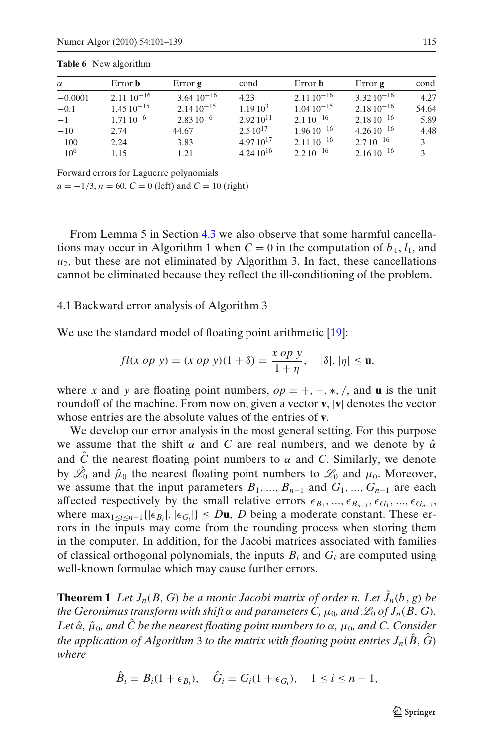**Table 6** New algorithm

| $\alpha$ | Error **b** | Error **g** | cond | Error **b** | Error **g** | cond |
|---|---|---|---|---|---|---|
| $-0.0001$ | $2.11\ 10^{-16}$ | $3.64\ 10^{-16}$ | 4.23 | $2.11\ 10^{-16}$ | $3.32\ 10^{-16}$ | 4.27 |
| $-0.1$ | $1.45\ 10^{-15}$ | $2.14\ 10^{-15}$ | $1.19\ 10^{3}$ | $1.04\ 10^{-15}$ | $2.18\ 10^{-16}$ | 54.64 |
| $-1$ | $1.71\ 10^{-6}$ | $2.83\ 10^{-6}$ | $2.92\ 10^{11}$ | $2.1\ 10^{-16}$ | $2.18\ 10^{-16}$ | 5.89 |
| $-10$ | 2.74 | 44.67 | $2.5\ 10^{17}$ | $1.96\ 10^{-16}$ | $4.26\ 10^{-16}$ | 4.48 |
| $-100$ | 2.24 | 3.83 | $4.97\ 10^{17}$ | $2.11\ 10^{-16}$ | $2.7\ 10^{-16}$ | 3 |
| $-10^{6}$ | 1.15 | 1.21 | $4.24\ 10^{16}$ | $2.2\ 10^{-16}$ | $2.16\ 10^{-16}$ | 3 |

Forward errors for Laguerre polynomials

$a = -1/3$, $n = 60$, $C = 0$ (left) and $C = 10$ (right)

From Lemma 5 in Section 4.3 we also observe that some harmful cancellations may occur in Algorithm 1 when $C = 0$ in the computation of $b_1$, $l_1$, and $u_2$, but these are not eliminated by Algorithm 3. In fact, these cancellations cannot be eliminated because they reflect the ill-conditioning of the problem.

### 4.1 Backward error analysis of Algorithm 3

We use the standard model of floating point arithmetic [19]:

$$fl(x\ op\ y) = (x\ op\ y)(1+\delta) = \frac{x\ op\ y}{1+\eta}, \quad |\delta|, |\eta| \leq \mathbf{u},$$

where $x$ and $y$ are floating point numbers, $op = +, -, *, /$, and $\mathbf{u}$ is the unit roundoff of the machine. From now on, given a vector $\mathbf{v}$, $|\mathbf{v}|$ denotes the vector whose entries are the absolute values of the entries of $\mathbf{v}$.

We develop our error analysis in the most general setting. For this purpose we assume that the shift $\alpha$ and $C$ are real numbers, and we denote by $\hat{\alpha}$ and $\hat{C}$ the nearest floating point numbers to $\alpha$ and $C$. Similarly, we denote by $\hat{\mathscr{L}}_0$ and $\hat{\mu}_0$ the nearest floating point numbers to $\mathscr{L}_0$ and $\mu_0$. Moreover, we assume that the input parameters $B_1, ..., B_{n-1}$ and $G_1, ..., G_{n-1}$ are each affected respectively by the small relative errors $\epsilon_{B_1}, ..., \epsilon_{B_{n-1}}, \epsilon_{G_1}, ..., \epsilon_{G_{n-1}}$, where $\max_{1\leq i\leq n-1}\{|\epsilon_{B_i}|, |\epsilon_{G_i}|\} \leq D\mathbf{u}$, $D$ being a moderate constant. These errors in the inputs may come from the rounding process when storing them in the computer. In addition, for the Jacobi matrices associated with families of classical orthogonal polynomials, the inputs $B_i$ and $G_i$ are computed using well-known formulae which may cause further errors.

**Theorem 1** *Let $J_n(B, G)$ be a monic Jacobi matrix of order $n$. Let $\tilde{J}_n(b, g)$ be the Geronimus transform with shift $\alpha$ and parameters $C$, $\mu_0$, and $\mathscr{L}_0$ of $J_n(B, G)$. Let $\hat{\alpha}$, $\hat{\mu}_0$, and $\hat{C}$ be the nearest floating point numbers to $\alpha$, $\mu_0$, and $C$. Consider the application of Algorithm 3 to the matrix with floating point entries $J_n(\hat{B}, \hat{G})$ where*

$$\hat{B}_i = B_i(1+\epsilon_{B_i}), \quad \hat{G}_i = G_i(1+\epsilon_{G_i}), \quad 1 \leq i \leq n-1,$$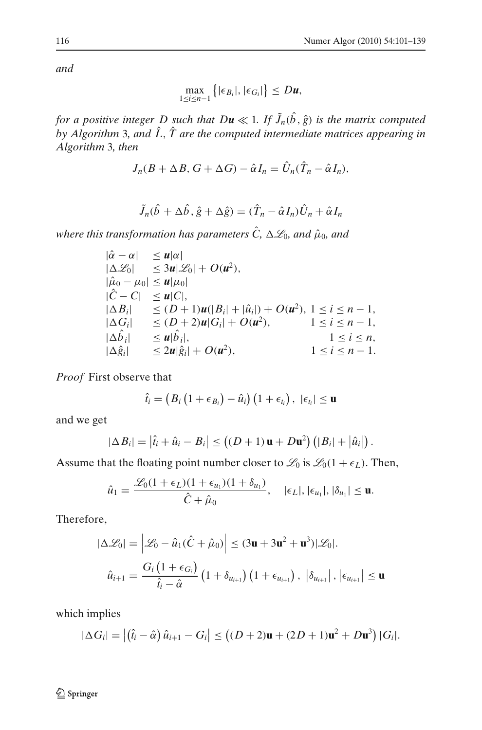*and*

$$\max_{1\le i\le n-1}\left\{|\epsilon_{B_i}|, |\epsilon_{G_i}|\right\} \le D\boldsymbol{u},$$

*for a positive integer $D$ such that $D\boldsymbol{u} \ll 1$. If $\tilde{J}_n(\hat{b}, \hat{g})$ is the matrix computed by Algorithm 3, and $\hat{L}$, $\hat{T}$ are the computed intermediate matrices appearing in Algorithm 3, then*

$$J_n(B + \Delta B, G + \Delta G) - \hat{\alpha} I_n = \hat{U}_n(\hat{T}_n - \hat{\alpha} I_n),$$

$$\tilde{J}_n(\hat{b} + \Delta\hat{b}, \hat{g} + \Delta\hat{g}) = (\hat{T}_n - \hat{\alpha} I_n)\hat{U}_n + \hat{\alpha} I_n$$

*where this transformation has parameters $\hat{C}$, $\Delta\mathscr{L}_0$, and $\hat{\mu}_0$, and*

$$\begin{array}{lll}
|\hat{\alpha} - \alpha| & \le \boldsymbol{u}|\alpha| & \\
|\Delta\mathscr{L}_0| & \le 3\boldsymbol{u}|\mathscr{L}_0| + O(\boldsymbol{u}^2), & \\
|\hat{\mu}_0 - \mu_0| & \le \boldsymbol{u}|\mu_0| & \\
|\hat{C} - C| & \le \boldsymbol{u}|C|, & \\
|\Delta B_i| & \le (D+1)\boldsymbol{u}(|B_i| + |\hat{u}_i|) + O(\boldsymbol{u}^2), & 1 \le i \le n-1, \\
|\Delta G_i| & \le (D+2)\boldsymbol{u}|G_i| + O(\boldsymbol{u}^2), & 1 \le i \le n-1, \\
|\Delta\hat{b}_i| & \le \boldsymbol{u}|\hat{b}_i|, & 1 \le i \le n, \\
|\Delta\hat{g}_i| & \le 2\boldsymbol{u}|\hat{g}_i| + O(\boldsymbol{u}^2), & 1 \le i \le n-1.
\end{array}$$

*Proof* First observe that

$$\hat{t}_i = \left(B_i\left(1 + \epsilon_{B_i}\right) - \hat{u}_i\right)\left(1 + \epsilon_{t_i}\right), \ |\epsilon_{t_i}| \le \mathbf{u}$$

and we get

$$|\Delta B_i| = \left|\hat{t}_i + \hat{u}_i - B_i\right| \le \left((D+1)\,\mathbf{u} + D\mathbf{u}^2\right)\left(|B_i| + \left|\hat{u}_i\right|\right).$$

Assume that the floating point number closer to $\mathscr{L}_0$ is $\mathscr{L}_0(1 + \epsilon_L)$. Then,

$$\hat{u}_1 = \frac{\mathscr{L}_0(1 + \epsilon_L)(1 + \epsilon_{u_1})(1 + \delta_{u_1})}{\hat{C} + \hat{\mu}_0}, \quad |\epsilon_L|, |\epsilon_{u_1}|, |\delta_{u_1}| \le \mathbf{u}.$$

Therefore,

$$|\Delta\mathscr{L}_0| = \left|\mathscr{L}_0 - \hat{u}_1(\hat{C} + \hat{\mu}_0)\right| \le (3\mathbf{u} + 3\mathbf{u}^2 + \mathbf{u}^3)|\mathscr{L}_0|.$$

$$\hat{u}_{i+1} = \frac{G_i\left(1 + \epsilon_{G_i}\right)}{\hat{t}_i - \hat{\alpha}}\left(1 + \delta_{u_{i+1}}\right)\left(1 + \epsilon_{u_{i+1}}\right), \ \left|\delta_{u_{i+1}}\right|, \left|\epsilon_{u_{i+1}}\right| \le \mathbf{u}$$

which implies

$$|\Delta G_i| = \left|\left(\hat{t}_i - \hat{\alpha}\right)\hat{u}_{i+1} - G_i\right| \le \left((D+2)\mathbf{u} + (2D+1)\mathbf{u}^2 + D\mathbf{u}^3\right)|G_i|.$$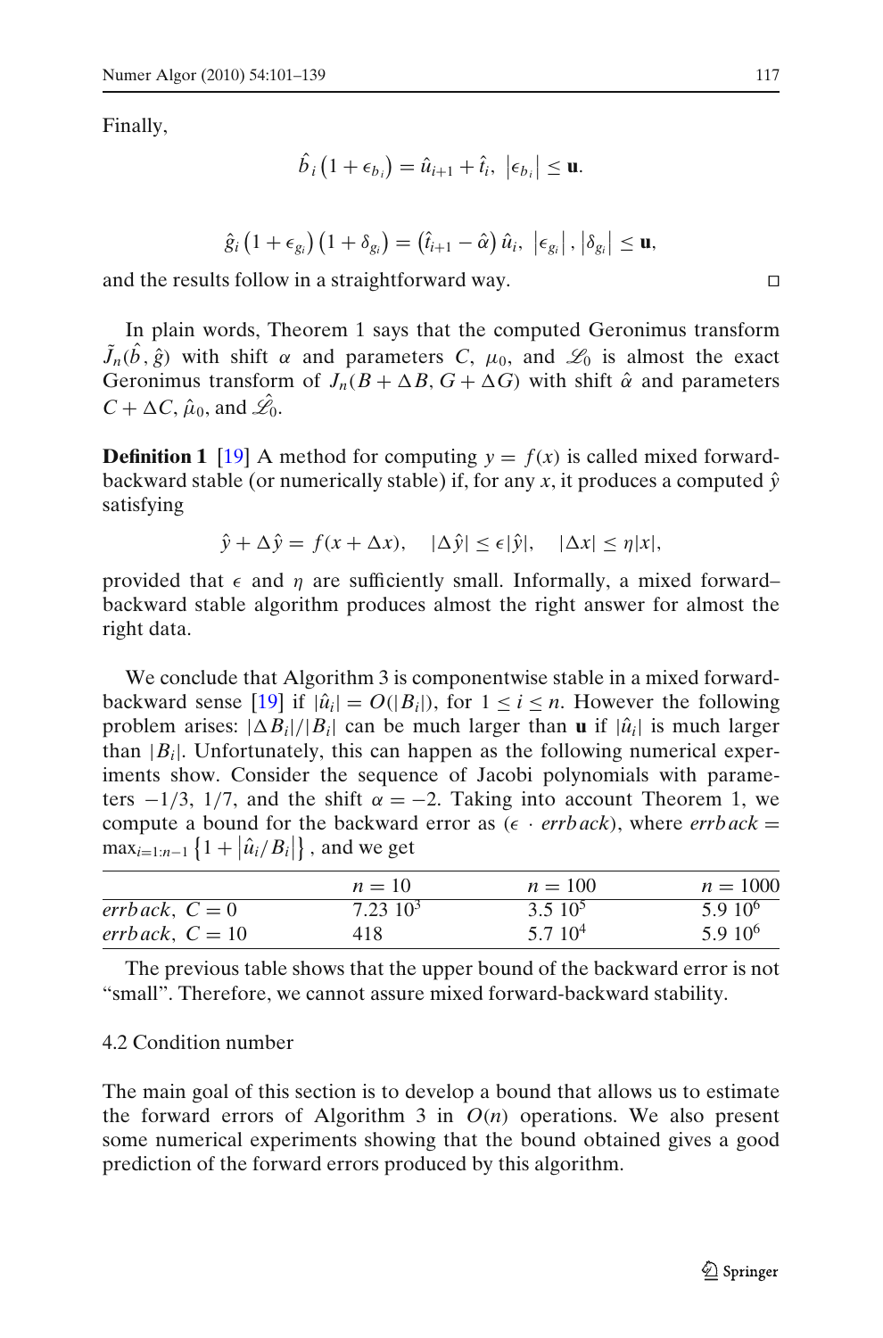Finally,

$$\hat{b}_i\left(1+\epsilon_{b_i}\right) = \hat{u}_{i+1} + \hat{t}_i,\ \left|\epsilon_{b_i}\right| \le \mathbf{u}.$$

$$\hat{g}_i\left(1+\epsilon_{g_i}\right)\left(1+\delta_{g_i}\right) = \left(\hat{t}_{i+1} - \hat{\alpha}\right)\hat{u}_i,\ \left|\epsilon_{g_i}\right|, \left|\delta_{g_i}\right| \le \mathbf{u},$$

and the results follow in a straightforward way. □

In plain words, Theorem 1 says that the computed Geronimus transform $\tilde{J}_n(\hat{b}, \hat{g})$ with shift $\alpha$ and parameters $C$, $\mu_0$, and $\mathscr{L}_0$ is almost the exact Geronimus transform of $J_n(B + \Delta B, G + \Delta G)$ with shift $\hat{\alpha}$ and parameters $C + \Delta C$, $\hat{\mu}_0$, and $\hat{\mathscr{L}_0}$.

**Definition 1** [19] A method for computing $y = f(x)$ is called mixed forward-backward stable (or numerically stable) if, for any $x$, it produces a computed $\hat{y}$ satisfying

$$\hat{y} + \Delta\hat{y} = f(x + \Delta x), \quad |\Delta\hat{y}| \le \epsilon|\hat{y}|, \quad |\Delta x| \le \eta|x|,$$

provided that $\epsilon$ and $\eta$ are sufficiently small. Informally, a mixed forward–backward stable algorithm produces almost the right answer for almost the right data.

We conclude that Algorithm 3 is componentwise stable in a mixed forward-backward sense [19] if $|\hat{u}_i| = O(|B_i|)$, for $1 \le i \le n$. However the following problem arises: $|\Delta B_i|/|B_i|$ can be much larger than $\mathbf{u}$ if $|\hat{u}_i|$ is much larger than $|B_i|$. Unfortunately, this can happen as the following numerical experiments show. Consider the sequence of Jacobi polynomials with parameters $-1/3$, $1/7$, and the shift $\alpha = -2$. Taking into account Theorem 1, we compute a bound for the backward error as $(\epsilon \cdot errback)$, where $errback = \max_{i=1:n-1}\left\{1 + \left|\hat{u}_i/B_i\right|\right\}$, and we get

| | $n = 10$ | $n = 100$ | $n = 1000$ |
|---|---|---|---|
| $errback,\ C = 0$ | $7.23\ 10^3$ | $3.5\ 10^5$ | $5.9\ 10^6$ |
| $errback,\ C = 10$ | 418 | $5.7\ 10^4$ | $5.9\ 10^6$ |

The previous table shows that the upper bound of the backward error is not "small". Therefore, we cannot assure mixed forward-backward stability.

### 4.2 Condition number

The main goal of this section is to develop a bound that allows us to estimate the forward errors of Algorithm 3 in $O(n)$ operations. We also present some numerical experiments showing that the bound obtained gives a good prediction of the forward errors produced by this algorithm.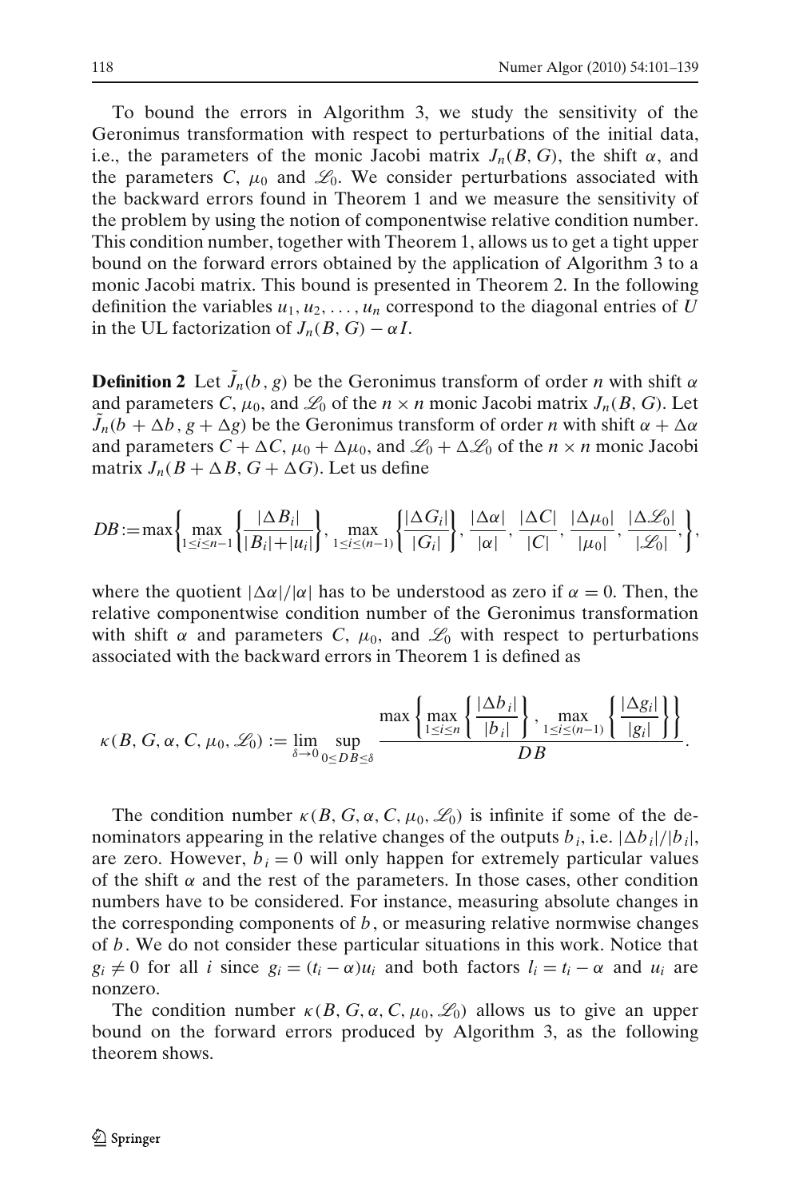To bound the errors in Algorithm 3, we study the sensitivity of the Geronimus transformation with respect to perturbations of the initial data, i.e., the parameters of the monic Jacobi matrix $J_n(B, G)$, the shift $\alpha$, and the parameters $C$, $\mu_0$ and $\mathscr{L}_0$. We consider perturbations associated with the backward errors found in Theorem 1 and we measure the sensitivity of the problem by using the notion of componentwise relative condition number. This condition number, together with Theorem 1, allows us to get a tight upper bound on the forward errors obtained by the application of Algorithm 3 to a monic Jacobi matrix. This bound is presented in Theorem 2. In the following definition the variables $u_1, u_2, \ldots, u_n$ correspond to the diagonal entries of $U$ in the UL factorization of $J_n(B, G) - \alpha I$.

**Definition 2** Let $\tilde{J}_n(b, g)$ be the Geronimus transform of order $n$ with shift $\alpha$ and parameters $C$, $\mu_0$, and $\mathscr{L}_0$ of the $n \times n$ monic Jacobi matrix $J_n(B, G)$. Let $\tilde{J}_n(b + \Delta b, g + \Delta g)$ be the Geronimus transform of order $n$ with shift $\alpha + \Delta\alpha$ and parameters $C + \Delta C$, $\mu_0 + \Delta\mu_0$, and $\mathscr{L}_0 + \Delta\mathscr{L}_0$ of the $n \times n$ monic Jacobi matrix $J_n(B + \Delta B, G + \Delta G)$. Let us define

$$DB := \max\left\{ \max_{1 \le i \le n-1} \left\{ \frac{|\Delta B_i|}{|B_i| + |u_i|} \right\}, \max_{1 \le i \le (n-1)} \left\{ \frac{|\Delta G_i|}{|G_i|} \right\}, \frac{|\Delta\alpha|}{|\alpha|}, \frac{|\Delta C|}{|C|}, \frac{|\Delta\mu_0|}{|\mu_0|}, \frac{|\Delta\mathscr{L}_0|}{|\mathscr{L}_0|}, \right\},$$

where the quotient $|\Delta\alpha|/|\alpha|$ has to be understood as zero if $\alpha = 0$. Then, the relative componentwise condition number of the Geronimus transformation with shift $\alpha$ and parameters $C$, $\mu_0$, and $\mathscr{L}_0$ with respect to perturbations associated with the backward errors in Theorem 1 is defined as

$$\kappa(B, G, \alpha, C, \mu_0, \mathscr{L}_0) := \lim_{\delta \to 0} \sup_{0 \le DB \le \delta} \frac{\max\left\{ \max\limits_{1 \le i \le n} \left\{ \dfrac{|\Delta b_i|}{|b_i|} \right\}, \max\limits_{1 \le i \le (n-1)} \left\{ \dfrac{|\Delta g_i|}{|g_i|} \right\} \right\}}{DB}.$$

The condition number $\kappa(B, G, \alpha, C, \mu_0, \mathscr{L}_0)$ is infinite if some of the denominators appearing in the relative changes of the outputs $b_i$, i.e. $|\Delta b_i|/|b_i|$, are zero. However, $b_i = 0$ will only happen for extremely particular values of the shift $\alpha$ and the rest of the parameters. In those cases, other condition numbers have to be considered. For instance, measuring absolute changes in the corresponding components of $b$, or measuring relative normwise changes of $b$. We do not consider these particular situations in this work. Notice that $g_i \neq 0$ for all $i$ since $g_i = (t_i - \alpha)u_i$ and both factors $l_i = t_i - \alpha$ and $u_i$ are nonzero.

The condition number $\kappa(B, G, \alpha, C, \mu_0, \mathscr{L}_0)$ allows us to give an upper bound on the forward errors produced by Algorithm 3, as the following theorem shows.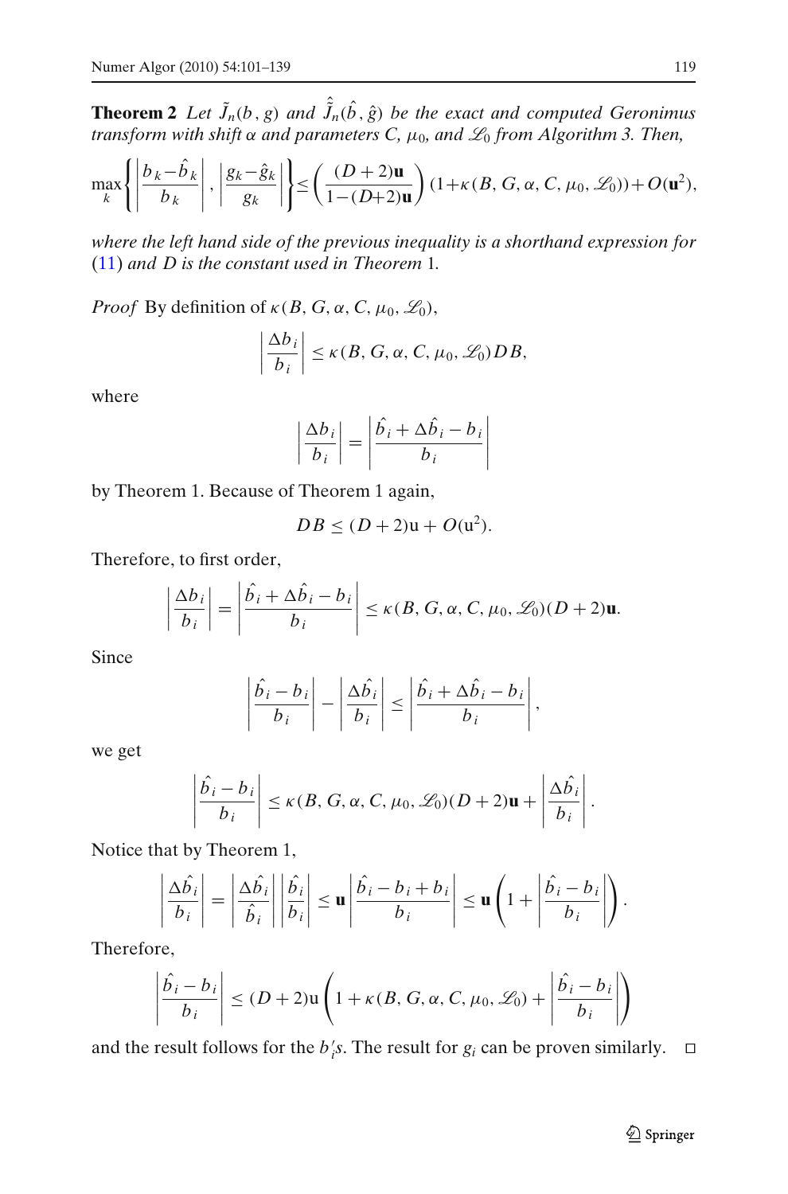**Theorem 2** *Let $\tilde{J}_n(b, g)$ and $\hat{\tilde{J}}_n(\hat{b}, \hat{g})$ be the exact and computed Geronimus transform with shift $\alpha$ and parameters $C$, $\mu_0$, and $\mathscr{L}_0$ from Algorithm 3. Then,*

$$\max_k \left\{ \left| \frac{b_k - \hat{b}_k}{b_k} \right|, \left| \frac{g_k - \hat{g}_k}{g_k} \right| \right\} \leq \left( \frac{(D+2)\mathbf{u}}{1-(D+2)\mathbf{u}} \right) (1 + \kappa(B, G, \alpha, C, \mu_0, \mathscr{L}_0)) + O(\mathbf{u}^2),$$

*where the left hand side of the previous inequality is a shorthand expression for* (11) *and $D$ is the constant used in Theorem* 1.

*Proof* By definition of $\kappa(B, G, \alpha, C, \mu_0, \mathscr{L}_0)$,

$$\left| \frac{\Delta b_i}{b_i} \right| \leq \kappa(B, G, \alpha, C, \mu_0, \mathscr{L}_0) DB,$$

where

$$\left| \frac{\Delta b_i}{b_i} \right| = \left| \frac{\hat{b}_i + \Delta \hat{b}_i - b_i}{b_i} \right|$$

by Theorem 1. Because of Theorem 1 again,

$$DB \leq (D+2)\mathrm{u} + O(\mathrm{u}^2).$$

Therefore, to first order,

$$\left| \frac{\Delta b_i}{b_i} \right| = \left| \frac{\hat{b}_i + \Delta \hat{b}_i - b_i}{b_i} \right| \leq \kappa(B, G, \alpha, C, \mu_0, \mathscr{L}_0)(D+2)\mathbf{u}.$$

Since

$$\left| \frac{\hat{b}_i - b_i}{b_i} \right| - \left| \frac{\Delta \hat{b}_i}{b_i} \right| \leq \left| \frac{\hat{b}_i + \Delta \hat{b}_i - b_i}{b_i} \right|,$$

we get

$$\left| \frac{\hat{b}_i - b_i}{b_i} \right| \leq \kappa(B, G, \alpha, C, \mu_0, \mathscr{L}_0)(D+2)\mathbf{u} + \left| \frac{\Delta \hat{b}_i}{b_i} \right|.$$

Notice that by Theorem 1,

$$\left| \frac{\Delta \hat{b}_i}{b_i} \right| = \left| \frac{\Delta \hat{b}_i}{\hat{b}_i} \right| \left| \frac{\hat{b}_i}{b_i} \right| \leq \mathbf{u} \left| \frac{\hat{b}_i - b_i + b_i}{b_i} \right| \leq \mathbf{u} \left( 1 + \left| \frac{\hat{b}_i - b_i}{b_i} \right| \right).$$

Therefore,

$$\left| \frac{\hat{b}_i - b_i}{b_i} \right| \leq (D+2)\mathrm{u} \left( 1 + \kappa(B, G, \alpha, C, \mu_0, \mathscr{L}_0) + \left| \frac{\hat{b}_i - b_i}{b_i} \right| \right)$$

and the result follows for the $b_i'$s. The result for $g_i$ can be proven similarly. □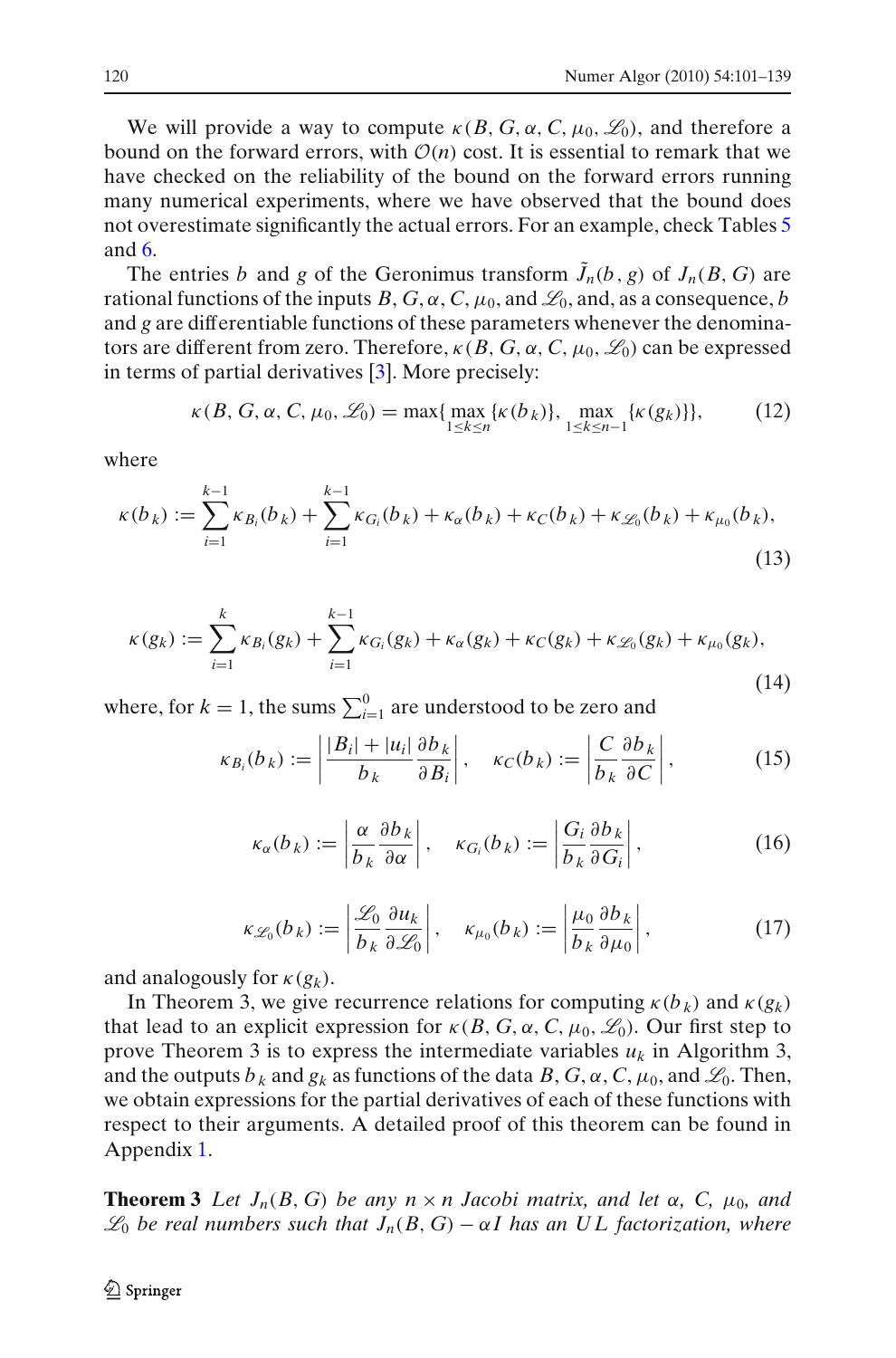We will provide a way to compute $\kappa(B, G, \alpha, C, \mu_0, \mathscr{L}_0)$, and therefore a bound on the forward errors, with $\mathcal{O}(n)$ cost. It is essential to remark that we have checked on the reliability of the bound on the forward errors running many numerical experiments, where we have observed that the bound does not overestimate significantly the actual errors. For an example, check Tables 5 and 6.

The entries $b$ and $g$ of the Geronimus transform $\tilde{J}_n(b, g)$ of $J_n(B, G)$ are rational functions of the inputs $B, G, \alpha, C, \mu_0$, and $\mathscr{L}_0$, and, as a consequence, $b$ and $g$ are differentiable functions of these parameters whenever the denominators are different from zero. Therefore, $\kappa(B, G, \alpha, C, \mu_0, \mathscr{L}_0)$ can be expressed in terms of partial derivatives [3]. More precisely:

$$\kappa(B, G, \alpha, C, \mu_0, \mathscr{L}_0) = \max\{\max_{1\leq k\leq n}\{\kappa(b_k)\}, \max_{1\leq k\leq n-1}\{\kappa(g_k)\}\}, \tag{12}$$

where

$$\kappa(b_k) := \sum_{i=1}^{k-1}\kappa_{B_i}(b_k) + \sum_{i=1}^{k-1}\kappa_{G_i}(b_k) + \kappa_\alpha(b_k) + \kappa_C(b_k) + \kappa_{\mathscr{L}_0}(b_k) + \kappa_{\mu_0}(b_k), \tag{13}$$

$$\kappa(g_k) := \sum_{i=1}^{k}\kappa_{B_i}(g_k) + \sum_{i=1}^{k-1}\kappa_{G_i}(g_k) + \kappa_\alpha(g_k) + \kappa_C(g_k) + \kappa_{\mathscr{L}_0}(g_k) + \kappa_{\mu_0}(g_k), \tag{14}$$

where, for $k = 1$, the sums $\sum_{i=1}^{0}$ are understood to be zero and

$$\kappa_{B_i}(b_k) := \left|\frac{|B_i| + |u_i|}{b_k}\frac{\partial b_k}{\partial B_i}\right|, \quad \kappa_C(b_k) := \left|\frac{C}{b_k}\frac{\partial b_k}{\partial C}\right|, \tag{15}$$

$$\kappa_\alpha(b_k) := \left|\frac{\alpha}{b_k}\frac{\partial b_k}{\partial \alpha}\right|, \quad \kappa_{G_i}(b_k) := \left|\frac{G_i}{b_k}\frac{\partial b_k}{\partial G_i}\right|, \tag{16}$$

$$\kappa_{\mathscr{L}_0}(b_k) := \left|\frac{\mathscr{L}_0}{b_k}\frac{\partial u_k}{\partial \mathscr{L}_0}\right|, \quad \kappa_{\mu_0}(b_k) := \left|\frac{\mu_0}{b_k}\frac{\partial b_k}{\partial \mu_0}\right|, \tag{17}$$

and analogously for $\kappa(g_k)$.

In Theorem 3, we give recurrence relations for computing $\kappa(b_k)$ and $\kappa(g_k)$ that lead to an explicit expression for $\kappa(B, G, \alpha, C, \mu_0, \mathscr{L}_0)$. Our first step to prove Theorem 3 is to express the intermediate variables $u_k$ in Algorithm 3, and the outputs $b_k$ and $g_k$ as functions of the data $B, G, \alpha, C, \mu_0$, and $\mathscr{L}_0$. Then, we obtain expressions for the partial derivatives of each of these functions with respect to their arguments. A detailed proof of this theorem can be found in Appendix 1.

**Theorem 3** *Let $J_n(B, G)$ be any $n \times n$ Jacobi matrix, and let $\alpha$, $C$, $\mu_0$, and $\mathscr{L}_0$ be real numbers such that $J_n(B, G) - \alpha I$ has an $UL$ factorization, where*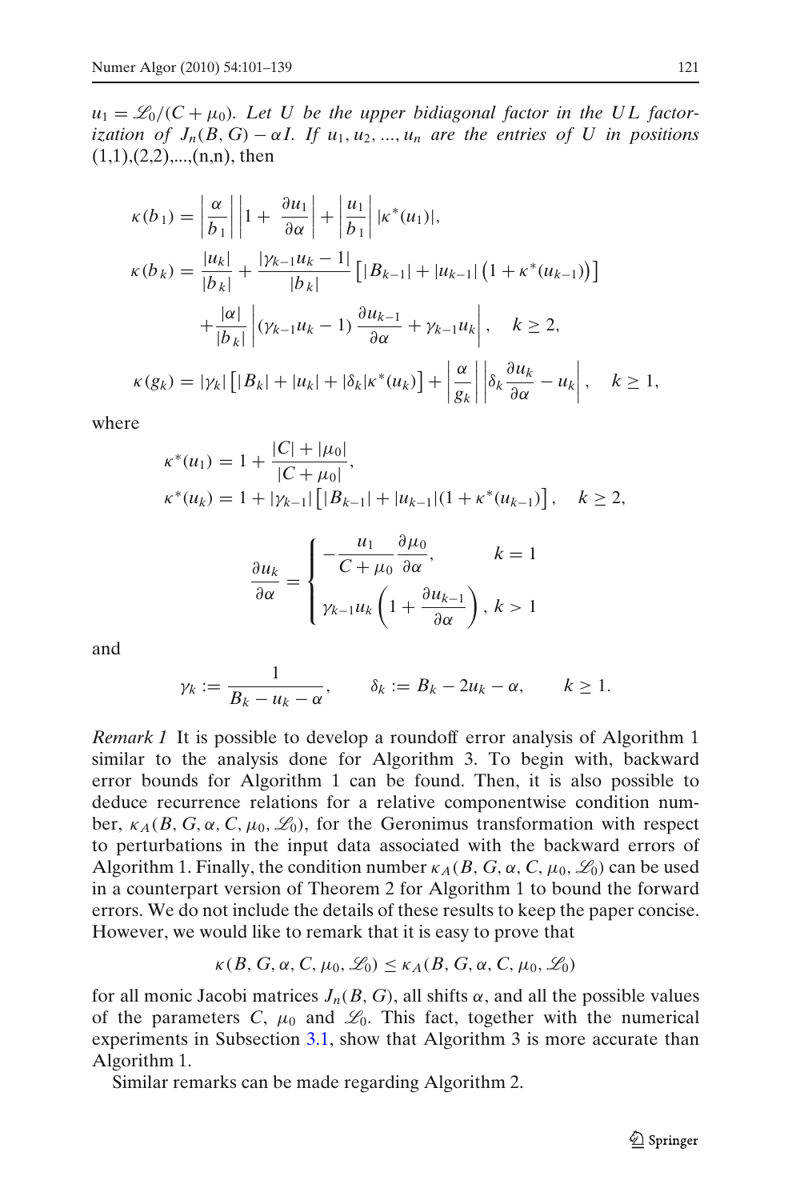$u_1 = \mathscr{L}_0/(C+\mu_0)$. *Let $U$ be the upper bidiagonal factor in the $UL$ factorization of $J_n(B,G) - \alpha I$. If $u_1, u_2, ..., u_n$ are the entries of $U$ in positions* (1,1),(2,2),...,(n,n), then

$$
\begin{aligned}
\kappa(b_1) &= \left|\frac{\alpha}{b_1}\right| \left|1 + \frac{\partial u_1}{\partial \alpha}\right| + \left|\frac{u_1}{b_1}\right| |\kappa^*(u_1)|, \\
\kappa(b_k) &= \frac{|u_k|}{|b_k|} + \frac{|\gamma_{k-1} u_k - 1|}{|b_k|} \left[ |B_{k-1}| + |u_{k-1}| \left(1 + \kappa^*(u_{k-1})\right) \right] \\
&\quad + \frac{|\alpha|}{|b_k|} \left| (\gamma_{k-1} u_k - 1) \frac{\partial u_{k-1}}{\partial \alpha} + \gamma_{k-1} u_k \right|, \quad k \geq 2, \\
\kappa(g_k) &= |\gamma_k| \left[ |B_k| + |u_k| + |\delta_k| \kappa^*(u_k) \right] + \left|\frac{\alpha}{g_k}\right| \left| \delta_k \frac{\partial u_k}{\partial \alpha} - u_k \right|, \quad k \geq 1,
\end{aligned}
$$

where

$$
\begin{aligned}
\kappa^*(u_1) &= 1 + \frac{|C| + |\mu_0|}{|C + \mu_0|}, \\
\kappa^*(u_k) &= 1 + |\gamma_{k-1}| \left[ |B_{k-1}| + |u_{k-1}| (1 + \kappa^*(u_{k-1})) \right], \quad k \geq 2,
\end{aligned}
$$

$$
\frac{\partial u_k}{\partial \alpha} = \begin{cases} -\dfrac{u_1}{C + \mu_0} \dfrac{\partial \mu_0}{\partial \alpha}, & k = 1 \\[2ex] \gamma_{k-1} u_k \left(1 + \dfrac{\partial u_{k-1}}{\partial \alpha}\right), & k > 1 \end{cases}
$$

and

$$
\gamma_k := \frac{1}{B_k - u_k - \alpha}, \qquad \delta_k := B_k - 2u_k - \alpha, \qquad k \geq 1.
$$

*Remark 1* It is possible to develop a roundoff error analysis of Algorithm 1 similar to the analysis done for Algorithm 3. To begin with, backward error bounds for Algorithm 1 can be found. Then, it is also possible to deduce recurrence relations for a relative componentwise condition number, $\kappa_A(B, G, \alpha, C, \mu_0, \mathscr{L}_0)$, for the Geronimus transformation with respect to perturbations in the input data associated with the backward errors of Algorithm 1. Finally, the condition number $\kappa_A(B, G, \alpha, C, \mu_0, \mathscr{L}_0)$ can be used in a counterpart version of Theorem 2 for Algorithm 1 to bound the forward errors. We do not include the details of these results to keep the paper concise. However, we would like to remark that it is easy to prove that

$$
\kappa(B, G, \alpha, C, \mu_0, \mathscr{L}_0) \leq \kappa_A(B, G, \alpha, C, \mu_0, \mathscr{L}_0)
$$

for all monic Jacobi matrices $J_n(B, G)$, all shifts $\alpha$, and all the possible values of the parameters $C$, $\mu_0$ and $\mathscr{L}_0$. This fact, together with the numerical experiments in Subsection 3.1, show that Algorithm 3 is more accurate than Algorithm 1.

Similar remarks can be made regarding Algorithm 2.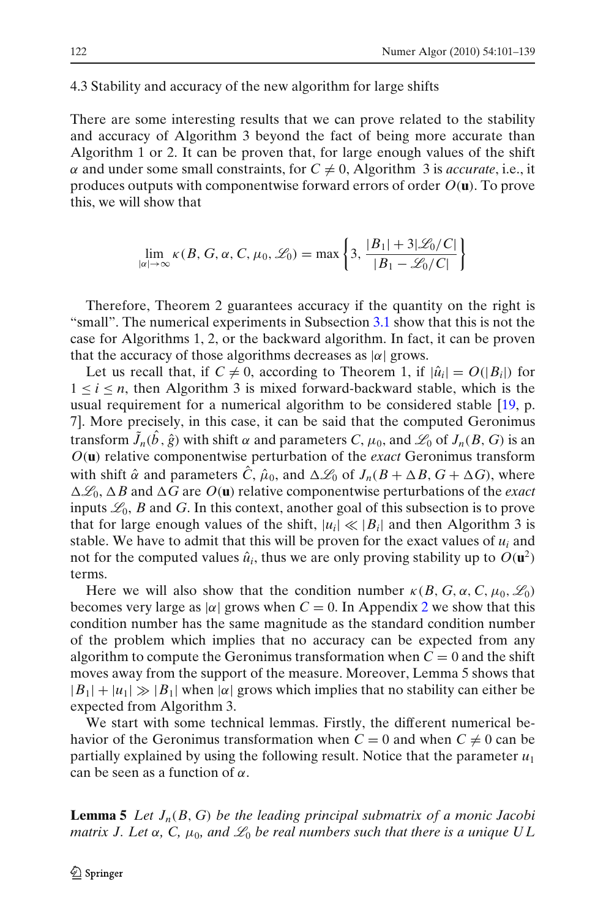### 4.3 Stability and accuracy of the new algorithm for large shifts

There are some interesting results that we can prove related to the stability and accuracy of Algorithm 3 beyond the fact of being more accurate than Algorithm 1 or 2. It can be proven that, for large enough values of the shift $\alpha$ and under some small constraints, for $C \neq 0$, Algorithm 3 is *accurate*, i.e., it produces outputs with componentwise forward errors of order $O(\mathbf{u})$. To prove this, we will show that

$$\lim_{|\alpha|\to\infty} \kappa(B, G, \alpha, C, \mu_0, \mathscr{L}_0) = \max\left\{3, \frac{|B_1| + 3|\mathscr{L}_0/C|}{|B_1 - \mathscr{L}_0/C|}\right\}$$

Therefore, Theorem 2 guarantees accuracy if the quantity on the right is "small". The numerical experiments in Subsection 3.1 show that this is not the case for Algorithms 1, 2, or the backward algorithm. In fact, it can be proven that the accuracy of those algorithms decreases as $|\alpha|$ grows.

Let us recall that, if $C \neq 0$, according to Theorem 1, if $|\hat{u}_i| = O(|B_i|)$ for $1 \leq i \leq n$, then Algorithm 3 is mixed forward-backward stable, which is the usual requirement for a numerical algorithm to be considered stable [19, p. 7]. More precisely, in this case, it can be said that the computed Geronimus transform $\tilde{J}_n(\hat{b}, \hat{g})$ with shift $\alpha$ and parameters $C$, $\mu_0$, and $\mathscr{L}_0$ of $J_n(B, G)$ is an $O(\mathbf{u})$ relative componentwise perturbation of the *exact* Geronimus transform with shift $\hat{\alpha}$ and parameters $\hat{C}$, $\hat{\mu}_0$, and $\Delta\mathscr{L}_0$ of $J_n(B + \Delta B, G + \Delta G)$, where $\Delta\mathscr{L}_0$, $\Delta B$ and $\Delta G$ are $O(\mathbf{u})$ relative componentwise perturbations of the *exact* inputs $\mathscr{L}_0$, $B$ and $G$. In this context, another goal of this subsection is to prove that for large enough values of the shift, $|u_i| \ll |B_i|$ and then Algorithm 3 is stable. We have to admit that this will be proven for the exact values of $u_i$ and not for the computed values $\hat{u}_i$, thus we are only proving stability up to $O(\mathbf{u}^2)$ terms.

Here we will also show that the condition number $\kappa(B, G, \alpha, C, \mu_0, \mathscr{L}_0)$ becomes very large as $|\alpha|$ grows when $C = 0$. In Appendix 2 we show that this condition number has the same magnitude as the standard condition number of the problem which implies that no accuracy can be expected from any algorithm to compute the Geronimus transformation when $C = 0$ and the shift moves away from the support of the measure. Moreover, Lemma 5 shows that $|B_1| + |u_1| \gg |B_1|$ when $|\alpha|$ grows which implies that no stability can either be expected from Algorithm 3.

We start with some technical lemmas. Firstly, the different numerical behavior of the Geronimus transformation when $C = 0$ and when $C \neq 0$ can be partially explained by using the following result. Notice that the parameter $u_1$ can be seen as a function of $\alpha$.

**Lemma 5** *Let $J_n(B, G)$ be the leading principal submatrix of a monic Jacobi matrix $J$. Let $\alpha$, $C$, $\mu_0$, and $\mathscr{L}_0$ be real numbers such that there is a unique $UL$*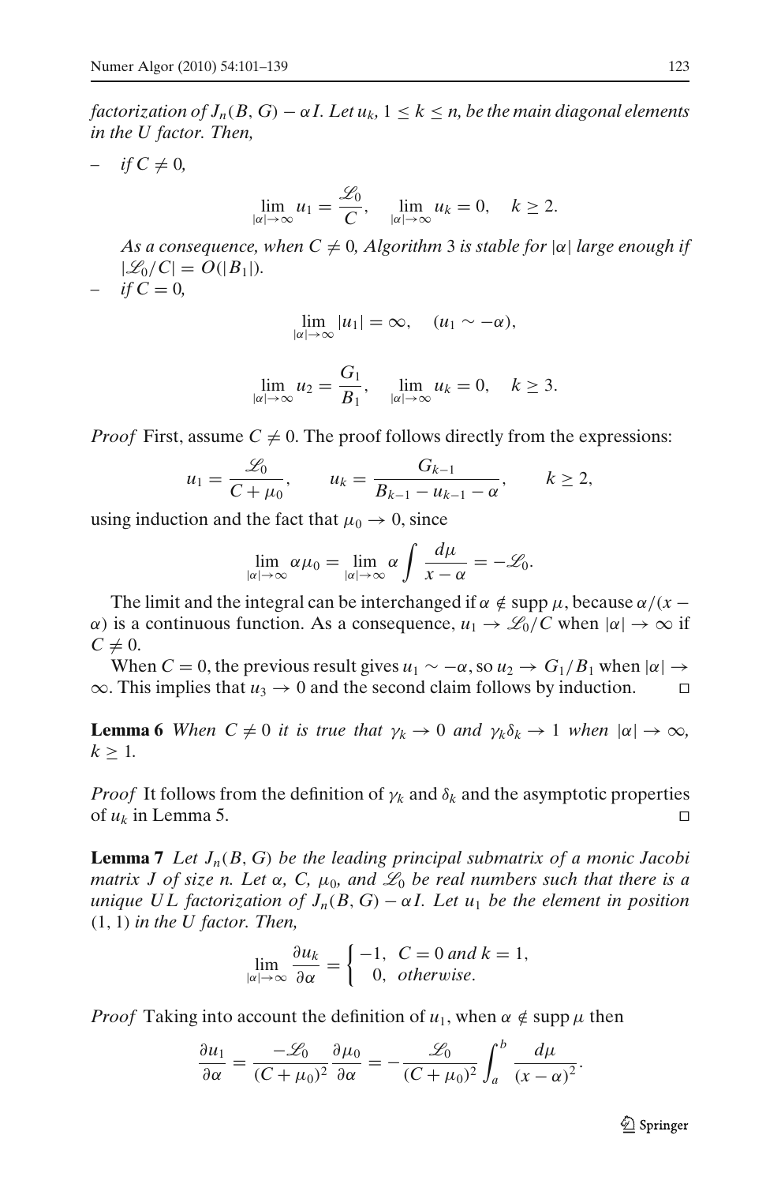*factorization of $J_n(B, G) - \alpha I$. Let $u_k$, $1 \le k \le n$, be the main diagonal elements in the U factor. Then,*

– *if $C \neq 0$,*

$$\lim_{|\alpha|\to\infty} u_1 = \frac{\mathscr{L}_0}{C}, \quad \lim_{|\alpha|\to\infty} u_k = 0, \quad k \ge 2.$$

*As a consequence, when $C \neq 0$, Algorithm 3 is stable for $|\alpha|$ large enough if $|\mathscr{L}_0/C| = O(|B_1|)$.*

– *if $C = 0$,*

$$\lim_{|\alpha|\to\infty} |u_1| = \infty, \quad (u_1 \sim -\alpha),$$

$$\lim_{|\alpha|\to\infty} u_2 = \frac{G_1}{B_1}, \quad \lim_{|\alpha|\to\infty} u_k = 0, \quad k \ge 3.$$

*Proof* First, assume $C \neq 0$. The proof follows directly from the expressions:

$$u_1 = \frac{\mathscr{L}_0}{C + \mu_0}, \qquad u_k = \frac{G_{k-1}}{B_{k-1} - u_{k-1} - \alpha}, \qquad k \ge 2,$$

using induction and the fact that $\mu_0 \to 0$, since

$$\lim_{|\alpha|\to\infty} \alpha\mu_0 = \lim_{|\alpha|\to\infty} \alpha \int \frac{d\mu}{x - \alpha} = -\mathscr{L}_0.$$

The limit and the integral can be interchanged if $\alpha \notin \operatorname{supp} \mu$, because $\alpha/(x - \alpha)$ is a continuous function. As a consequence, $u_1 \to \mathscr{L}_0/C$ when $|\alpha| \to \infty$ if $C \neq 0$.

When $C = 0$, the previous result gives $u_1 \sim -\alpha$, so $u_2 \to G_1/B_1$ when $|\alpha| \to \infty$. This implies that $u_3 \to 0$ and the second claim follows by induction. □

**Lemma 6** *When $C \neq 0$ it is true that $\gamma_k \to 0$ and $\gamma_k \delta_k \to 1$ when $|\alpha| \to \infty$, $k \ge 1$.*

*Proof* It follows from the definition of $\gamma_k$ and $\delta_k$ and the asymptotic properties of $u_k$ in Lemma 5. □

**Lemma 7** *Let $J_n(B, G)$ be the leading principal submatrix of a monic Jacobi matrix $J$ of size $n$. Let $\alpha$, $C$, $\mu_0$, and $\mathscr{L}_0$ be real numbers such that there is a unique $UL$ factorization of $J_n(B, G) - \alpha I$. Let $u_1$ be the element in position $(1, 1)$ in the U factor. Then,*

$$\lim_{|\alpha|\to\infty} \frac{\partial u_k}{\partial \alpha} = \begin{cases} -1, & C = 0 \text{ and } k = 1, \\ 0, & \text{otherwise}. \end{cases}$$

*Proof* Taking into account the definition of $u_1$, when $\alpha \notin \operatorname{supp} \mu$ then

$$\frac{\partial u_1}{\partial \alpha} = \frac{-\mathscr{L}_0}{(C + \mu_0)^2} \frac{\partial \mu_0}{\partial \alpha} = -\frac{\mathscr{L}_0}{(C + \mu_0)^2} \int_a^b \frac{d\mu}{(x - \alpha)^2}.$$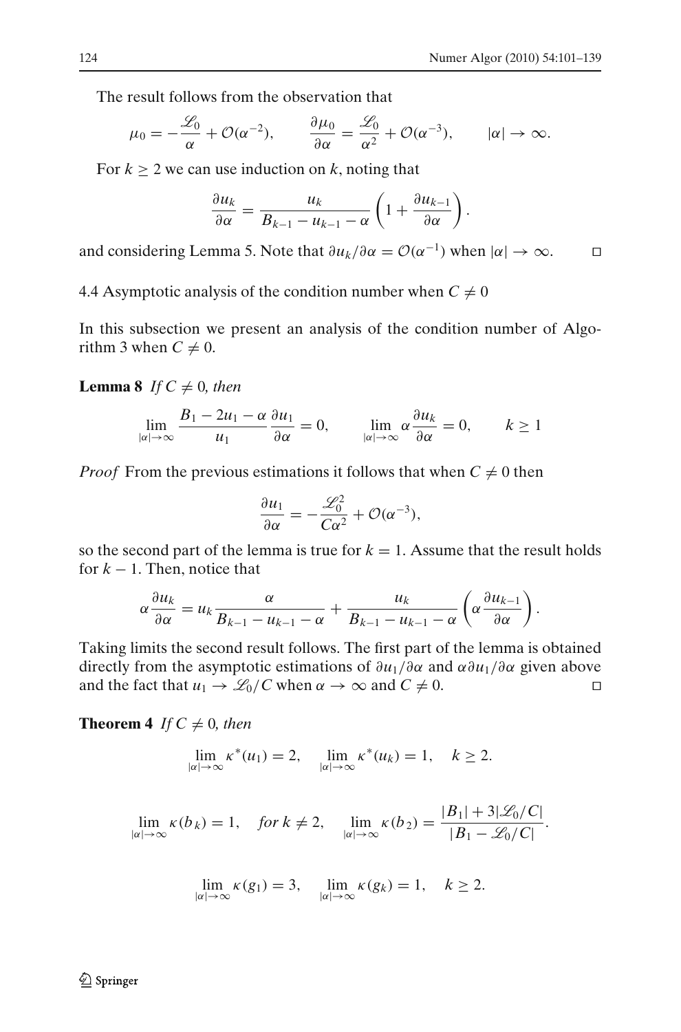The result follows from the observation that

$$\mu_0 = -\frac{\mathscr{L}_0}{\alpha} + \mathcal{O}(\alpha^{-2}), \qquad \frac{\partial \mu_0}{\partial \alpha} = \frac{\mathscr{L}_0}{\alpha^2} + \mathcal{O}(\alpha^{-3}), \qquad |\alpha| \to \infty.$$

For $k \geq 2$ we can use induction on $k$, noting that

$$\frac{\partial u_k}{\partial \alpha} = \frac{u_k}{B_{k-1} - u_{k-1} - \alpha}\left(1 + \frac{\partial u_{k-1}}{\partial \alpha}\right).$$

and considering Lemma 5. Note that $\partial u_k/\partial \alpha = \mathcal{O}(\alpha^{-1})$ when $|\alpha| \to \infty$. □

### 4.4 Asymptotic analysis of the condition number when $C \neq 0$

In this subsection we present an analysis of the condition number of Algorithm 3 when $C \neq 0$.

**Lemma 8** *If $C \neq 0$, then*

$$\lim_{|\alpha|\to\infty} \frac{B_1 - 2u_1 - \alpha}{u_1}\frac{\partial u_1}{\partial \alpha} = 0, \qquad \lim_{|\alpha|\to\infty} \alpha \frac{\partial u_k}{\partial \alpha} = 0, \qquad k \geq 1$$

*Proof* From the previous estimations it follows that when $C \neq 0$ then

$$\frac{\partial u_1}{\partial \alpha} = -\frac{\mathscr{L}_0^2}{C\alpha^2} + \mathcal{O}(\alpha^{-3}),$$

so the second part of the lemma is true for $k = 1$. Assume that the result holds for $k - 1$. Then, notice that

$$\alpha \frac{\partial u_k}{\partial \alpha} = u_k \frac{\alpha}{B_{k-1} - u_{k-1} - \alpha} + \frac{u_k}{B_{k-1} - u_{k-1} - \alpha}\left(\alpha \frac{\partial u_{k-1}}{\partial \alpha}\right).$$

Taking limits the second result follows. The first part of the lemma is obtained directly from the asymptotic estimations of $\partial u_1/\partial \alpha$ and $\alpha \partial u_1/\partial \alpha$ given above and the fact that $u_1 \to \mathscr{L}_0/C$ when $\alpha \to \infty$ and $C \neq 0$. □

**Theorem 4** *If $C \neq 0$, then*

$$\lim_{|\alpha|\to\infty} \kappa^*(u_1) = 2, \quad \lim_{|\alpha|\to\infty} \kappa^*(u_k) = 1, \quad k \geq 2.$$

$$\lim_{|\alpha|\to\infty} \kappa(b_k) = 1, \quad \textit{for } k \neq 2, \quad \lim_{|\alpha|\to\infty} \kappa(b_2) = \frac{|B_1| + 3|\mathscr{L}_0/C|}{|B_1 - \mathscr{L}_0/C|}.$$

$$\lim_{|\alpha|\to\infty} \kappa(g_1) = 3, \quad \lim_{|\alpha|\to\infty} \kappa(g_k) = 1, \quad k \geq 2.$$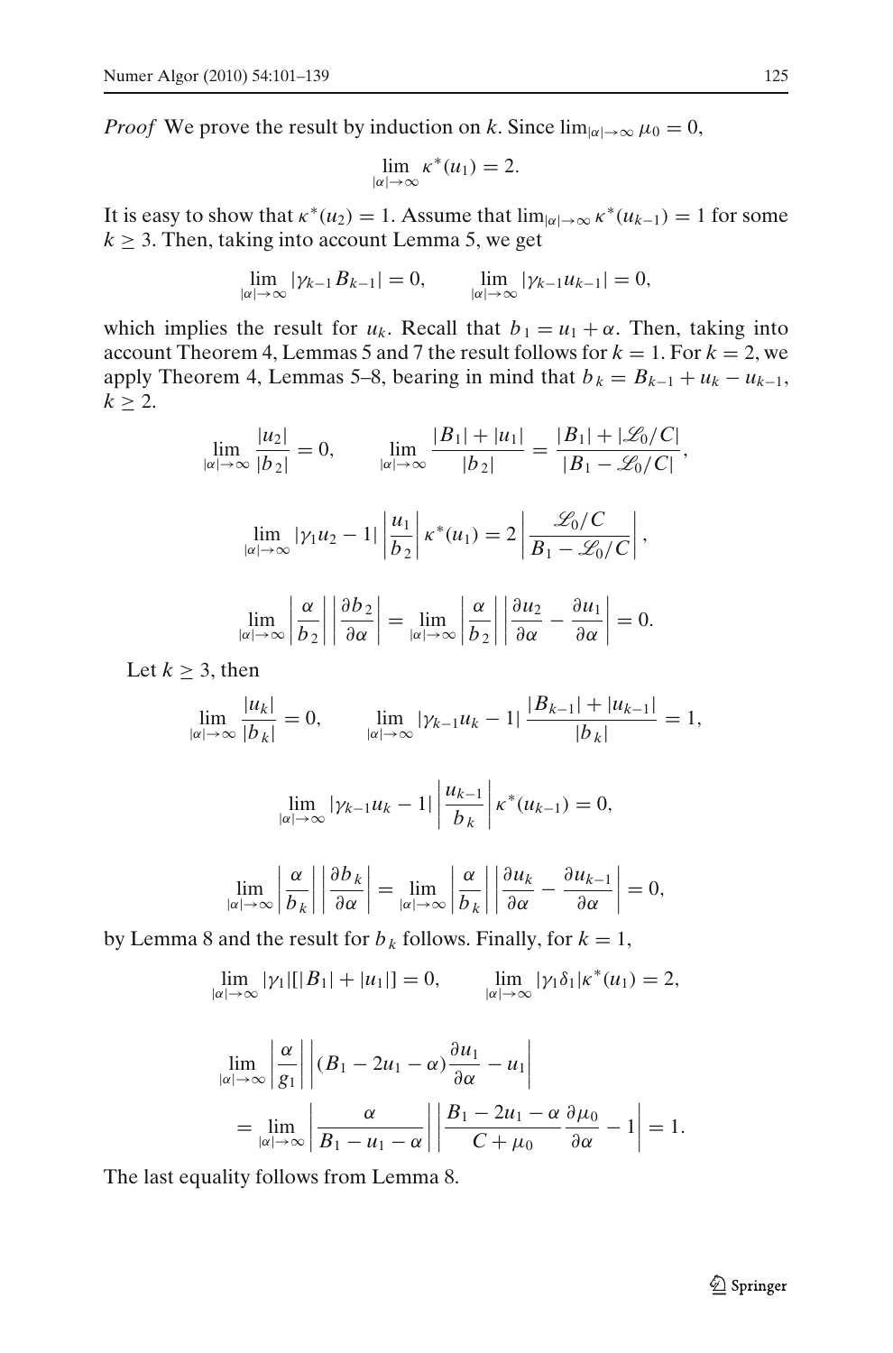*Proof* We prove the result by induction on $k$. Since $\lim_{|\alpha|\to\infty} \mu_0 = 0$,

$$\lim_{|\alpha|\to\infty} \kappa^*(u_1) = 2.$$

It is easy to show that $\kappa^*(u_2) = 1$. Assume that $\lim_{|\alpha|\to\infty} \kappa^*(u_{k-1}) = 1$ for some $k \geq 3$. Then, taking into account Lemma 5, we get

$$\lim_{|\alpha|\to\infty} |\gamma_{k-1} B_{k-1}| = 0, \qquad \lim_{|\alpha|\to\infty} |\gamma_{k-1} u_{k-1}| = 0,$$

which implies the result for $u_k$. Recall that $b_1 = u_1 + \alpha$. Then, taking into account Theorem 4, Lemmas 5 and 7 the result follows for $k = 1$. For $k = 2$, we apply Theorem 4, Lemmas 5–8, bearing in mind that $b_k = B_{k-1} + u_k - u_{k-1}$, $k \geq 2$.

$$\lim_{|\alpha|\to\infty} \frac{|u_2|}{|b_2|} = 0, \qquad \lim_{|\alpha|\to\infty} \frac{|B_1| + |u_1|}{|b_2|} = \frac{|B_1| + |\mathscr{L}_0/C|}{|B_1 - \mathscr{L}_0/C|},$$

$$\lim_{|\alpha|\to\infty} |\gamma_1 u_2 - 1| \left|\frac{u_1}{b_2}\right| \kappa^*(u_1) = 2\left|\frac{\mathscr{L}_0/C}{B_1 - \mathscr{L}_0/C}\right|,$$

$$\lim_{|\alpha|\to\infty} \left|\frac{\alpha}{b_2}\right| \left|\frac{\partial b_2}{\partial \alpha}\right| = \lim_{|\alpha|\to\infty} \left|\frac{\alpha}{b_2}\right| \left|\frac{\partial u_2}{\partial \alpha} - \frac{\partial u_1}{\partial \alpha}\right| = 0.$$

Let $k \geq 3$, then

$$\lim_{|\alpha|\to\infty} \frac{|u_k|}{|b_k|} = 0, \qquad \lim_{|\alpha|\to\infty} |\gamma_{k-1} u_k - 1| \frac{|B_{k-1}| + |u_{k-1}|}{|b_k|} = 1,$$

$$\lim_{|\alpha|\to\infty} |\gamma_{k-1} u_k - 1| \left|\frac{u_{k-1}}{b_k}\right| \kappa^*(u_{k-1}) = 0,$$

$$\lim_{|\alpha|\to\infty} \left|\frac{\alpha}{b_k}\right| \left|\frac{\partial b_k}{\partial \alpha}\right| = \lim_{|\alpha|\to\infty} \left|\frac{\alpha}{b_k}\right| \left|\frac{\partial u_k}{\partial \alpha} - \frac{\partial u_{k-1}}{\partial \alpha}\right| = 0,$$

by Lemma 8 and the result for $b_k$ follows. Finally, for $k = 1$,

$$\lim_{|\alpha|\to\infty} |\gamma_1|[|B_1| + |u_1|] = 0, \qquad \lim_{|\alpha|\to\infty} |\gamma_1 \delta_1| \kappa^*(u_1) = 2,$$

$$\begin{aligned}
&\lim_{|\alpha|\to\infty} \left|\frac{\alpha}{g_1}\right| \left|(B_1 - 2u_1 - \alpha)\frac{\partial u_1}{\partial \alpha} - u_1\right| \\
&\quad = \lim_{|\alpha|\to\infty} \left|\frac{\alpha}{B_1 - u_1 - \alpha}\right| \left|\frac{B_1 - 2u_1 - \alpha}{C + \mu_0}\frac{\partial \mu_0}{\partial \alpha} - 1\right| = 1.
\end{aligned}$$

The last equality follows from Lemma 8.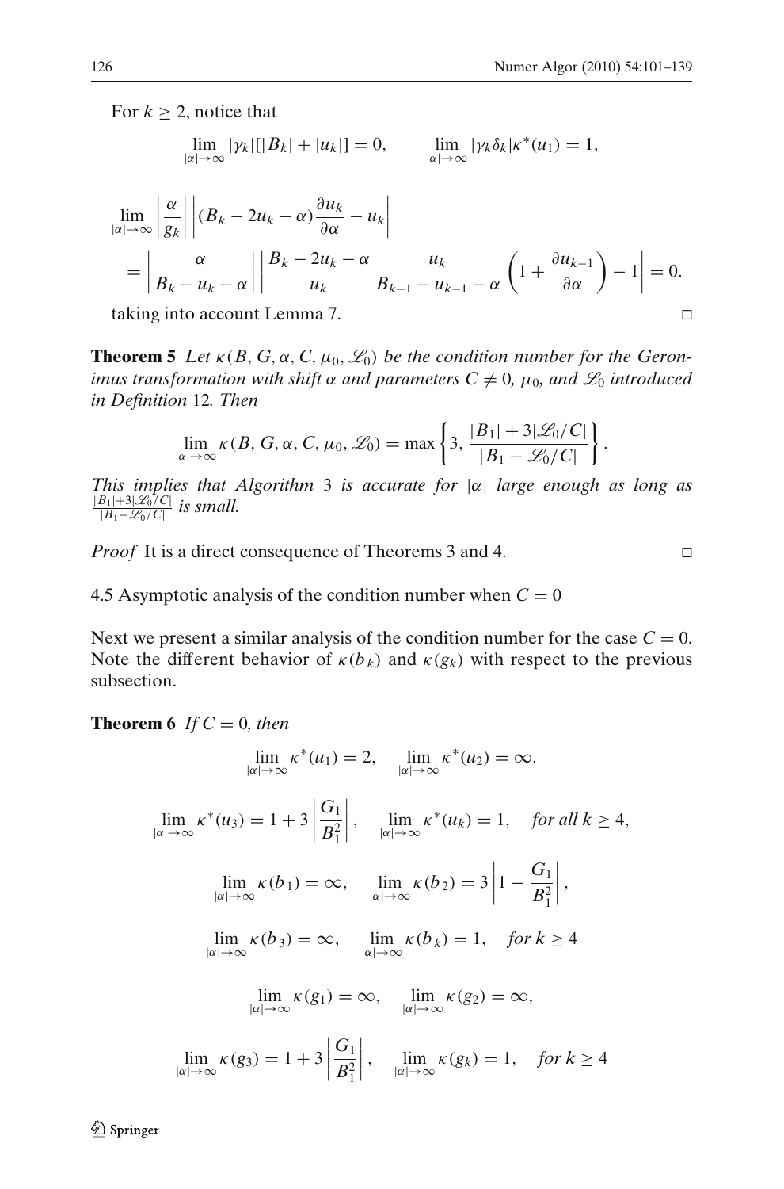For $k \geq 2$, notice that

$$\lim_{|\alpha|\to\infty} |\gamma_k|[|B_k| + |u_k|] = 0, \qquad \lim_{|\alpha|\to\infty} |\gamma_k \delta_k| \kappa^*(u_1) = 1,$$

$$\lim_{|\alpha|\to\infty} \left|\frac{\alpha}{g_k}\right| \left|(B_k - 2u_k - \alpha)\frac{\partial u_k}{\partial \alpha} - u_k\right|$$
$$= \left|\frac{\alpha}{B_k - u_k - \alpha}\right| \left|\frac{B_k - 2u_k - \alpha}{u_k} \frac{u_k}{B_{k-1} - u_{k-1} - \alpha}\left(1 + \frac{\partial u_{k-1}}{\partial \alpha}\right) - 1\right| = 0.$$

taking into account Lemma 7. □

**Theorem 5** *Let $\kappa(B, G, \alpha, C, \mu_0, \mathscr{L}_0)$ be the condition number for the Geronimus transformation with shift $\alpha$ and parameters $C \neq 0$, $\mu_0$, and $\mathscr{L}_0$ introduced in Definition* 12*. Then*

$$\lim_{|\alpha|\to\infty} \kappa(B, G, \alpha, C, \mu_0, \mathscr{L}_0) = \max\left\{3, \frac{|B_1| + 3|\mathscr{L}_0/C|}{|B_1 - \mathscr{L}_0/C|}\right\}.$$

*This implies that Algorithm* 3 *is accurate for $|\alpha|$ large enough as long as $\frac{|B_1|+3|\mathscr{L}_0/C|}{|B_1-\mathscr{L}_0/C|}$ is small.*

*Proof* It is a direct consequence of Theorems 3 and 4. □

### 4.5 Asymptotic analysis of the condition number when $C = 0$

Next we present a similar analysis of the condition number for the case $C = 0$. Note the different behavior of $\kappa(b_k)$ and $\kappa(g_k)$ with respect to the previous subsection.

**Theorem 6** *If $C = 0$, then*

$$\lim_{|\alpha|\to\infty} \kappa^*(u_1) = 2, \quad \lim_{|\alpha|\to\infty} \kappa^*(u_2) = \infty.$$

$$\lim_{|\alpha|\to\infty} \kappa^*(u_3) = 1 + 3\left|\frac{G_1}{B_1^2}\right|, \quad \lim_{|\alpha|\to\infty} \kappa^*(u_k) = 1, \quad \textit{for all } k \geq 4,$$

$$\lim_{|\alpha|\to\infty} \kappa(b_1) = \infty, \quad \lim_{|\alpha|\to\infty} \kappa(b_2) = 3\left|1 - \frac{G_1}{B_1^2}\right|,$$

$$\lim_{|\alpha|\to\infty} \kappa(b_3) = \infty, \quad \lim_{|\alpha|\to\infty} \kappa(b_k) = 1, \quad \textit{for } k \geq 4$$

$$\lim_{|\alpha|\to\infty} \kappa(g_1) = \infty, \quad \lim_{|\alpha|\to\infty} \kappa(g_2) = \infty,$$

$$\lim_{|\alpha|\to\infty} \kappa(g_3) = 1 + 3\left|\frac{G_1}{B_1^2}\right|, \quad \lim_{|\alpha|\to\infty} \kappa(g_k) = 1, \quad \textit{for } k \geq 4$$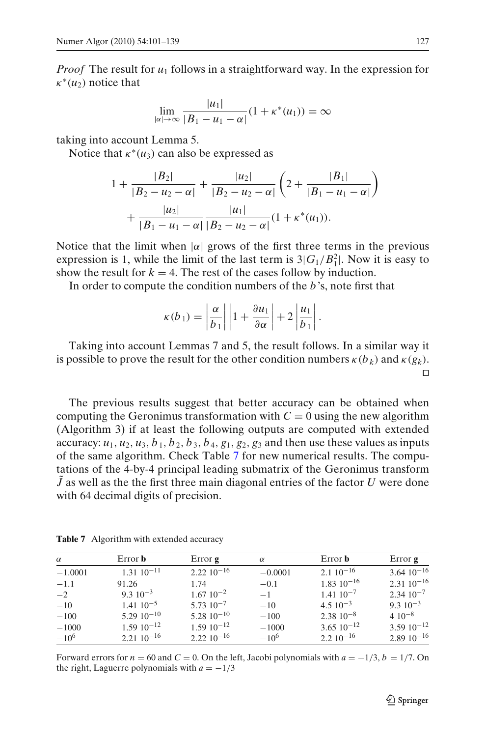*Proof* The result for $u_1$ follows in a straightforward way. In the expression for $\kappa^*(u_2)$ notice that

$$\lim_{|\alpha|\to\infty} \frac{|u_1|}{|B_1 - u_1 - \alpha|}(1 + \kappa^*(u_1)) = \infty$$

taking into account Lemma 5.

Notice that $\kappa^*(u_3)$ can also be expressed as

$$1 + \frac{|B_2|}{|B_2 - u_2 - \alpha|} + \frac{|u_2|}{|B_2 - u_2 - \alpha|}\left(2 + \frac{|B_1|}{|B_1 - u_1 - \alpha|}\right) + \frac{|u_2|}{|B_1 - u_1 - \alpha|}\frac{|u_1|}{|B_2 - u_2 - \alpha|}(1 + \kappa^*(u_1)).$$

Notice that the limit when $|\alpha|$ grows of the first three terms in the previous expression is 1, while the limit of the last term is $3|G_1/B_1^2|$. Now it is easy to show the result for $k = 4$. The rest of the cases follow by induction.

In order to compute the condition numbers of the $b$'s, note first that

$$\kappa(b_1) = \left|\frac{\alpha}{b_1}\right| \left|1 + \frac{\partial u_1}{\partial \alpha}\right| + 2\left|\frac{u_1}{b_1}\right|.$$

Taking into account Lemmas 7 and 5, the result follows. In a similar way it is possible to prove the result for the other condition numbers $\kappa(b_k)$ and $\kappa(g_k)$. □

The previous results suggest that better accuracy can be obtained when computing the Geronimus transformation with $C = 0$ using the new algorithm (Algorithm 3) if at least the following outputs are computed with extended accuracy: $u_1, u_2, u_3, b_1, b_2, b_3, b_4, g_1, g_2, g_3$ and then use these values as inputs of the same algorithm. Check Table 7 for new numerical results. The computations of the 4-by-4 principal leading submatrix of the Geronimus transform $\tilde{J}$ as well as the the first three main diagonal entries of the factor $U$ were done with 64 decimal digits of precision.

**Table 7** Algorithm with extended accuracy

| $\alpha$ | Error **b** | Error **g** | $\alpha$ | Error **b** | Error **g** |
|---|---|---|---|---|---|
| $-1.0001$ | $1.31\ 10^{-11}$ | $2.22\ 10^{-16}$ | $-0.0001$ | $2.1\ 10^{-16}$ | $3.64\ 10^{-16}$ |
| $-1.1$ | $91.26$ | $1.74$ | $-0.1$ | $1.83\ 10^{-16}$ | $2.31\ 10^{-16}$ |
| $-2$ | $9.3\ 10^{-3}$ | $1.67\ 10^{-2}$ | $-1$ | $1.41\ 10^{-7}$ | $2.34\ 10^{-7}$ |
| $-10$ | $1.41\ 10^{-5}$ | $5.73\ 10^{-7}$ | $-10$ | $4.5\ 10^{-3}$ | $9.3\ 10^{-3}$ |
| $-100$ | $5.29\ 10^{-10}$ | $5.28\ 10^{-10}$ | $-100$ | $2.38\ 10^{-8}$ | $4\ 10^{-8}$ |
| $-1000$ | $1.59\ 10^{-12}$ | $1.59\ 10^{-12}$ | $-1000$ | $3.65\ 10^{-12}$ | $3.59\ 10^{-12}$ |
| $-10^6$ | $2.21\ 10^{-16}$ | $2.22\ 10^{-16}$ | $-10^6$ | $2.2\ 10^{-16}$ | $2.89\ 10^{-16}$ |

Forward errors for $n = 60$ and $C = 0$. On the left, Jacobi polynomials with $a = -1/3$, $b = 1/7$. On the right, Laguerre polynomials with $a = -1/3$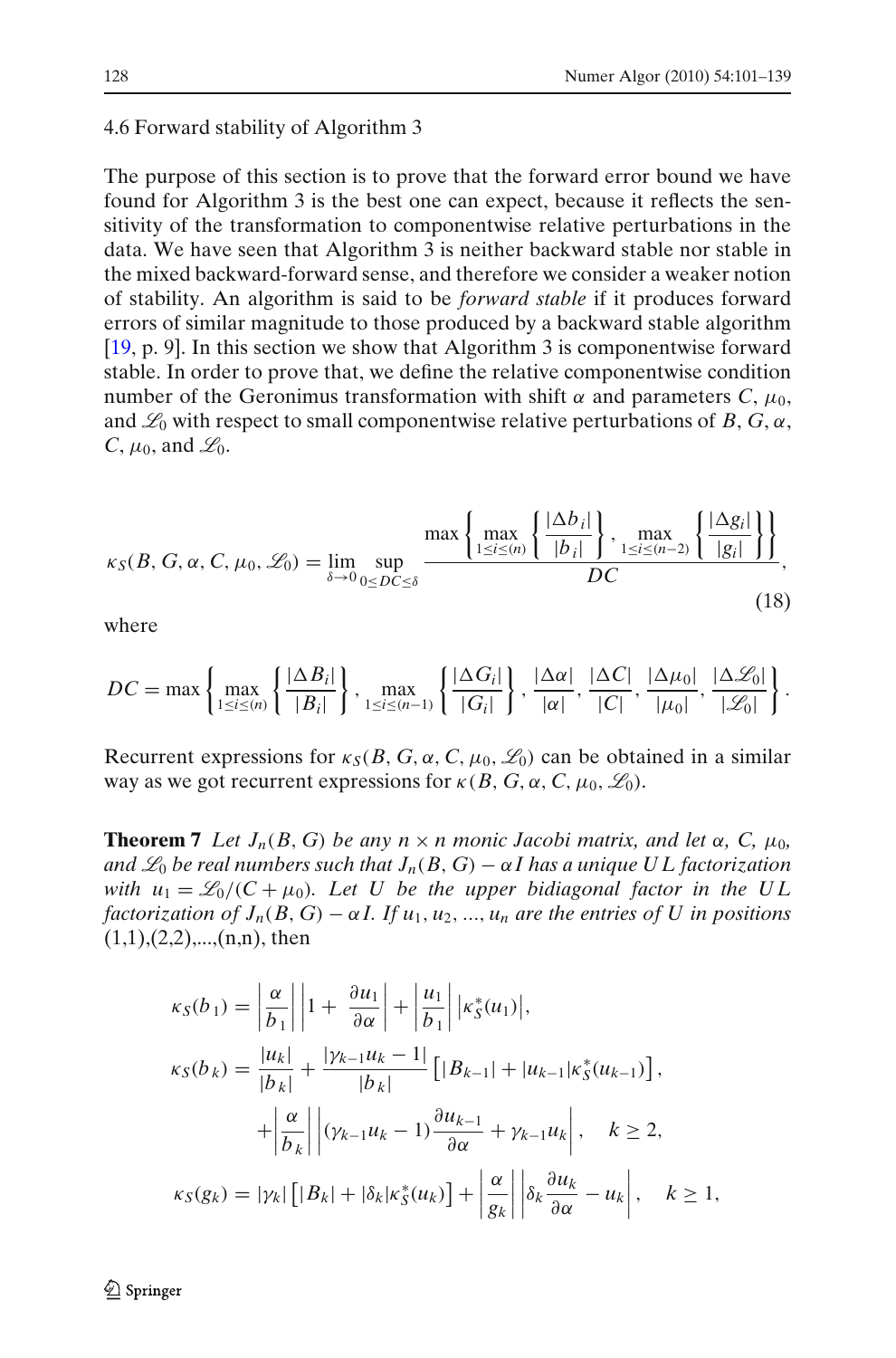### 4.6 Forward stability of Algorithm 3

The purpose of this section is to prove that the forward error bound we have found for Algorithm 3 is the best one can expect, because it reflects the sensitivity of the transformation to componentwise relative perturbations in the data. We have seen that Algorithm 3 is neither backward stable nor stable in the mixed backward-forward sense, and therefore we consider a weaker notion of stability. An algorithm is said to be *forward stable* if it produces forward errors of similar magnitude to those produced by a backward stable algorithm [19, p. 9]. In this section we show that Algorithm 3 is componentwise forward stable. In order to prove that, we define the relative componentwise condition number of the Geronimus transformation with shift $\alpha$ and parameters $C$, $\mu_0$, and $\mathscr{L}_0$ with respect to small componentwise relative perturbations of $B$, $G$, $\alpha$, $C$, $\mu_0$, and $\mathscr{L}_0$.

$$\kappa_S(B, G, \alpha, C, \mu_0, \mathscr{L}_0) = \lim_{\delta \to 0} \sup_{0 \leq DC \leq \delta} \frac{\max\left\{ \max\limits_{1\leq i \leq (n)} \left\{ \dfrac{|\Delta b_i|}{|b_i|} \right\}, \max\limits_{1 \leq i \leq (n-2)} \left\{ \dfrac{|\Delta g_i|}{|g_i|} \right\} \right\}}{DC}, \tag{18}$$

where

$$DC = \max\left\{ \max_{1\leq i\leq (n)} \left\{ \frac{|\Delta B_i|}{|B_i|} \right\}, \max_{1\leq i \leq (n-1)} \left\{ \frac{|\Delta G_i|}{|G_i|} \right\}, \frac{|\Delta\alpha|}{|\alpha|}, \frac{|\Delta C|}{|C|}, \frac{|\Delta \mu_0|}{|\mu_0|}, \frac{|\Delta \mathscr{L}_0|}{|\mathscr{L}_0|} \right\}.$$

Recurrent expressions for $\kappa_S(B, G, \alpha, C, \mu_0, \mathscr{L}_0)$ can be obtained in a similar way as we got recurrent expressions for $\kappa(B, G, \alpha, C, \mu_0, \mathscr{L}_0)$.

**Theorem 7** *Let $J_n(B, G)$ be any $n \times n$ monic Jacobi matrix, and let $\alpha$, $C$, $\mu_0$, and $\mathscr{L}_0$ be real numbers such that $J_n(B, G) - \alpha I$ has a unique $UL$ factorization with $u_1 = \mathscr{L}_0/(C + \mu_0)$. Let $U$ be the upper bidiagonal factor in the $UL$ factorization of $J_n(B, G) - \alpha I$. If $u_1, u_2, ..., u_n$ are the entries of $U$ in positions (1,1),(2,2),...,(n,n), then*

$$\kappa_S(b_1) = \left|\frac{\alpha}{b_1}\right| \left|1 + \frac{\partial u_1}{\partial \alpha}\right| + \left|\frac{u_1}{b_1}\right| \left|\kappa_S^*(u_1)\right|,$$

$$\kappa_S(b_k) = \frac{|u_k|}{|b_k|} + \frac{|\gamma_{k-1}u_k - 1|}{|b_k|}\left[|B_{k-1}| + |u_{k-1}|\kappa_S^*(u_{k-1})\right],$$

$$+\left|\frac{\alpha}{b_k}\right| \left|(\gamma_{k-1}u_k - 1)\frac{\partial u_{k-1}}{\partial \alpha} + \gamma_{k-1}u_k\right|, \quad k \geq 2,$$

$$\kappa_S(g_k) = |\gamma_k|\left[|B_k| + |\delta_k|\kappa_S^*(u_k)\right] + \left|\frac{\alpha}{g_k}\right| \left|\delta_k \frac{\partial u_k}{\partial \alpha} - u_k\right|, \quad k \geq 1,$$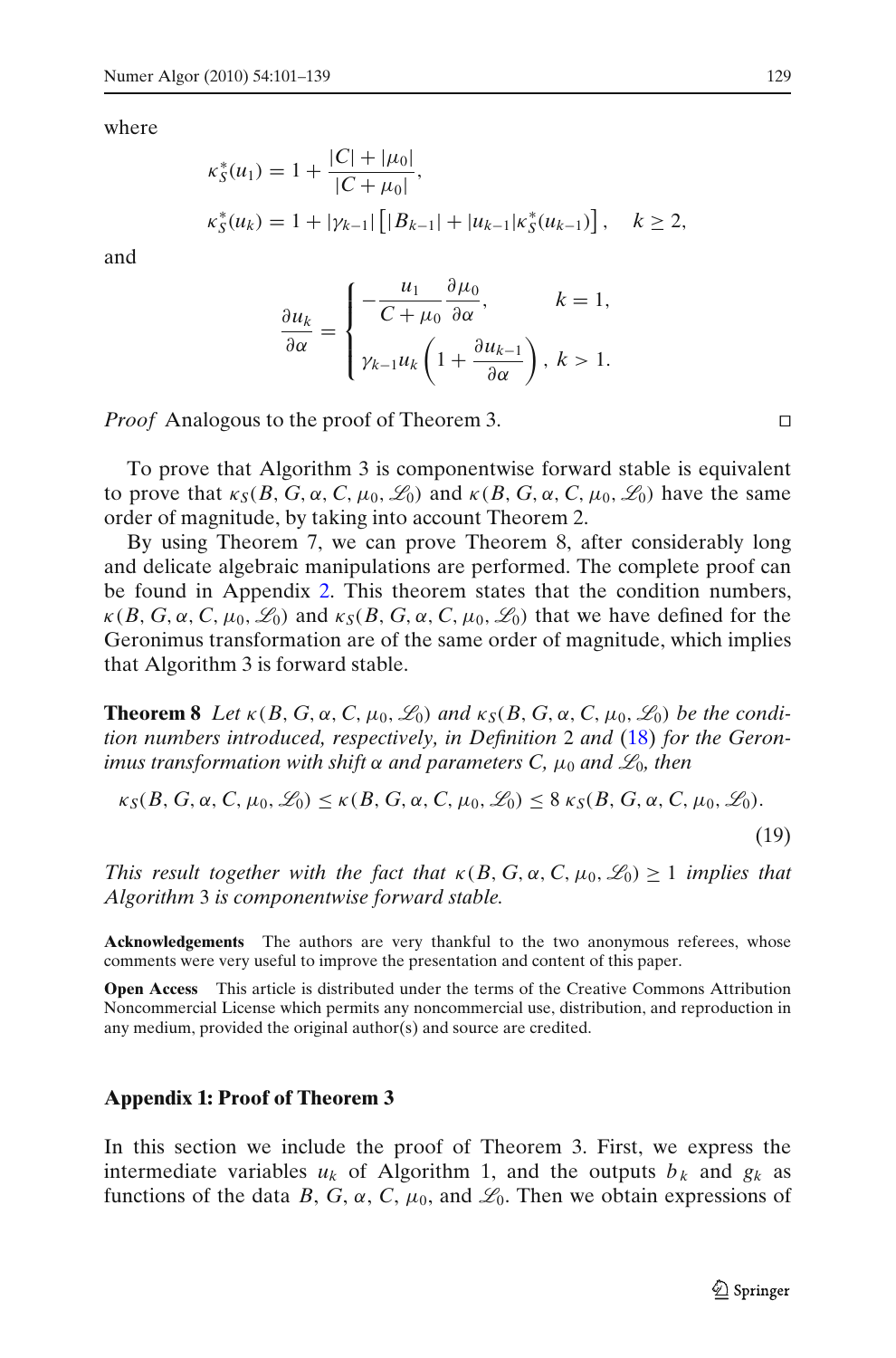where

$$\kappa_S^*(u_1) = 1 + \frac{|C| + |\mu_0|}{|C + \mu_0|},$$

$$\kappa_S^*(u_k) = 1 + |\gamma_{k-1}| \left[ |B_{k-1}| + |u_{k-1}| \kappa_S^*(u_{k-1}) \right], \quad k \geq 2,$$

and

$$\frac{\partial u_k}{\partial \alpha} = \begin{cases} -\dfrac{u_1}{C + \mu_0} \dfrac{\partial \mu_0}{\partial \alpha}, & k = 1, \\ \gamma_{k-1} u_k \left( 1 + \dfrac{\partial u_{k-1}}{\partial \alpha} \right), & k > 1. \end{cases}$$

*Proof* Analogous to the proof of Theorem 3. □

To prove that Algorithm 3 is componentwise forward stable is equivalent to prove that $\kappa_S(B, G, \alpha, C, \mu_0, \mathscr{L}_0)$ and $\kappa(B, G, \alpha, C, \mu_0, \mathscr{L}_0)$ have the same order of magnitude, by taking into account Theorem 2.

By using Theorem 7, we can prove Theorem 8, after considerably long and delicate algebraic manipulations are performed. The complete proof can be found in Appendix 2. This theorem states that the condition numbers, $\kappa(B, G, \alpha, C, \mu_0, \mathscr{L}_0)$ and $\kappa_S(B, G, \alpha, C, \mu_0, \mathscr{L}_0)$ that we have defined for the Geronimus transformation are of the same order of magnitude, which implies that Algorithm 3 is forward stable.

**Theorem 8** *Let $\kappa(B, G, \alpha, C, \mu_0, \mathscr{L}_0)$ and $\kappa_S(B, G, \alpha, C, \mu_0, \mathscr{L}_0)$ be the condition numbers introduced, respectively, in Definition 2 and (18) for the Geronimus transformation with shift $\alpha$ and parameters $C$, $\mu_0$ and $\mathscr{L}_0$, then*

$$\kappa_S(B, G, \alpha, C, \mu_0, \mathscr{L}_0) \leq \kappa(B, G, \alpha, C, \mu_0, \mathscr{L}_0) \leq 8\, \kappa_S(B, G, \alpha, C, \mu_0, \mathscr{L}_0). \tag{19}$$

*This result together with the fact that $\kappa(B, G, \alpha, C, \mu_0, \mathscr{L}_0) \geq 1$ implies that Algorithm 3 is componentwise forward stable.*

**Acknowledgements** The authors are very thankful to the two anonymous referees, whose comments were very useful to improve the presentation and content of this paper.

**Open Access** This article is distributed under the terms of the Creative Commons Attribution Noncommercial License which permits any noncommercial use, distribution, and reproduction in any medium, provided the original author(s) and source are credited.

### Appendix 1: Proof of Theorem 3

In this section we include the proof of Theorem 3. First, we express the intermediate variables $u_k$ of Algorithm 1, and the outputs $b_k$ and $g_k$ as functions of the data $B$, $G$, $\alpha$, $C$, $\mu_0$, and $\mathscr{L}_0$. Then we obtain expressions of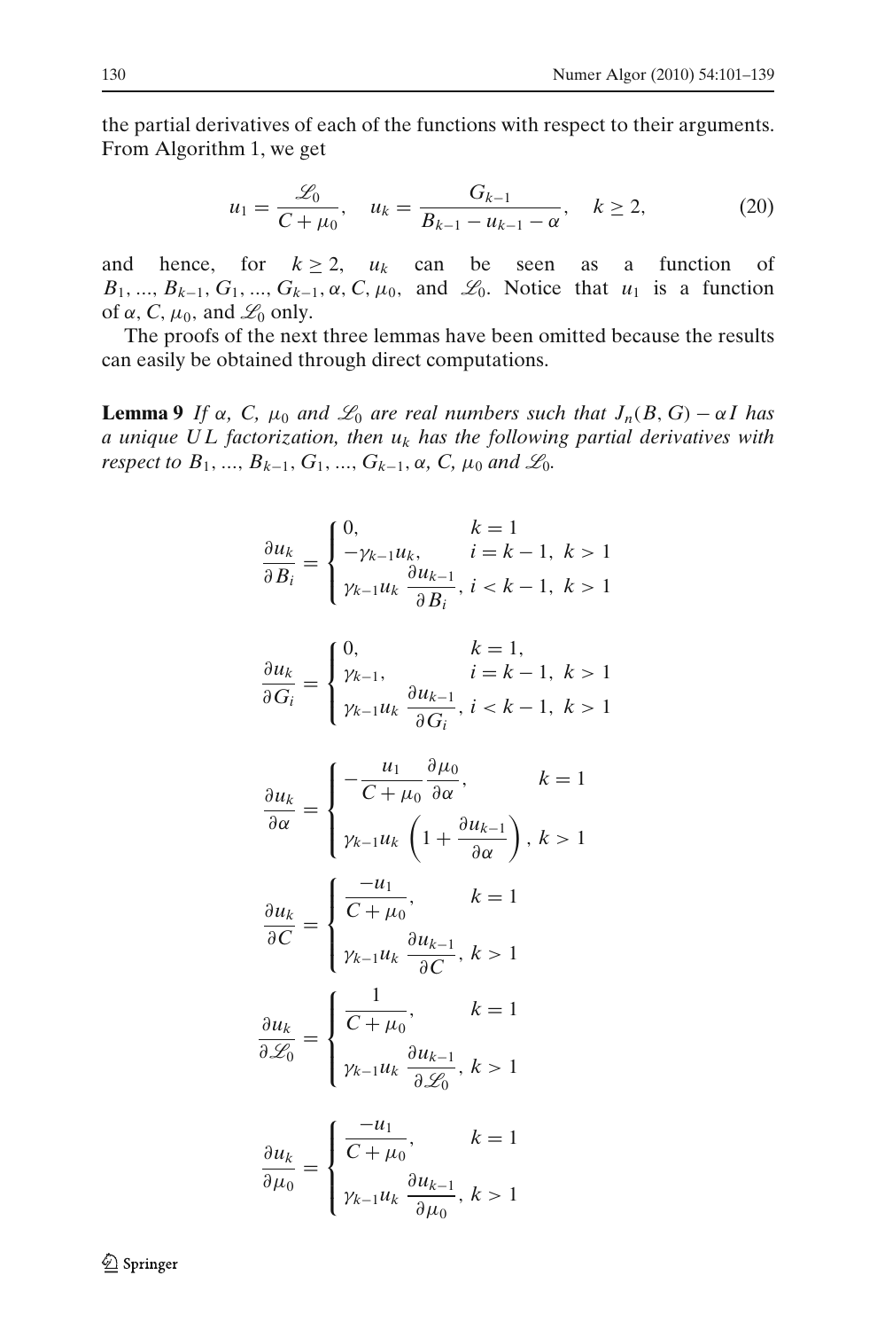the partial derivatives of each of the functions with respect to their arguments. From Algorithm 1, we get

$$u_1 = \frac{\mathscr{L}_0}{C+\mu_0}, \quad u_k = \frac{G_{k-1}}{B_{k-1} - u_{k-1} - \alpha}, \quad k \geq 2, \tag{20}$$

and hence, for $k \geq 2$, $u_k$ can be seen as a function of $B_1, ..., B_{k-1}, G_1, ..., G_{k-1}, \alpha, C, \mu_0$, and $\mathscr{L}_0$. Notice that $u_1$ is a function of $\alpha$, $C$, $\mu_0$, and $\mathscr{L}_0$ only.

The proofs of the next three lemmas have been omitted because the results can easily be obtained through direct computations.

**Lemma 9** *If $\alpha$, $C$, $\mu_0$ and $\mathscr{L}_0$ are real numbers such that $J_n(B, G) - \alpha I$ has a unique UL factorization, then $u_k$ has the following partial derivatives with respect to $B_1, ..., B_{k-1}, G_1, ..., G_{k-1}, \alpha, C, \mu_0$ and $\mathscr{L}_0$.*

$$\frac{\partial u_k}{\partial B_i} = \begin{cases} 0, & k = 1 \\ -\gamma_{k-1} u_k, & i = k-1,\ k > 1 \\ \gamma_{k-1} u_k \dfrac{\partial u_{k-1}}{\partial B_i}, & i < k-1,\ k > 1 \end{cases}$$

$$\frac{\partial u_k}{\partial G_i} = \begin{cases} 0, & k = 1, \\ \gamma_{k-1}, & i = k-1,\ k > 1 \\ \gamma_{k-1} u_k \dfrac{\partial u_{k-1}}{\partial G_i}, & i < k-1,\ k > 1 \end{cases}$$

$$\frac{\partial u_k}{\partial \alpha} = \begin{cases} -\dfrac{u_1}{C+\mu_0} \dfrac{\partial \mu_0}{\partial \alpha}, & k = 1 \\ \gamma_{k-1} u_k \left(1 + \dfrac{\partial u_{k-1}}{\partial \alpha}\right), & k > 1 \end{cases}$$

$$\frac{\partial u_k}{\partial C} = \begin{cases} \dfrac{-u_1}{C+\mu_0}, & k = 1 \\ \gamma_{k-1} u_k \dfrac{\partial u_{k-1}}{\partial C}, & k > 1 \end{cases}$$

$$\frac{\partial u_k}{\partial \mathscr{L}_0} = \begin{cases} \dfrac{1}{C+\mu_0}, & k = 1 \\ \gamma_{k-1} u_k \dfrac{\partial u_{k-1}}{\partial \mathscr{L}_0}, & k > 1 \end{cases}$$

$$\frac{\partial u_k}{\partial \mu_0} = \begin{cases} \dfrac{-u_1}{C+\mu_0}, & k = 1 \\ \gamma_{k-1} u_k \dfrac{\partial u_{k-1}}{\partial \mu_0}, & k > 1 \end{cases}$$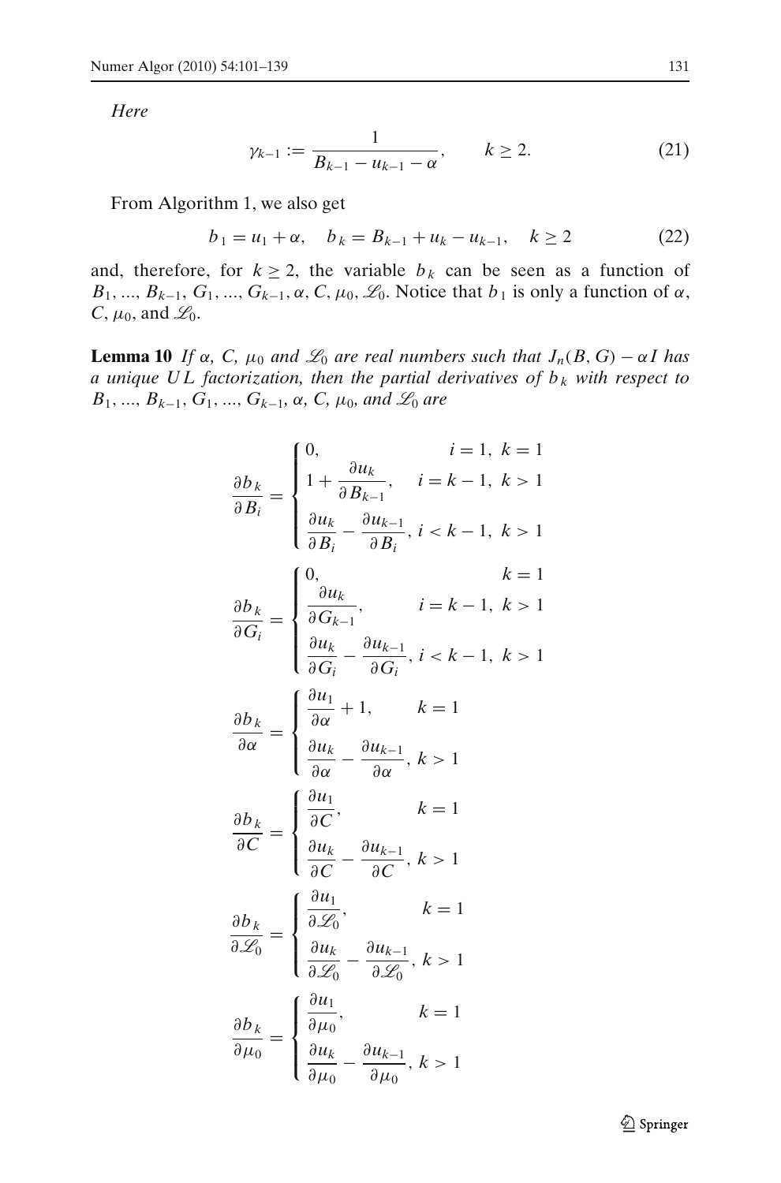*Here*

$$\gamma_{k-1} := \frac{1}{B_{k-1} - u_{k-1} - \alpha}, \qquad k \geq 2. \tag{21}$$

From Algorithm 1, we also get

$$b_1 = u_1 + \alpha, \quad b_k = B_{k-1} + u_k - u_{k-1}, \quad k \geq 2 \tag{22}$$

and, therefore, for $k \geq 2$, the variable $b_k$ can be seen as a function of $B_1, ..., B_{k-1}, G_1, ..., G_{k-1}, \alpha, C, \mu_0, \mathscr{L}_0$. Notice that $b_1$ is only a function of $\alpha$, $C$, $\mu_0$, and $\mathscr{L}_0$.

**Lemma 10** *If $\alpha$, $C$, $\mu_0$ and $\mathscr{L}_0$ are real numbers such that $J_n(B,G) - \alpha I$ has a unique $UL$ factorization, then the partial derivatives of $b_k$ with respect to $B_1, ..., B_{k-1}, G_1, ..., G_{k-1}, \alpha, C, \mu_0$, and $\mathscr{L}_0$ are*

$$\frac{\partial b_k}{\partial B_i} = \begin{cases} 0, & i = 1,\ k = 1 \\ 1 + \dfrac{\partial u_k}{\partial B_{k-1}}, & i = k-1,\ k > 1 \\ \dfrac{\partial u_k}{\partial B_i} - \dfrac{\partial u_{k-1}}{\partial B_i}, & i < k-1,\ k > 1 \end{cases}$$

$$\frac{\partial b_k}{\partial G_i} = \begin{cases} 0, & k = 1 \\ \dfrac{\partial u_k}{\partial G_{k-1}}, & i = k-1,\ k > 1 \\ \dfrac{\partial u_k}{\partial G_i} - \dfrac{\partial u_{k-1}}{\partial G_i}, & i < k-1,\ k > 1 \end{cases}$$

$$\frac{\partial b_k}{\partial \alpha} = \begin{cases} \dfrac{\partial u_1}{\partial \alpha} + 1, & k = 1 \\ \dfrac{\partial u_k}{\partial \alpha} - \dfrac{\partial u_{k-1}}{\partial \alpha}, & k > 1 \end{cases}$$

$$\frac{\partial b_k}{\partial C} = \begin{cases} \dfrac{\partial u_1}{\partial C}, & k = 1 \\ \dfrac{\partial u_k}{\partial C} - \dfrac{\partial u_{k-1}}{\partial C}, & k > 1 \end{cases}$$

$$\frac{\partial b_k}{\partial \mathscr{L}_0} = \begin{cases} \dfrac{\partial u_1}{\partial \mathscr{L}_0}, & k = 1 \\ \dfrac{\partial u_k}{\partial \mathscr{L}_0} - \dfrac{\partial u_{k-1}}{\partial \mathscr{L}_0}, & k > 1 \end{cases}$$

$$\frac{\partial b_k}{\partial \mu_0} = \begin{cases} \dfrac{\partial u_1}{\partial \mu_0}, & k = 1 \\ \dfrac{\partial u_k}{\partial \mu_0} - \dfrac{\partial u_{k-1}}{\partial \mu_0}, & k > 1 \end{cases}$$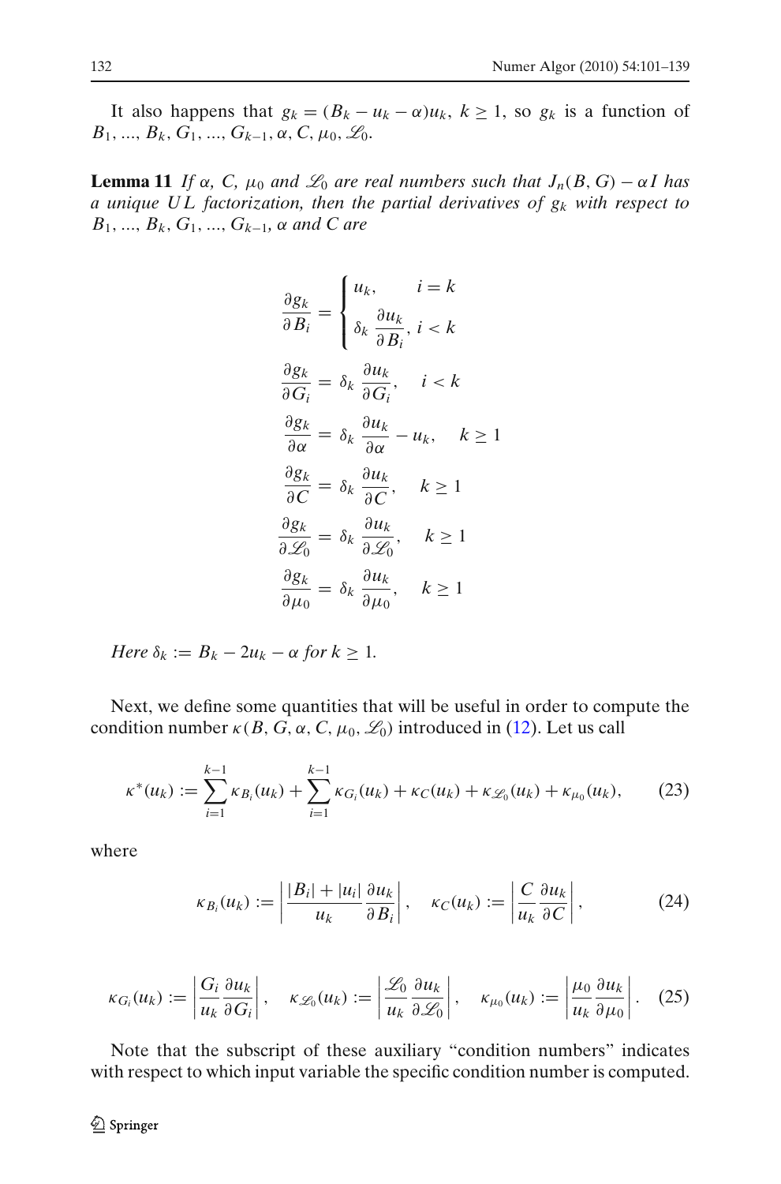It also happens that $g_k = (B_k - u_k - \alpha)u_k$, $k \geq 1$, so $g_k$ is a function of $B_1, ..., B_k, G_1, ..., G_{k-1}, \alpha, C, \mu_0, \mathscr{L}_0$.

**Lemma 11** *If $\alpha$, $C$, $\mu_0$ and $\mathscr{L}_0$ are real numbers such that $J_n(B, G) - \alpha I$ has a unique $UL$ factorization, then the partial derivatives of $g_k$ with respect to $B_1, ..., B_k, G_1, ..., G_{k-1}, \alpha$ and $C$ are*

$$\frac{\partial g_k}{\partial B_i} = \begin{cases} u_k, & i = k \\ \delta_k \dfrac{\partial u_k}{\partial B_i}, & i < k \end{cases}$$

$$\frac{\partial g_k}{\partial G_i} = \delta_k \frac{\partial u_k}{\partial G_i}, \quad i < k$$

$$\frac{\partial g_k}{\partial \alpha} = \delta_k \frac{\partial u_k}{\partial \alpha} - u_k, \quad k \geq 1$$

$$\frac{\partial g_k}{\partial C} = \delta_k \frac{\partial u_k}{\partial C}, \quad k \geq 1$$

$$\frac{\partial g_k}{\partial \mathscr{L}_0} = \delta_k \frac{\partial u_k}{\partial \mathscr{L}_0}, \quad k \geq 1$$

$$\frac{\partial g_k}{\partial \mu_0} = \delta_k \frac{\partial u_k}{\partial \mu_0}, \quad k \geq 1$$

*Here $\delta_k := B_k - 2u_k - \alpha$ for $k \geq 1$.*

Next, we define some quantities that will be useful in order to compute the condition number $\kappa(B, G, \alpha, C, \mu_0, \mathscr{L}_0)$ introduced in (12). Let us call

$$\kappa^*(u_k) := \sum_{i=1}^{k-1} \kappa_{B_i}(u_k) + \sum_{i=1}^{k-1} \kappa_{G_i}(u_k) + \kappa_C(u_k) + \kappa_{\mathscr{L}_0}(u_k) + \kappa_{\mu_0}(u_k), \tag{23}$$

where

$$\kappa_{B_i}(u_k) := \left| \frac{|B_i| + |u_i|}{u_k} \frac{\partial u_k}{\partial B_i} \right|, \quad \kappa_C(u_k) := \left| \frac{C}{u_k} \frac{\partial u_k}{\partial C} \right|, \tag{24}$$

$$\kappa_{G_i}(u_k) := \left| \frac{G_i}{u_k} \frac{\partial u_k}{\partial G_i} \right|, \quad \kappa_{\mathscr{L}_0}(u_k) := \left| \frac{\mathscr{L}_0}{u_k} \frac{\partial u_k}{\partial \mathscr{L}_0} \right|, \quad \kappa_{\mu_0}(u_k) := \left| \frac{\mu_0}{u_k} \frac{\partial u_k}{\partial \mu_0} \right|. \tag{25}$$

Note that the subscript of these auxiliary "condition numbers" indicates with respect to which input variable the specific condition number is computed.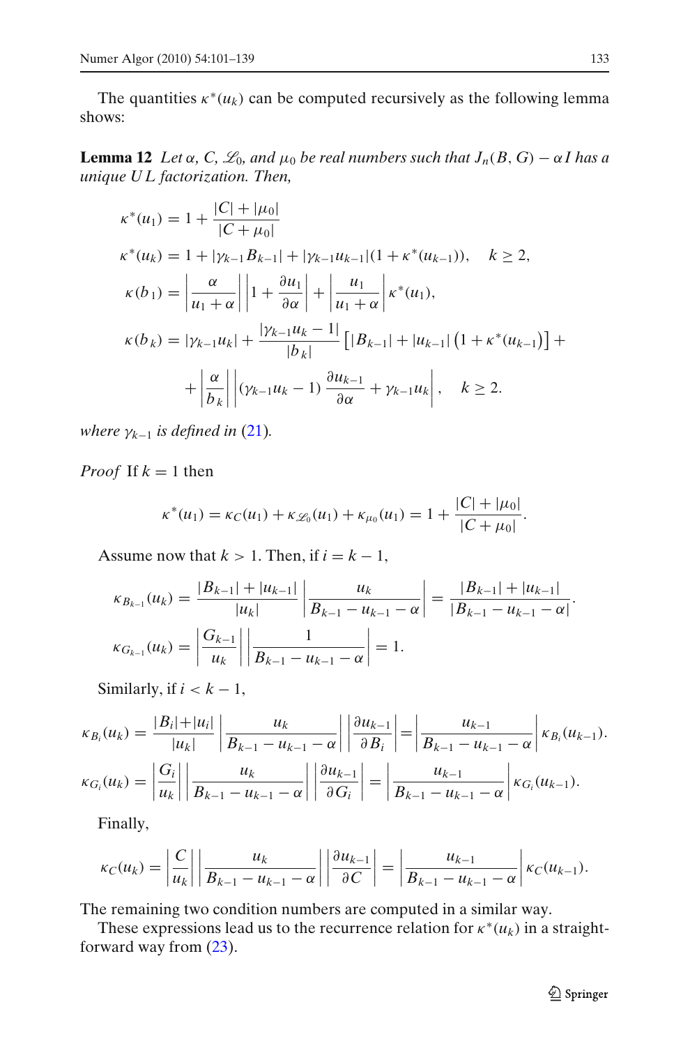The quantities $\kappa^*(u_k)$ can be computed recursively as the following lemma shows:

**Lemma 12** *Let $\alpha$, $C$, $\mathscr{L}_0$, and $\mu_0$ be real numbers such that $J_n(B,G)-\alpha I$ has a unique $UL$ factorization. Then,*

$$
\begin{aligned}
\kappa^*(u_1) &= 1+\frac{|C|+|\mu_0|}{|C+\mu_0|}\\
\kappa^*(u_k) &= 1+|\gamma_{k-1}B_{k-1}|+|\gamma_{k-1}u_{k-1}|(1+\kappa^*(u_{k-1})), \quad k\geq 2,\\
\kappa(b_1) &= \left|\frac{\alpha}{u_1+\alpha}\right|\left|1+\frac{\partial u_1}{\partial \alpha}\right|+\left|\frac{u_1}{u_1+\alpha}\right|\kappa^*(u_1),\\
\kappa(b_k) &= |\gamma_{k-1}u_k|+\frac{|\gamma_{k-1}u_k-1|}{|b_k|}\left[|B_{k-1}|+|u_{k-1}|\left(1+\kappa^*(u_{k-1})\right)\right]+\\
&\quad +\left|\frac{\alpha}{b_k}\right|\left|(\gamma_{k-1}u_k-1)\frac{\partial u_{k-1}}{\partial \alpha}+\gamma_{k-1}u_k\right|, \quad k\geq 2.
\end{aligned}
$$

*where $\gamma_{k-1}$ is defined in (21).*

*Proof* If $k=1$ then

$$
\kappa^*(u_1)=\kappa_C(u_1)+\kappa_{\mathscr{L}_0}(u_1)+\kappa_{\mu_0}(u_1)=1+\frac{|C|+|\mu_0|}{|C+\mu_0|}.
$$

Assume now that $k>1$. Then, if $i=k-1$,

$$
\begin{aligned}
\kappa_{B_{k-1}}(u_k) &= \frac{|B_{k-1}|+|u_{k-1}|}{|u_k|}\left|\frac{u_k}{B_{k-1}-u_{k-1}-\alpha}\right| = \frac{|B_{k-1}|+|u_{k-1}|}{|B_{k-1}-u_{k-1}-\alpha|}.\\
\kappa_{G_{k-1}}(u_k) &= \left|\frac{G_{k-1}}{u_k}\right|\left|\frac{1}{B_{k-1}-u_{k-1}-\alpha}\right| = 1.
\end{aligned}
$$

Similarly, if $i<k-1$,

$$
\begin{aligned}
\kappa_{B_i}(u_k) &= \frac{|B_i|+|u_i|}{|u_k|}\left|\frac{u_k}{B_{k-1}-u_{k-1}-\alpha}\right|\left|\frac{\partial u_{k-1}}{\partial B_i}\right| = \left|\frac{u_{k-1}}{B_{k-1}-u_{k-1}-\alpha}\right|\kappa_{B_i}(u_{k-1}).\\
\kappa_{G_i}(u_k) &= \left|\frac{G_i}{u_k}\right|\left|\frac{u_k}{B_{k-1}-u_{k-1}-\alpha}\right|\left|\frac{\partial u_{k-1}}{\partial G_i}\right| = \left|\frac{u_{k-1}}{B_{k-1}-u_{k-1}-\alpha}\right|\kappa_{G_i}(u_{k-1}).
\end{aligned}
$$

Finally,

$$
\kappa_C(u_k)=\left|\frac{C}{u_k}\right|\left|\frac{u_k}{B_{k-1}-u_{k-1}-\alpha}\right|\left|\frac{\partial u_{k-1}}{\partial C}\right| = \left|\frac{u_{k-1}}{B_{k-1}-u_{k-1}-\alpha}\right|\kappa_C(u_{k-1}).
$$

The remaining two condition numbers are computed in a similar way.

These expressions lead us to the recurrence relation for $\kappa^*(u_k)$ in a straightforward way from (23).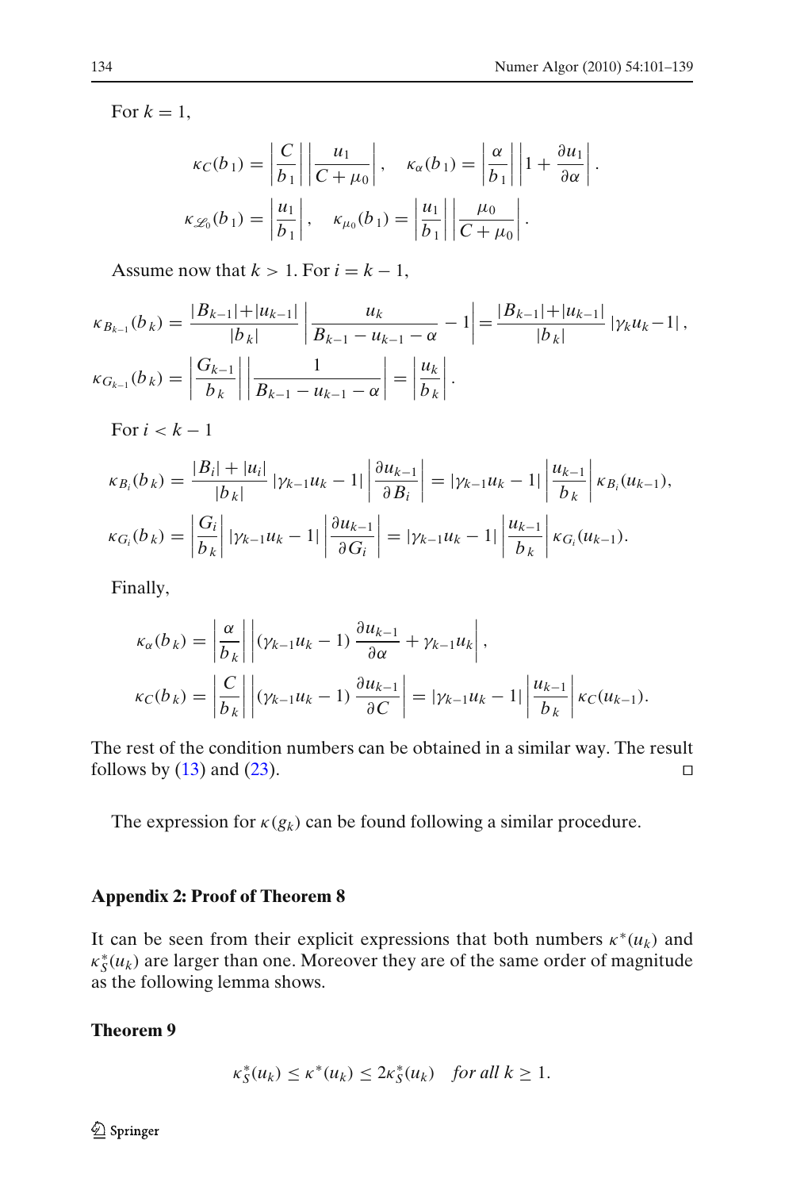For $k = 1$,

$$\kappa_C(b_1) = \left|\frac{C}{b_1}\right| \left|\frac{u_1}{C + \mu_0}\right|, \quad \kappa_\alpha(b_1) = \left|\frac{\alpha}{b_1}\right| \left|1 + \frac{\partial u_1}{\partial \alpha}\right|.$$

$$\kappa_{\mathscr{L}_0}(b_1) = \left|\frac{u_1}{b_1}\right|, \quad \kappa_{\mu_0}(b_1) = \left|\frac{u_1}{b_1}\right| \left|\frac{\mu_0}{C + \mu_0}\right|.$$

Assume now that $k > 1$. For $i = k - 1$,

$$\kappa_{B_{k-1}}(b_k) = \frac{|B_{k-1}|+|u_{k-1}|}{|b_k|} \left|\frac{u_k}{B_{k-1} - u_{k-1} - \alpha} - 1\right| = \frac{|B_{k-1}|+|u_{k-1}|}{|b_k|} |\gamma_k u_k - 1|,$$

$$\kappa_{G_{k-1}}(b_k) = \left|\frac{G_{k-1}}{b_k}\right| \left|\frac{1}{B_{k-1} - u_{k-1} - \alpha}\right| = \left|\frac{u_k}{b_k}\right|.$$

For $i < k - 1$

$$\kappa_{B_i}(b_k) = \frac{|B_i| + |u_i|}{|b_k|} |\gamma_{k-1} u_k - 1| \left|\frac{\partial u_{k-1}}{\partial B_i}\right| = |\gamma_{k-1} u_k - 1| \left|\frac{u_{k-1}}{b_k}\right| \kappa_{B_i}(u_{k-1}),$$

$$\kappa_{G_i}(b_k) = \left|\frac{G_i}{b_k}\right| |\gamma_{k-1} u_k - 1| \left|\frac{\partial u_{k-1}}{\partial G_i}\right| = |\gamma_{k-1} u_k - 1| \left|\frac{u_{k-1}}{b_k}\right| \kappa_{G_i}(u_{k-1}).$$

Finally,

$$\kappa_\alpha(b_k) = \left|\frac{\alpha}{b_k}\right| \left|(\gamma_{k-1} u_k - 1) \frac{\partial u_{k-1}}{\partial \alpha} + \gamma_{k-1} u_k\right|,$$

$$\kappa_C(b_k) = \left|\frac{C}{b_k}\right| \left|(\gamma_{k-1} u_k - 1) \frac{\partial u_{k-1}}{\partial C}\right| = |\gamma_{k-1} u_k - 1| \left|\frac{u_{k-1}}{b_k}\right| \kappa_C(u_{k-1}).$$

The rest of the condition numbers can be obtained in a similar way. The result follows by (13) and (23). □

The expression for $\kappa(g_k)$ can be found following a similar procedure.

## Appendix 2: Proof of Theorem 8

It can be seen from their explicit expressions that both numbers $\kappa^*(u_k)$ and $\kappa^*_S(u_k)$ are larger than one. Moreover they are of the same order of magnitude as the following lemma shows.

**Theorem 9**

$$\kappa^*_S(u_k) \leq \kappa^*(u_k) \leq 2\kappa^*_S(u_k) \quad \textit{for all } k \geq 1.$$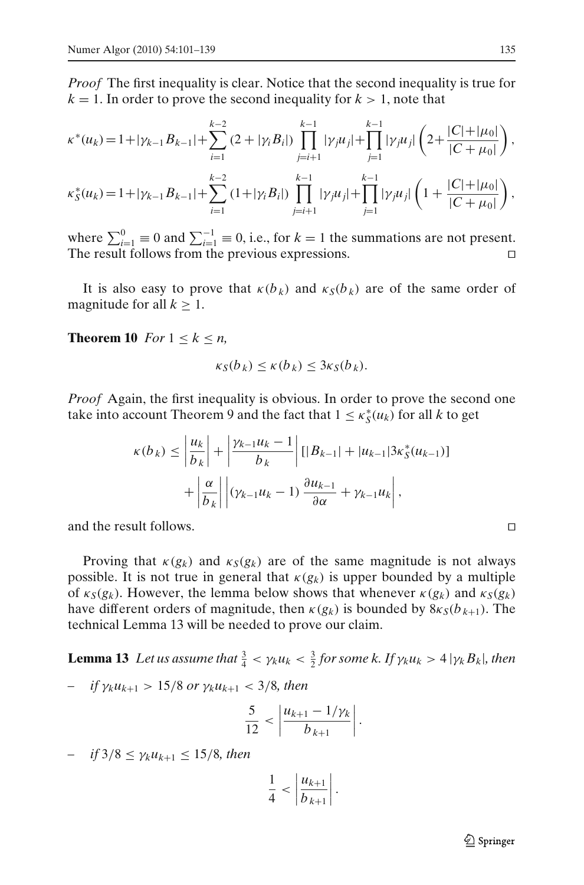*Proof* The first inequality is clear. Notice that the second inequality is true for $k = 1$. In order to prove the second inequality for $k > 1$, note that

$$\kappa^*(u_k) = 1 + |\gamma_{k-1} B_{k-1}| + \sum_{i=1}^{k-2} (2 + |\gamma_i B_i|) \prod_{j=i+1}^{k-1} |\gamma_j u_j| + \prod_{j=1}^{k-1} |\gamma_j u_j| \left(2 + \frac{|C| + |\mu_0|}{|C + \mu_0|}\right),$$

$$\kappa_S^*(u_k) = 1 + |\gamma_{k-1} B_{k-1}| + \sum_{i=1}^{k-2} (1 + |\gamma_i B_i|) \prod_{j=i+1}^{k-1} |\gamma_j u_j| + \prod_{j=1}^{k-1} |\gamma_j u_j| \left(1 + \frac{|C| + |\mu_0|}{|C + \mu_0|}\right),$$

where $\sum_{i=1}^{0} \equiv 0$ and $\sum_{i=1}^{-1} \equiv 0$, i.e., for $k = 1$ the summations are not present. The result follows from the previous expressions. □

It is also easy to prove that $\kappa(b_k)$ and $\kappa_S(b_k)$ are of the same order of magnitude for all $k \geq 1$.

**Theorem 10** *For* $1 \leq k \leq n$,

$$\kappa_S(b_k) \leq \kappa(b_k) \leq 3\kappa_S(b_k).$$

*Proof* Again, the first inequality is obvious. In order to prove the second one take into account Theorem 9 and the fact that $1 \leq \kappa_S^*(u_k)$ for all $k$ to get

$$\kappa(b_k) \leq \left|\frac{u_k}{b_k}\right| + \left|\frac{\gamma_{k-1} u_k - 1}{b_k}\right| [|B_{k-1}| + |u_{k-1}| 3\kappa_S^*(u_{k-1})] + \left|\frac{\alpha}{b_k}\right| \left|(\gamma_{k-1} u_k - 1)\frac{\partial u_{k-1}}{\partial \alpha} + \gamma_{k-1} u_k\right|,$$

and the result follows. □

Proving that $\kappa(g_k)$ and $\kappa_S(g_k)$ are of the same magnitude is not always possible. It is not true in general that $\kappa(g_k)$ is upper bounded by a multiple of $\kappa_S(g_k)$. However, the lemma below shows that whenever $\kappa(g_k)$ and $\kappa_S(g_k)$ have different orders of magnitude, then $\kappa(g_k)$ is bounded by $8\kappa_S(b_{k+1})$. The technical Lemma 13 will be needed to prove our claim.

**Lemma 13** *Let us assume that* $\frac{3}{4} < \gamma_k u_k < \frac{3}{2}$ *for some* $k$. *If* $\gamma_k u_k > 4|\gamma_k B_k|$, *then*

– *if* $\gamma_k u_{k+1} > 15/8$ *or* $\gamma_k u_{k+1} < 3/8$, *then*

$$\frac{5}{12} < \left|\frac{u_{k+1} - 1/\gamma_k}{b_{k+1}}\right|.$$

– *if* $3/8 \leq \gamma_k u_{k+1} \leq 15/8$, *then*

$$\frac{1}{4} < \left|\frac{u_{k+1}}{b_{k+1}}\right|.$$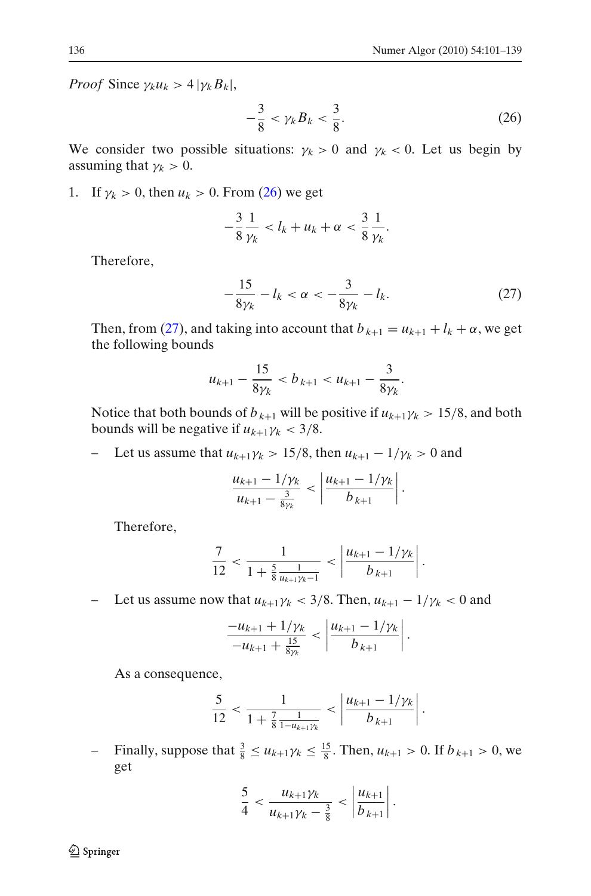*Proof* Since $\gamma_k u_k > 4\,|\gamma_k B_k|$,

$$-\frac{3}{8} < \gamma_k B_k < \frac{3}{8}. \tag{26}$$

We consider two possible situations: $\gamma_k > 0$ and $\gamma_k < 0$. Let us begin by assuming that $\gamma_k > 0$.

1. If $\gamma_k > 0$, then $u_k > 0$. From (26) we get

   $$-\frac{3}{8}\frac{1}{\gamma_k} < l_k + u_k + \alpha < \frac{3}{8}\frac{1}{\gamma_k}.$$

   Therefore,

   $$-\frac{15}{8\gamma_k} - l_k < \alpha < -\frac{3}{8\gamma_k} - l_k. \tag{27}$$

   Then, from (27), and taking into account that $b_{k+1} = u_{k+1} + l_k + \alpha$, we get the following bounds

   $$u_{k+1} - \frac{15}{8\gamma_k} < b_{k+1} < u_{k+1} - \frac{3}{8\gamma_k}.$$

   Notice that both bounds of $b_{k+1}$ will be positive if $u_{k+1}\gamma_k > 15/8$, and both bounds will be negative if $u_{k+1}\gamma_k < 3/8$.

   – Let us assume that $u_{k+1}\gamma_k > 15/8$, then $u_{k+1} - 1/\gamma_k > 0$ and

   $$\frac{u_{k+1} - 1/\gamma_k}{u_{k+1} - \frac{3}{8\gamma_k}} < \left|\frac{u_{k+1} - 1/\gamma_k}{b_{k+1}}\right|.$$

   Therefore,

   $$\frac{7}{12} < \frac{1}{1 + \frac{5}{8}\frac{1}{u_{k+1}\gamma_k - 1}} < \left|\frac{u_{k+1} - 1/\gamma_k}{b_{k+1}}\right|.$$

   – Let us assume now that $u_{k+1}\gamma_k < 3/8$. Then, $u_{k+1} - 1/\gamma_k < 0$ and

   $$\frac{-u_{k+1} + 1/\gamma_k}{-u_{k+1} + \frac{15}{8\gamma_k}} < \left|\frac{u_{k+1} - 1/\gamma_k}{b_{k+1}}\right|.$$

   As a consequence,

   $$\frac{5}{12} < \frac{1}{1 + \frac{7}{8}\frac{1}{1 - u_{k+1}\gamma_k}} < \left|\frac{u_{k+1} - 1/\gamma_k}{b_{k+1}}\right|.$$

   – Finally, suppose that $\frac{3}{8} \le u_{k+1}\gamma_k \le \frac{15}{8}$. Then, $u_{k+1} > 0$. If $b_{k+1} > 0$, we get

   $$\frac{5}{4} < \frac{u_{k+1}\gamma_k}{u_{k+1}\gamma_k - \frac{3}{8}} < \left|\frac{u_{k+1}}{b_{k+1}}\right|.$$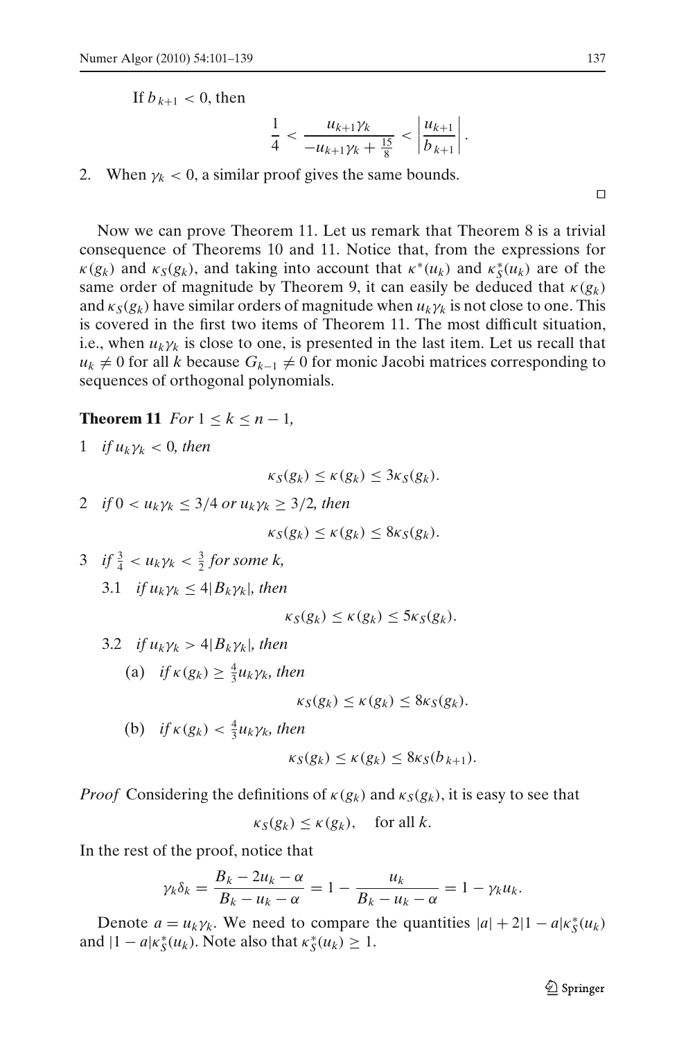If $b_{k+1} < 0$, then

$$\frac{1}{4} < \frac{u_{k+1}\gamma_k}{-u_{k+1}\gamma_k + \frac{15}{8}} < \left|\frac{u_{k+1}}{b_{k+1}}\right|.$$

2. When $\gamma_k < 0$, a similar proof gives the same bounds.

□

Now we can prove Theorem 11. Let us remark that Theorem 8 is a trivial consequence of Theorems 10 and 11. Notice that, from the expressions for $\kappa(g_k)$ and $\kappa_S(g_k)$, and taking into account that $\kappa^*(u_k)$ and $\kappa_S^*(u_k)$ are of the same order of magnitude by Theorem 9, it can easily be deduced that $\kappa(g_k)$ and $\kappa_S(g_k)$ have similar orders of magnitude when $u_k\gamma_k$ is not close to one. This is covered in the first two items of Theorem 11. The most difficult situation, i.e., when $u_k\gamma_k$ is close to one, is presented in the last item. Let us recall that $u_k \neq 0$ for all $k$ because $G_{k-1} \neq 0$ for monic Jacobi matrices corresponding to sequences of orthogonal polynomials.

**Theorem 11** *For* $1 \leq k \leq n-1$*,*

1 *if* $u_k\gamma_k < 0$*, then*

$$\kappa_S(g_k) \leq \kappa(g_k) \leq 3\kappa_S(g_k).$$

2 *if* $0 < u_k\gamma_k \leq 3/4$ *or* $u_k\gamma_k \geq 3/2$*, then*

$$\kappa_S(g_k) \leq \kappa(g_k) \leq 8\kappa_S(g_k).$$

3 *if* $\frac{3}{4} < u_k\gamma_k < \frac{3}{2}$ *for some* $k$*,*

3.1 *if* $u_k\gamma_k \leq 4|B_k\gamma_k|$*, then*

$$\kappa_S(g_k) \leq \kappa(g_k) \leq 5\kappa_S(g_k).$$

3.2 *if* $u_k\gamma_k > 4|B_k\gamma_k|$*, then*

(a) *if* $\kappa(g_k) \geq \frac{4}{3}u_k\gamma_k$*, then*

$$\kappa_S(g_k) \leq \kappa(g_k) \leq 8\kappa_S(g_k).$$

(b) *if* $\kappa(g_k) < \frac{4}{3}u_k\gamma_k$*, then*

$$\kappa_S(g_k) \leq \kappa(g_k) \leq 8\kappa_S(b_{k+1}).$$

*Proof* Considering the definitions of $\kappa(g_k)$ and $\kappa_S(g_k)$, it is easy to see that

$$\kappa_S(g_k) \leq \kappa(g_k), \quad \text{for all } k.$$

In the rest of the proof, notice that

$$\gamma_k\delta_k = \frac{B_k - 2u_k - \alpha}{B_k - u_k - \alpha} = 1 - \frac{u_k}{B_k - u_k - \alpha} = 1 - \gamma_k u_k.$$

Denote $a = u_k\gamma_k$. We need to compare the quantities $|a| + 2|1-a|\kappa_S^*(u_k)$ and $|1-a|\kappa_S^*(u_k)$. Note also that $\kappa_S^*(u_k) \geq 1$.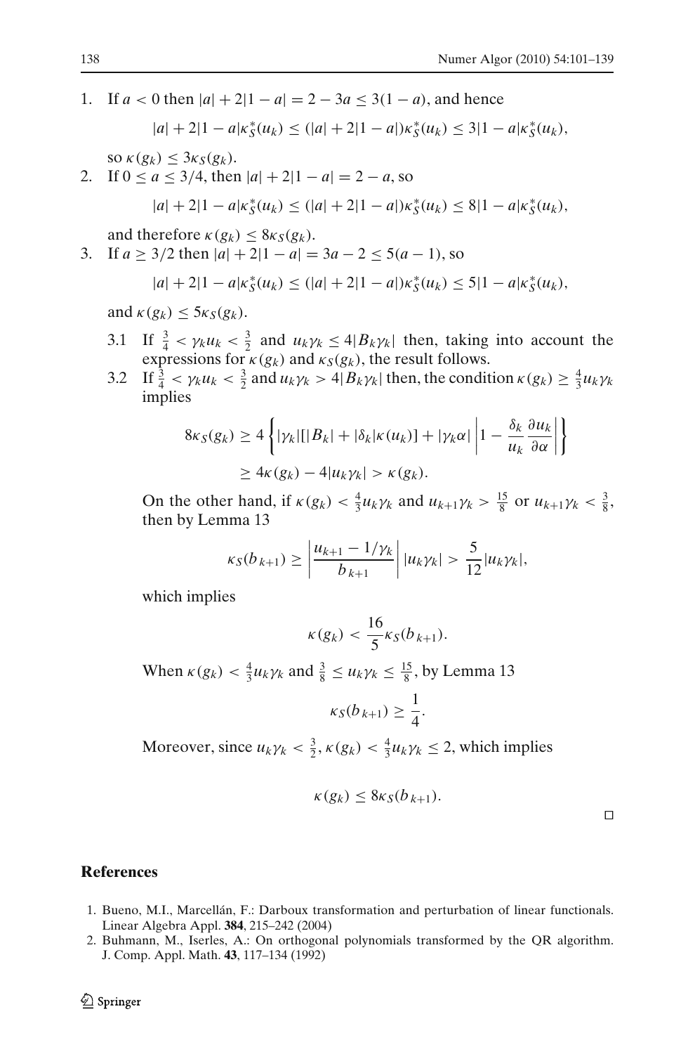1. If $a < 0$ then $|a| + 2|1-a| = 2 - 3a \leq 3(1-a)$, and hence

$$|a| + 2|1-a|\kappa_S^*(u_k) \leq (|a| + 2|1-a|)\kappa_S^*(u_k) \leq 3|1-a|\kappa_S^*(u_k),$$

so $\kappa(g_k) \leq 3\kappa_S(g_k)$.

2. If $0 \leq a \leq 3/4$, then $|a| + 2|1-a| = 2 - a$, so

$$|a| + 2|1-a|\kappa_S^*(u_k) \leq (|a| + 2|1-a|)\kappa_S^*(u_k) \leq 8|1-a|\kappa_S^*(u_k),$$

and therefore $\kappa(g_k) \leq 8\kappa_S(g_k)$.

3. If $a \geq 3/2$ then $|a| + 2|1-a| = 3a - 2 \leq 5(a-1)$, so

$$|a| + 2|1-a|\kappa_S^*(u_k) \leq (|a| + 2|1-a|)\kappa_S^*(u_k) \leq 5|1-a|\kappa_S^*(u_k),$$

and $\kappa(g_k) \leq 5\kappa_S(g_k)$.

3.1 If $\frac{3}{4} < \gamma_k u_k < \frac{3}{2}$ and $u_k\gamma_k \leq 4|B_k\gamma_k|$ then, taking into account the expressions for $\kappa(g_k)$ and $\kappa_S(g_k)$, the result follows.

3.2 If $\frac{3}{4} < \gamma_k u_k < \frac{3}{2}$ and $u_k\gamma_k > 4|B_k\gamma_k|$ then, the condition $\kappa(g_k) \geq \frac{4}{3}u_k\gamma_k$ implies

$$\begin{aligned}
8\kappa_S(g_k) &\geq 4\left\{|\gamma_k|[|B_k| + |\delta_k|\kappa(u_k)] + |\gamma_k\alpha|\left|1 - \frac{\delta_k}{u_k}\frac{\partial u_k}{\partial \alpha}\right|\right\} \\
&\geq 4\kappa(g_k) - 4|u_k\gamma_k| > \kappa(g_k).
\end{aligned}$$

On the other hand, if $\kappa(g_k) < \frac{4}{3}u_k\gamma_k$ and $u_{k+1}\gamma_k > \frac{15}{8}$ or $u_{k+1}\gamma_k < \frac{3}{8}$, then by Lemma 13

$$\kappa_S(b_{k+1}) \geq \left|\frac{u_{k+1} - 1/\gamma_k}{b_{k+1}}\right| |u_k\gamma_k| > \frac{5}{12}|u_k\gamma_k|,$$

which implies

$$\kappa(g_k) < \frac{16}{5}\kappa_S(b_{k+1}).$$

When $\kappa(g_k) < \frac{4}{3}u_k\gamma_k$ and $\frac{3}{8} \leq u_k\gamma_k \leq \frac{15}{8}$, by Lemma 13

$$\kappa_S(b_{k+1}) \geq \frac{1}{4}.$$

Moreover, since $u_k\gamma_k < \frac{3}{2}$, $\kappa(g_k) < \frac{4}{3}u_k\gamma_k \leq 2$, which implies

$$\kappa(g_k) \leq 8\kappa_S(b_{k+1}).$$

□

## References

1. Bueno, M.I., Marcellán, F.: Darboux transformation and perturbation of linear functionals. Linear Algebra Appl. **384**, 215–242 (2004)
2. Buhmann, M., Iserles, A.: On orthogonal polynomials transformed by the QR algorithm. J. Comp. Appl. Math. **43**, 117–134 (1992)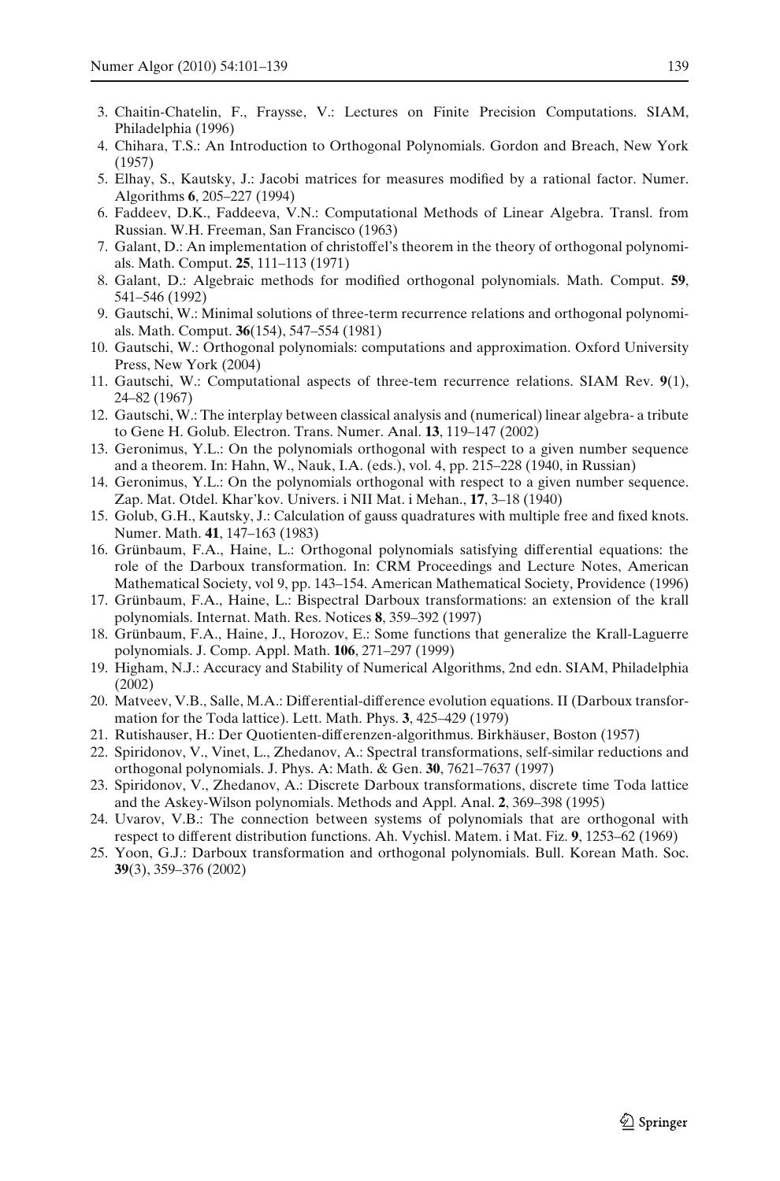3. Chaitin-Chatelin, F., Fraysse, V.: Lectures on Finite Precision Computations. SIAM, Philadelphia (1996)
4. Chihara, T.S.: An Introduction to Orthogonal Polynomials. Gordon and Breach, New York (1957)
5. Elhay, S., Kautsky, J.: Jacobi matrices for measures modified by a rational factor. Numer. Algorithms **6**, 205–227 (1994)
6. Faddeev, D.K., Faddeeva, V.N.: Computational Methods of Linear Algebra. Transl. from Russian. W.H. Freeman, San Francisco (1963)
7. Galant, D.: An implementation of christoffel's theorem in the theory of orthogonal polynomials. Math. Comput. **25**, 111–113 (1971)
8. Galant, D.: Algebraic methods for modified orthogonal polynomials. Math. Comput. **59**, 541–546 (1992)
9. Gautschi, W.: Minimal solutions of three-term recurrence relations and orthogonal polynomials. Math. Comput. **36**(154), 547–554 (1981)
10. Gautschi, W.: Orthogonal polynomials: computations and approximation. Oxford University Press, New York (2004)
11. Gautschi, W.: Computational aspects of three-tem recurrence relations. SIAM Rev. **9**(1), 24–82 (1967)
12. Gautschi, W.: The interplay between classical analysis and (numerical) linear algebra- a tribute to Gene H. Golub. Electron. Trans. Numer. Anal. **13**, 119–147 (2002)
13. Geronimus, Y.L.: On the polynomials orthogonal with respect to a given number sequence and a theorem. In: Hahn, W., Nauk, I.A. (eds.), vol. 4, pp. 215–228 (1940, in Russian)
14. Geronimus, Y.L.: On the polynomials orthogonal with respect to a given number sequence. Zap. Mat. Otdel. Khar'kov. Univers. i NII Mat. i Mehan., **17**, 3–18 (1940)
15. Golub, G.H., Kautsky, J.: Calculation of gauss quadratures with multiple free and fixed knots. Numer. Math. **41**, 147–163 (1983)
16. Grünbaum, F.A., Haine, L.: Orthogonal polynomials satisfying differential equations: the role of the Darboux transformation. In: CRM Proceedings and Lecture Notes, American Mathematical Society, vol 9, pp. 143–154. American Mathematical Society, Providence (1996)
17. Grünbaum, F.A., Haine, L.: Bispectral Darboux transformations: an extension of the krall polynomials. Internat. Math. Res. Notices **8**, 359–392 (1997)
18. Grünbaum, F.A., Haine, J., Horozov, E.: Some functions that generalize the Krall-Laguerre polynomials. J. Comp. Appl. Math. **106**, 271–297 (1999)
19. Higham, N.J.: Accuracy and Stability of Numerical Algorithms, 2nd edn. SIAM, Philadelphia (2002)
20. Matveev, V.B., Salle, M.A.: Differential-difference evolution equations. II (Darboux transformation for the Toda lattice). Lett. Math. Phys. **3**, 425–429 (1979)
21. Rutishauser, H.: Der Quotienten-differenzen-algorithmus. Birkhäuser, Boston (1957)
22. Spiridonov, V., Vinet, L., Zhedanov, A.: Spectral transformations, self-similar reductions and orthogonal polynomials. J. Phys. A: Math. & Gen. **30**, 7621–7637 (1997)
23. Spiridonov, V., Zhedanov, A.: Discrete Darboux transformations, discrete time Toda lattice and the Askey-Wilson polynomials. Methods and Appl. Anal. **2**, 369–398 (1995)
24. Uvarov, V.B.: The connection between systems of polynomials that are orthogonal with respect to different distribution functions. Ah. Vychisl. Matem. i Mat. Fiz. **9**, 1253–62 (1969)
25. Yoon, G.J.: Darboux transformation and orthogonal polynomials. Bull. Korean Math. Soc. **39**(3), 359–376 (2002)